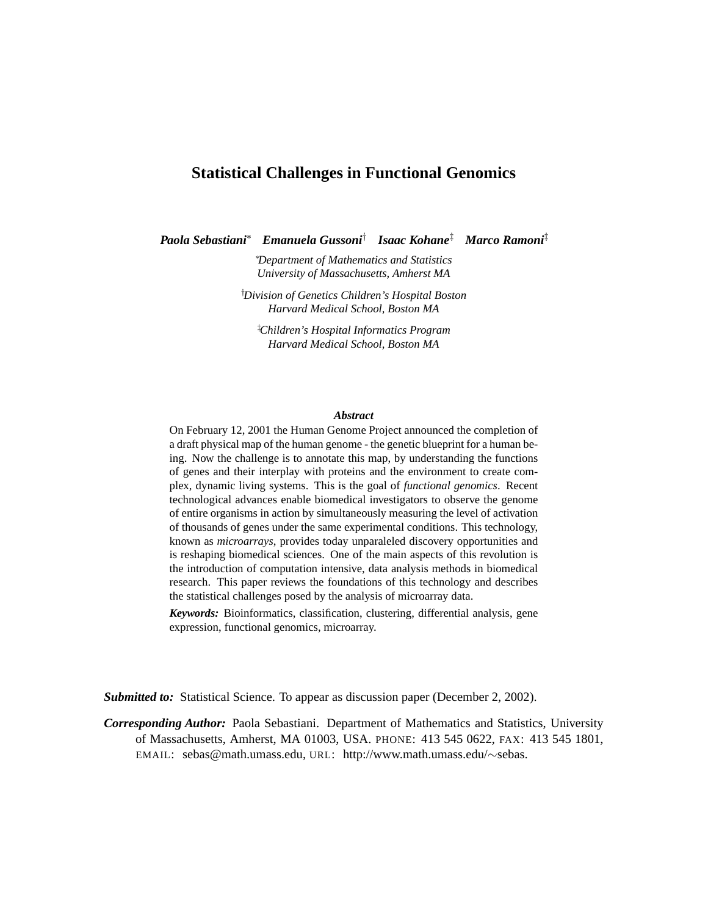# Statistical Challenges in Functional Genomics

***Paola Sebastiani***[*] ***Emanuela Gussoni***[†] ***Isaac Kohane***[‡] ***Marco Ramoni***[‡]

[*]*Department of Mathematics and Statistics*
*University of Massachusetts, Amherst MA*

[†]*Division of Genetics Children's Hospital Boston*
*Harvard Medical School, Boston MA*

[‡]*Children's Hospital Informatics Program*
*Harvard Medical School, Boston MA*

***Abstract***

On February 12, 2001 the Human Genome Project announced the completion of a draft physical map of the human genome - the genetic blueprint for a human being. Now the challenge is to annotate this map, by understanding the functions of genes and their interplay with proteins and the environment to create complex, dynamic living systems. This is the goal of *functional genomics*. Recent technological advances enable biomedical investigators to observe the genome of entire organisms in action by simultaneously measuring the level of activation of thousands of genes under the same experimental conditions. This technology, known as *microarrays*, provides today unparaleled discovery opportunities and is reshaping biomedical sciences. One of the main aspects of this revolution is the introduction of computation intensive, data analysis methods in biomedical research. This paper reviews the foundations of this technology and describes the statistical challenges posed by the analysis of microarray data.

***Keywords:*** Bioinformatics, classification, clustering, differential analysis, gene expression, functional genomics, microarray.

***Submitted to:*** Statistical Science. To appear as discussion paper (December 2, 2002).

***Corresponding Author:*** Paola Sebastiani. Department of Mathematics and Statistics, University of Massachusetts, Amherst, MA 01003, USA. PHONE: 413 545 0622, FAX: 413 545 1801, EMAIL: sebas@math.umass.edu, URL: http://www.math.umass.edu/∼sebas.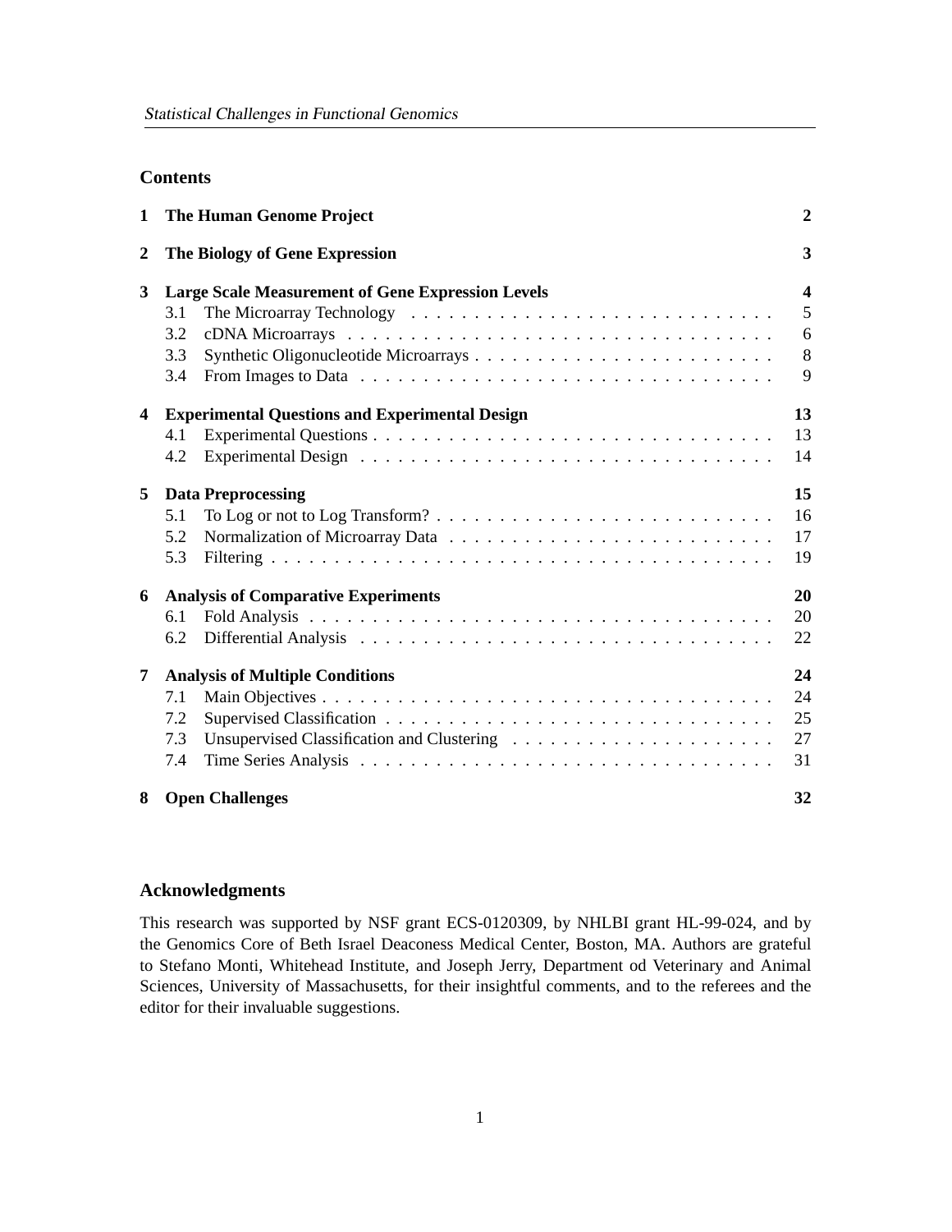## Contents

| | | |
|---|---|---|
| **1** | **The Human Genome Project** | **2** |
| **2** | **The Biology of Gene Expression** | **3** |
| **3** | **Large Scale Measurement of Gene Expression Levels** | **4** |
| | 3.1 The Microarray Technology | 5 |
| | 3.2 cDNA Microarrays | 6 |
| | 3.3 Synthetic Oligonucleotide Microarrays | 8 |
| | 3.4 From Images to Data | 9 |
| **4** | **Experimental Questions and Experimental Design** | **13** |
| | 4.1 Experimental Questions | 13 |
| | 4.2 Experimental Design | 14 |
| **5** | **Data Preprocessing** | **15** |
| | 5.1 To Log or not to Log Transform? | 16 |
| | 5.2 Normalization of Microarray Data | 17 |
| | 5.3 Filtering | 19 |
| **6** | **Analysis of Comparative Experiments** | **20** |
| | 6.1 Fold Analysis | 20 |
| | 6.2 Differential Analysis | 22 |
| **7** | **Analysis of Multiple Conditions** | **24** |
| | 7.1 Main Objectives | 24 |
| | 7.2 Supervised Classification | 25 |
| | 7.3 Unsupervised Classification and Clustering | 27 |
| | 7.4 Time Series Analysis | 31 |
| **8** | **Open Challenges** | **32** |

## Acknowledgments

This research was supported by NSF grant ECS-0120309, by NHLBI grant HL-99-024, and by the Genomics Core of Beth Israel Deaconess Medical Center, Boston, MA. Authors are grateful to Stefano Monti, Whitehead Institute, and Joseph Jerry, Department od Veterinary and Animal Sciences, University of Massachusetts, for their insightful comments, and to the referees and the editor for their invaluable suggestions.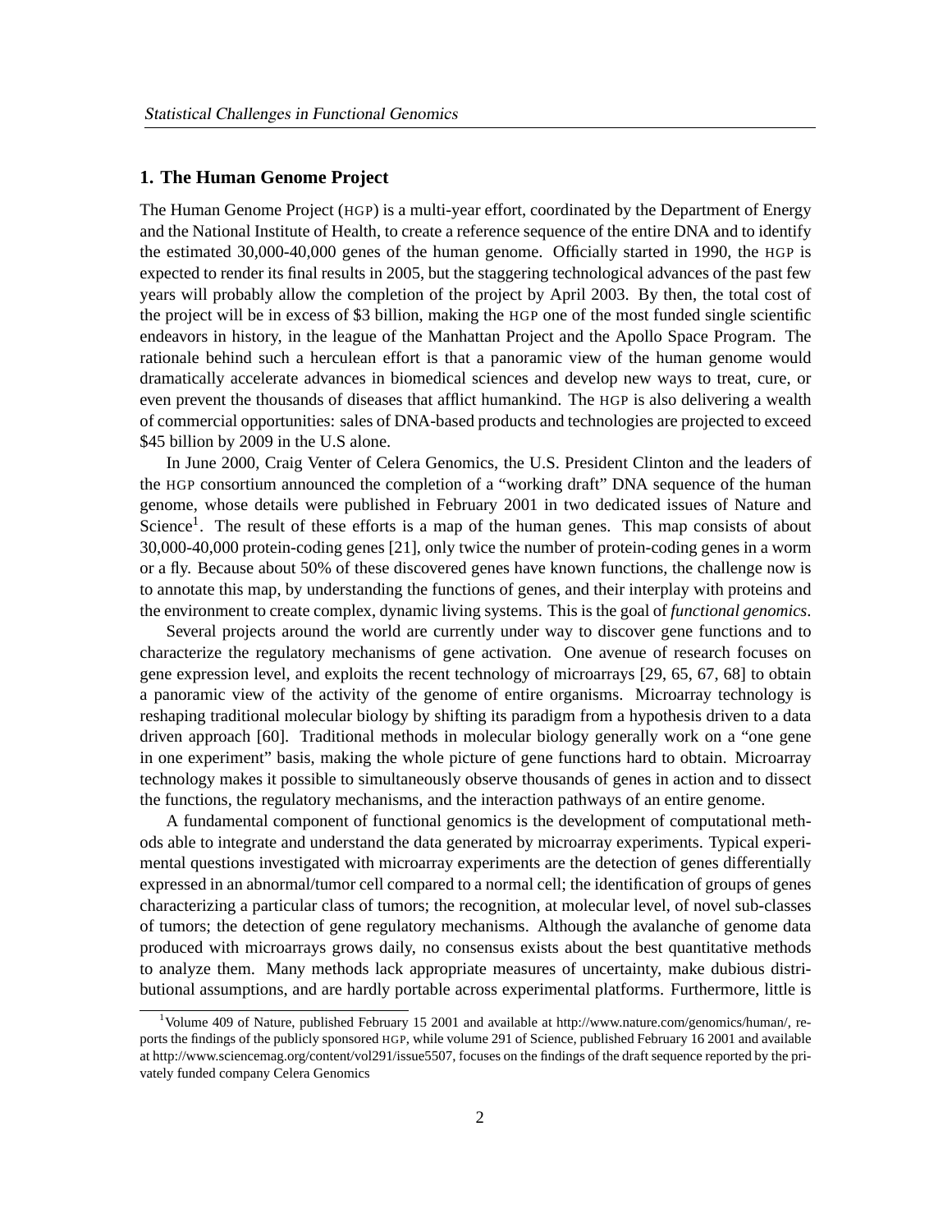## 1. The Human Genome Project

The Human Genome Project (HGP) is a multi-year effort, coordinated by the Department of Energy and the National Institute of Health, to create a reference sequence of the entire DNA and to identify the estimated 30,000-40,000 genes of the human genome. Officially started in 1990, the HGP is expected to render its final results in 2005, but the staggering technological advances of the past few years will probably allow the completion of the project by April 2003. By then, the total cost of the project will be in excess of $3 billion, making the HGP one of the most funded single scientific endeavors in history, in the league of the Manhattan Project and the Apollo Space Program. The rationale behind such a herculean effort is that a panoramic view of the human genome would dramatically accelerate advances in biomedical sciences and develop new ways to treat, cure, or even prevent the thousands of diseases that afflict humankind. The HGP is also delivering a wealth of commercial opportunities: sales of DNA-based products and technologies are projected to exceed $45 billion by 2009 in the U.S alone.

In June 2000, Craig Venter of Celera Genomics, the U.S. President Clinton and the leaders of the HGP consortium announced the completion of a "working draft" DNA sequence of the human genome, whose details were published in February 2001 in two dedicated issues of Nature and Science[1]. The result of these efforts is a map of the human genes. This map consists of about 30,000-40,000 protein-coding genes [21], only twice the number of protein-coding genes in a worm or a fly. Because about 50% of these discovered genes have known functions, the challenge now is to annotate this map, by understanding the functions of genes, and their interplay with proteins and the environment to create complex, dynamic living systems. This is the goal of *functional genomics*.

Several projects around the world are currently under way to discover gene functions and to characterize the regulatory mechanisms of gene activation. One avenue of research focuses on gene expression level, and exploits the recent technology of microarrays [29, 65, 67, 68] to obtain a panoramic view of the activity of the genome of entire organisms. Microarray technology is reshaping traditional molecular biology by shifting its paradigm from a hypothesis driven to a data driven approach [60]. Traditional methods in molecular biology generally work on a "one gene in one experiment" basis, making the whole picture of gene functions hard to obtain. Microarray technology makes it possible to simultaneously observe thousands of genes in action and to dissect the functions, the regulatory mechanisms, and the interaction pathways of an entire genome.

A fundamental component of functional genomics is the development of computational methods able to integrate and understand the data generated by microarray experiments. Typical experimental questions investigated with microarray experiments are the detection of genes differentially expressed in an abnormal/tumor cell compared to a normal cell; the identification of groups of genes characterizing a particular class of tumors; the recognition, at molecular level, of novel sub-classes of tumors; the detection of gene regulatory mechanisms. Although the avalanche of genome data produced with microarrays grows daily, no consensus exists about the best quantitative methods to analyze them. Many methods lack appropriate measures of uncertainty, make dubious distributional assumptions, and are hardly portable across experimental platforms. Furthermore, little is

[1] Volume 409 of Nature, published February 15 2001 and available at http://www.nature.com/genomics/human/, reports the findings of the publicly sponsored HGP, while volume 291 of Science, published February 16 2001 and available at http://www.sciencemag.org/content/vol291/issue5507, focuses on the findings of the draft sequence reported by the privately funded company Celera Genomics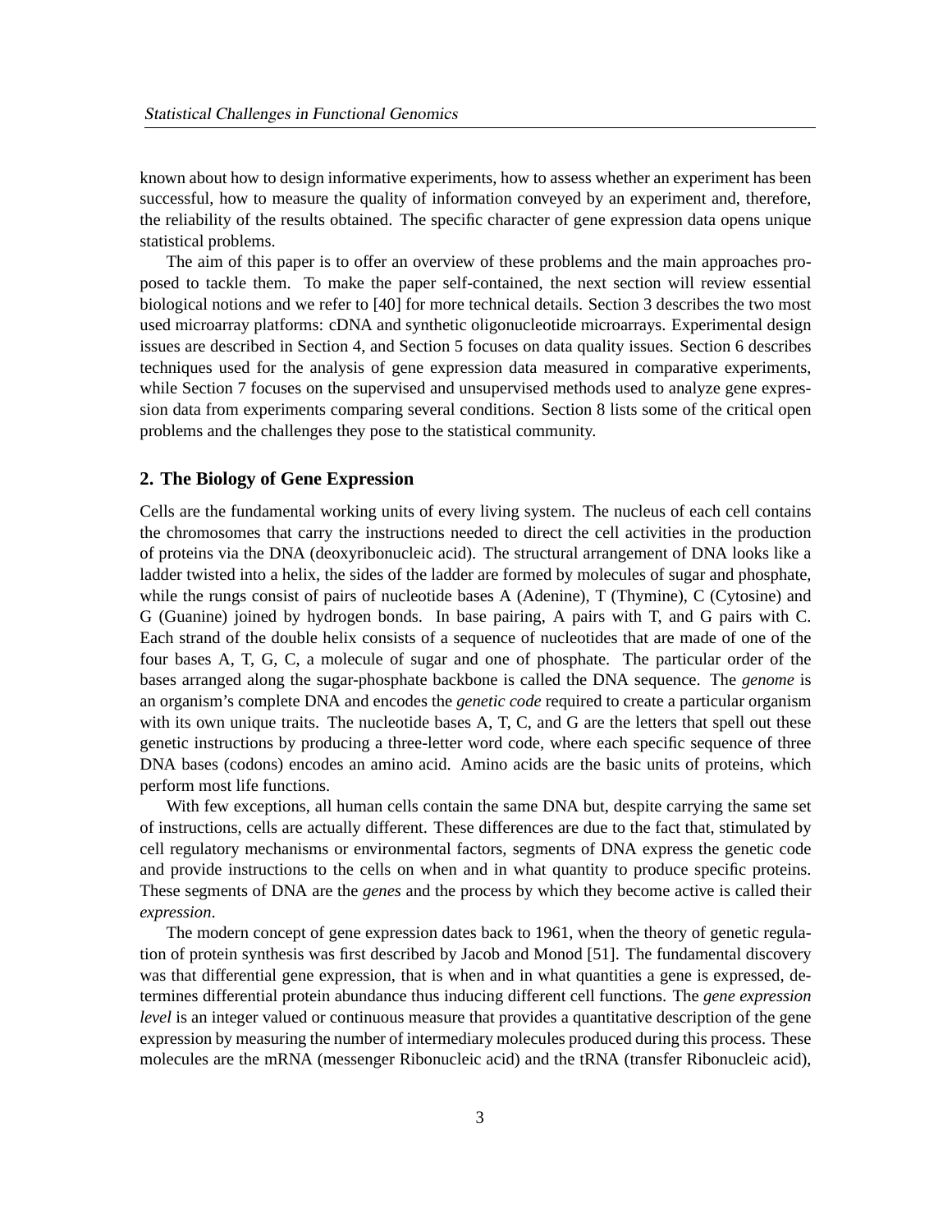known about how to design informative experiments, how to assess whether an experiment has been successful, how to measure the quality of information conveyed by an experiment and, therefore, the reliability of the results obtained. The specific character of gene expression data opens unique statistical problems.

The aim of this paper is to offer an overview of these problems and the main approaches proposed to tackle them. To make the paper self-contained, the next section will review essential biological notions and we refer to [40] for more technical details. Section 3 describes the two most used microarray platforms: cDNA and synthetic oligonucleotide microarrays. Experimental design issues are described in Section 4, and Section 5 focuses on data quality issues. Section 6 describes techniques used for the analysis of gene expression data measured in comparative experiments, while Section 7 focuses on the supervised and unsupervised methods used to analyze gene expression data from experiments comparing several conditions. Section 8 lists some of the critical open problems and the challenges they pose to the statistical community.

## 2. The Biology of Gene Expression

Cells are the fundamental working units of every living system. The nucleus of each cell contains the chromosomes that carry the instructions needed to direct the cell activities in the production of proteins via the DNA (deoxyribonucleic acid). The structural arrangement of DNA looks like a ladder twisted into a helix, the sides of the ladder are formed by molecules of sugar and phosphate, while the rungs consist of pairs of nucleotide bases A (Adenine), T (Thymine), C (Cytosine) and G (Guanine) joined by hydrogen bonds. In base pairing, A pairs with T, and G pairs with C. Each strand of the double helix consists of a sequence of nucleotides that are made of one of the four bases A, T, G, C, a molecule of sugar and one of phosphate. The particular order of the bases arranged along the sugar-phosphate backbone is called the DNA sequence. The *genome* is an organism's complete DNA and encodes the *genetic code* required to create a particular organism with its own unique traits. The nucleotide bases A, T, C, and G are the letters that spell out these genetic instructions by producing a three-letter word code, where each specific sequence of three DNA bases (codons) encodes an amino acid. Amino acids are the basic units of proteins, which perform most life functions.

With few exceptions, all human cells contain the same DNA but, despite carrying the same set of instructions, cells are actually different. These differences are due to the fact that, stimulated by cell regulatory mechanisms or environmental factors, segments of DNA express the genetic code and provide instructions to the cells on when and in what quantity to produce specific proteins. These segments of DNA are the *genes* and the process by which they become active is called their *expression*.

The modern concept of gene expression dates back to 1961, when the theory of genetic regulation of protein synthesis was first described by Jacob and Monod [51]. The fundamental discovery was that differential gene expression, that is when and in what quantities a gene is expressed, determines differential protein abundance thus inducing different cell functions. The *gene expression level* is an integer valued or continuous measure that provides a quantitative description of the gene expression by measuring the number of intermediary molecules produced during this process. These molecules are the mRNA (messenger Ribonucleic acid) and the tRNA (transfer Ribonucleic acid),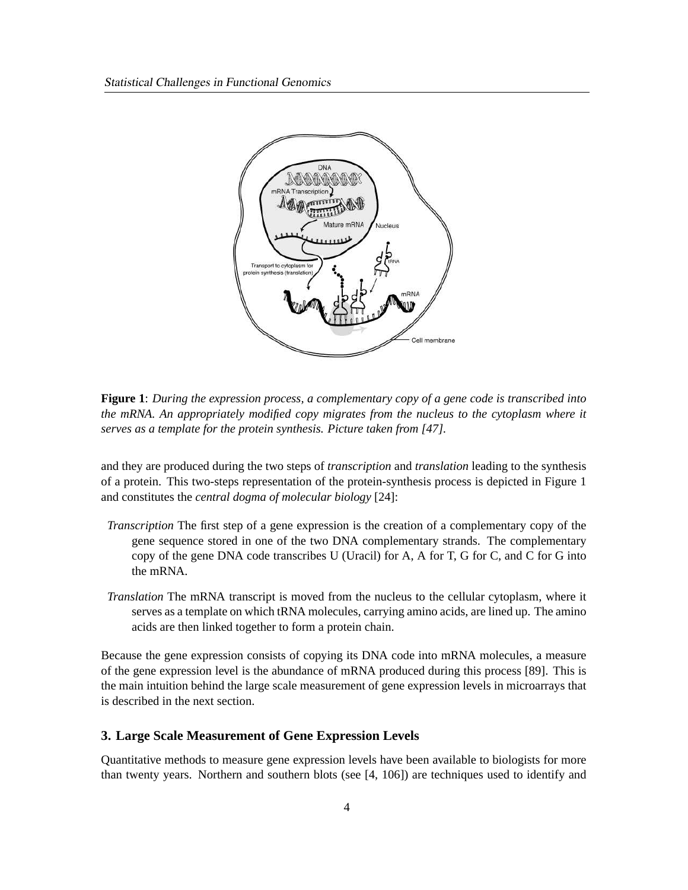**Figure 1**: *During the expression process, a complementary copy of a gene code is transcribed into the mRNA. An appropriately modified copy migrates from the nucleus to the cytoplasm where it serves as a template for the protein synthesis. Picture taken from [47].*

and they are produced during the two steps of *transcription* and *translation* leading to the synthesis of a protein. This two-steps representation of the protein-synthesis process is depicted in Figure 1 and constitutes the *central dogma of molecular biology* [24]:

- *Transcription* The first step of a gene expression is the creation of a complementary copy of the gene sequence stored in one of the two DNA complementary strands. The complementary copy of the gene DNA code transcribes U (Uracil) for A, A for T, G for C, and C for G into the mRNA.

- *Translation* The mRNA transcript is moved from the nucleus to the cellular cytoplasm, where it serves as a template on which tRNA molecules, carrying amino acids, are lined up. The amino acids are then linked together to form a protein chain.

Because the gene expression consists of copying its DNA code into mRNA molecules, a measure of the gene expression level is the abundance of mRNA produced during this process [89]. This is the main intuition behind the large scale measurement of gene expression levels in microarrays that is described in the next section.

## 3. Large Scale Measurement of Gene Expression Levels

Quantitative methods to measure gene expression levels have been available to biologists for more than twenty years. Northern and southern blots (see [4, 106]) are techniques used to identify and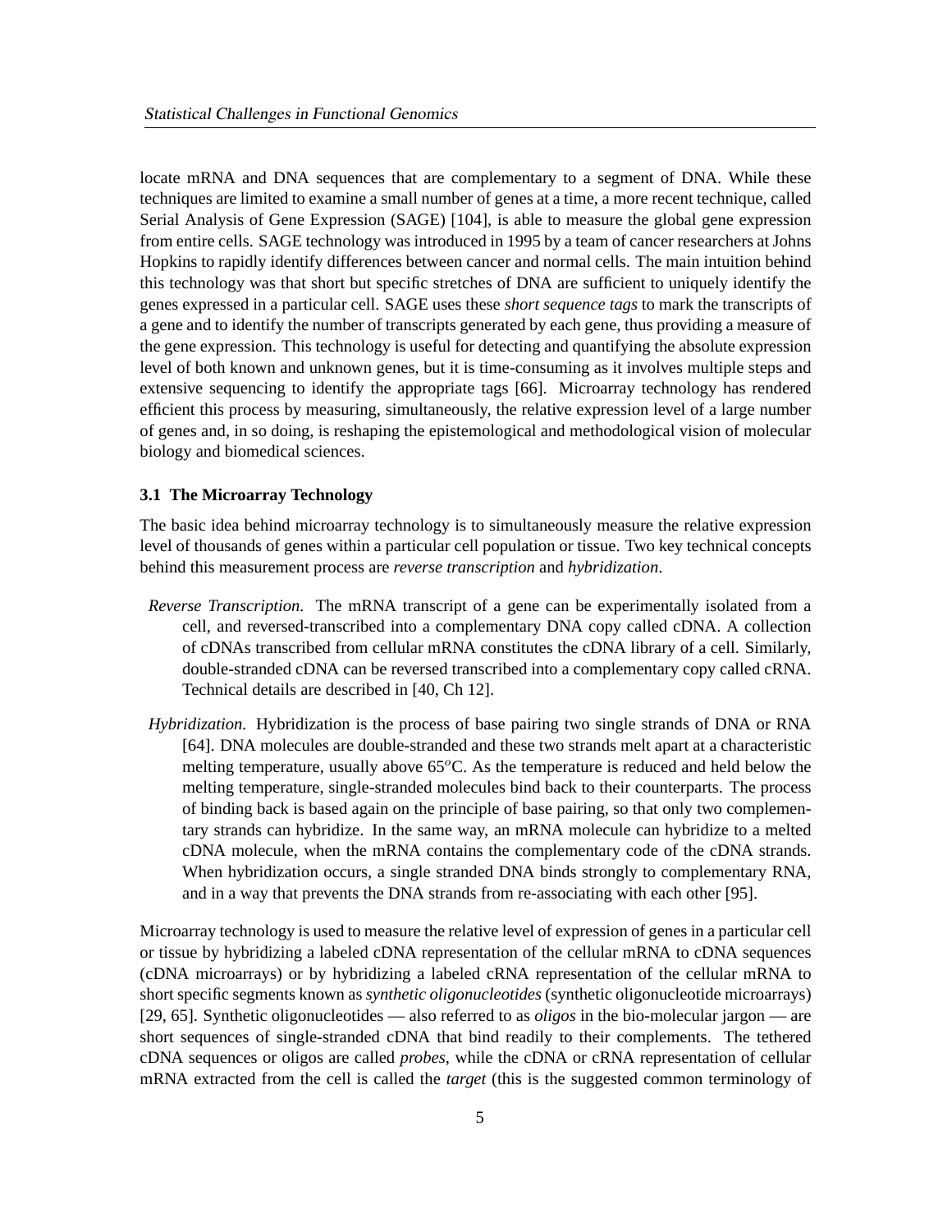locate mRNA and DNA sequences that are complementary to a segment of DNA. While these techniques are limited to examine a small number of genes at a time, a more recent technique, called Serial Analysis of Gene Expression (SAGE) [104], is able to measure the global gene expression from entire cells. SAGE technology was introduced in 1995 by a team of cancer researchers at Johns Hopkins to rapidly identify differences between cancer and normal cells. The main intuition behind this technology was that short but specific stretches of DNA are sufficient to uniquely identify the genes expressed in a particular cell. SAGE uses these *short sequence tags* to mark the transcripts of a gene and to identify the number of transcripts generated by each gene, thus providing a measure of the gene expression. This technology is useful for detecting and quantifying the absolute expression level of both known and unknown genes, but it is time-consuming as it involves multiple steps and extensive sequencing to identify the appropriate tags [66]. Microarray technology has rendered efficient this process by measuring, simultaneously, the relative expression level of a large number of genes and, in so doing, is reshaping the epistemological and methodological vision of molecular biology and biomedical sciences.

### 3.1 The Microarray Technology

The basic idea behind microarray technology is to simultaneously measure the relative expression level of thousands of genes within a particular cell population or tissue. Two key technical concepts behind this measurement process are *reverse transcription* and *hybridization*.

*Reverse Transcription.* The mRNA transcript of a gene can be experimentally isolated from a cell, and reversed-transcribed into a complementary DNA copy called cDNA. A collection of cDNAs transcribed from cellular mRNA constitutes the cDNA library of a cell. Similarly, double-stranded cDNA can be reversed transcribed into a complementary copy called cRNA. Technical details are described in [40, Ch 12].

*Hybridization.* Hybridization is the process of base pairing two single strands of DNA or RNA [64]. DNA molecules are double-stranded and these two strands melt apart at a characteristic melting temperature, usually above 65$^o$C. As the temperature is reduced and held below the melting temperature, single-stranded molecules bind back to their counterparts. The process of binding back is based again on the principle of base pairing, so that only two complementary strands can hybridize. In the same way, an mRNA molecule can hybridize to a melted cDNA molecule, when the mRNA contains the complementary code of the cDNA strands. When hybridization occurs, a single stranded DNA binds strongly to complementary RNA, and in a way that prevents the DNA strands from re-associating with each other [95].

Microarray technology is used to measure the relative level of expression of genes in a particular cell or tissue by hybridizing a labeled cDNA representation of the cellular mRNA to cDNA sequences (cDNA microarrays) or by hybridizing a labeled cRNA representation of the cellular mRNA to short specific segments known as *synthetic oligonucleotides* (synthetic oligonucleotide microarrays) [29, 65]. Synthetic oligonucleotides — also referred to as *oligos* in the bio-molecular jargon — are short sequences of single-stranded cDNA that bind readily to their complements. The tethered cDNA sequences or oligos are called *probes*, while the cDNA or cRNA representation of cellular mRNA extracted from the cell is called the *target* (this is the suggested common terminology of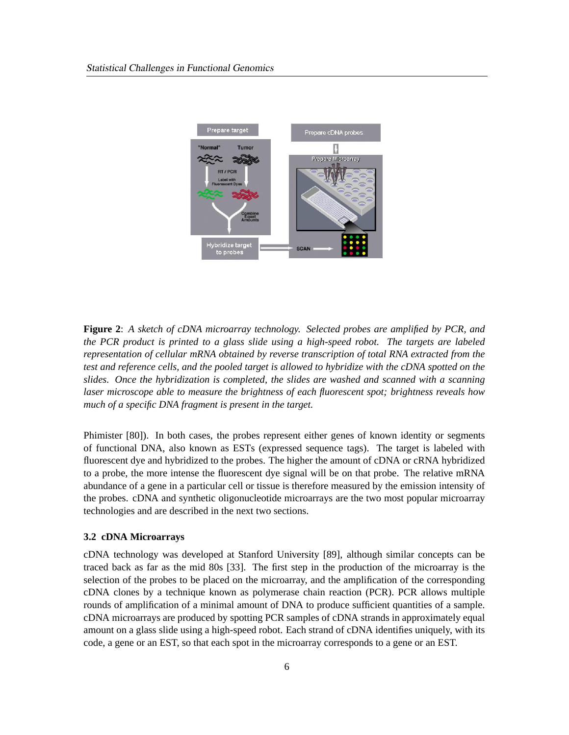**Figure 2**: *A sketch of cDNA microarray technology. Selected probes are amplified by PCR, and the PCR product is printed to a glass slide using a high-speed robot. The targets are labeled representation of cellular mRNA obtained by reverse transcription of total RNA extracted from the test and reference cells, and the pooled target is allowed to hybridize with the cDNA spotted on the slides. Once the hybridization is completed, the slides are washed and scanned with a scanning laser microscope able to measure the brightness of each fluorescent spot; brightness reveals how much of a specific DNA fragment is present in the target.*

Phimister [80]). In both cases, the probes represent either genes of known identity or segments of functional DNA, also known as ESTs (expressed sequence tags). The target is labeled with fluorescent dye and hybridized to the probes. The higher the amount of cDNA or cRNA hybridized to a probe, the more intense the fluorescent dye signal will be on that probe. The relative mRNA abundance of a gene in a particular cell or tissue is therefore measured by the emission intensity of the probes. cDNA and synthetic oligonucleotide microarrays are the two most popular microarray technologies and are described in the next two sections.

### 3.2 cDNA Microarrays

cDNA technology was developed at Stanford University [89], although similar concepts can be traced back as far as the mid 80s [33]. The first step in the production of the microarray is the selection of the probes to be placed on the microarray, and the amplification of the corresponding cDNA clones by a technique known as polymerase chain reaction (PCR). PCR allows multiple rounds of amplification of a minimal amount of DNA to produce sufficient quantities of a sample. cDNA microarrays are produced by spotting PCR samples of cDNA strands in approximately equal amount on a glass slide using a high-speed robot. Each strand of cDNA identifies uniquely, with its code, a gene or an EST, so that each spot in the microarray corresponds to a gene or an EST.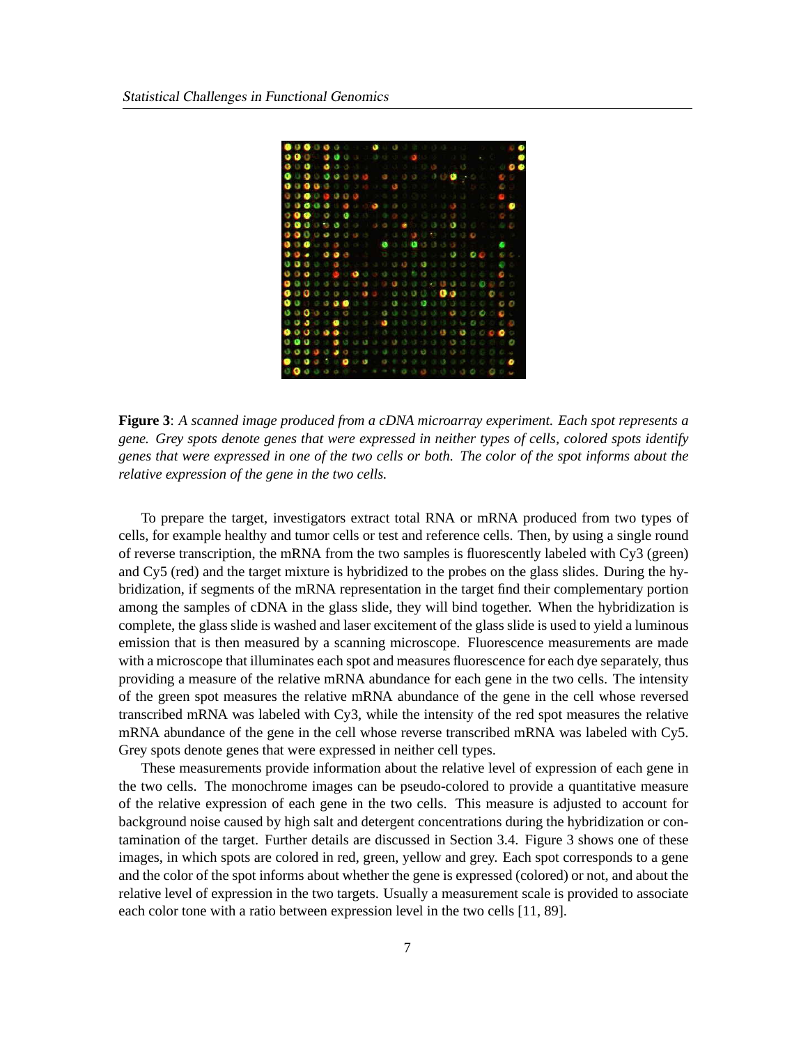**Figure 3**: *A scanned image produced from a cDNA microarray experiment. Each spot represents a gene. Grey spots denote genes that were expressed in neither types of cells, colored spots identify genes that were expressed in one of the two cells or both. The color of the spot informs about the relative expression of the gene in the two cells.*

To prepare the target, investigators extract total RNA or mRNA produced from two types of cells, for example healthy and tumor cells or test and reference cells. Then, by using a single round of reverse transcription, the mRNA from the two samples is fluorescently labeled with Cy3 (green) and Cy5 (red) and the target mixture is hybridized to the probes on the glass slides. During the hybridization, if segments of the mRNA representation in the target find their complementary portion among the samples of cDNA in the glass slide, they will bind together. When the hybridization is complete, the glass slide is washed and laser excitement of the glass slide is used to yield a luminous emission that is then measured by a scanning microscope. Fluorescence measurements are made with a microscope that illuminates each spot and measures fluorescence for each dye separately, thus providing a measure of the relative mRNA abundance for each gene in the two cells. The intensity of the green spot measures the relative mRNA abundance of the gene in the cell whose reversed transcribed mRNA was labeled with Cy3, while the intensity of the red spot measures the relative mRNA abundance of the gene in the cell whose reverse transcribed mRNA was labeled with Cy5. Grey spots denote genes that were expressed in neither cell types.

These measurements provide information about the relative level of expression of each gene in the two cells. The monochrome images can be pseudo-colored to provide a quantitative measure of the relative expression of each gene in the two cells. This measure is adjusted to account for background noise caused by high salt and detergent concentrations during the hybridization or contamination of the target. Further details are discussed in Section 3.4. Figure 3 shows one of these images, in which spots are colored in red, green, yellow and grey. Each spot corresponds to a gene and the color of the spot informs about whether the gene is expressed (colored) or not, and about the relative level of expression in the two targets. Usually a measurement scale is provided to associate each color tone with a ratio between expression level in the two cells [11, 89].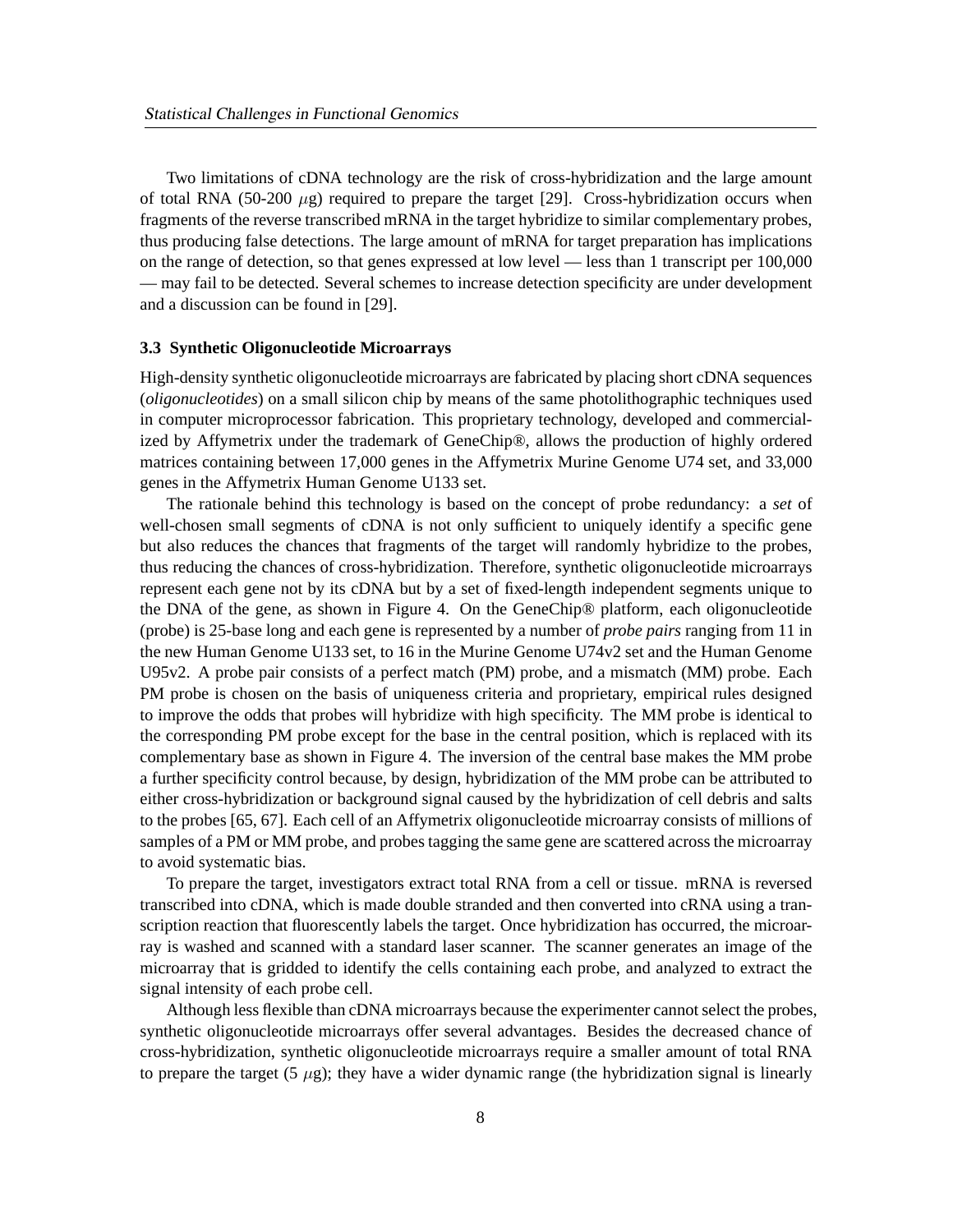Two limitations of cDNA technology are the risk of cross-hybridization and the large amount of total RNA (50-200 $\mu$g) required to prepare the target [29]. Cross-hybridization occurs when fragments of the reverse transcribed mRNA in the target hybridize to similar complementary probes, thus producing false detections. The large amount of mRNA for target preparation has implications on the range of detection, so that genes expressed at low level — less than 1 transcript per 100,000 — may fail to be detected. Several schemes to increase detection specificity are under development and a discussion can be found in [29].

### 3.3 Synthetic Oligonucleotide Microarrays

High-density synthetic oligonucleotide microarrays are fabricated by placing short cDNA sequences (*oligonucleotides*) on a small silicon chip by means of the same photolithographic techniques used in computer microprocessor fabrication. This proprietary technology, developed and commercialized by Affymetrix under the trademark of GeneChip®, allows the production of highly ordered matrices containing between 17,000 genes in the Affymetrix Murine Genome U74 set, and 33,000 genes in the Affymetrix Human Genome U133 set.

The rationale behind this technology is based on the concept of probe redundancy: a *set* of well-chosen small segments of cDNA is not only sufficient to uniquely identify a specific gene but also reduces the chances that fragments of the target will randomly hybridize to the probes, thus reducing the chances of cross-hybridization. Therefore, synthetic oligonucleotide microarrays represent each gene not by its cDNA but by a set of fixed-length independent segments unique to the DNA of the gene, as shown in Figure 4. On the GeneChip® platform, each oligonucleotide (probe) is 25-base long and each gene is represented by a number of *probe pairs* ranging from 11 in the new Human Genome U133 set, to 16 in the Murine Genome U74v2 set and the Human Genome U95v2. A probe pair consists of a perfect match (PM) probe, and a mismatch (MM) probe. Each PM probe is chosen on the basis of uniqueness criteria and proprietary, empirical rules designed to improve the odds that probes will hybridize with high specificity. The MM probe is identical to the corresponding PM probe except for the base in the central position, which is replaced with its complementary base as shown in Figure 4. The inversion of the central base makes the MM probe a further specificity control because, by design, hybridization of the MM probe can be attributed to either cross-hybridization or background signal caused by the hybridization of cell debris and salts to the probes [65, 67]. Each cell of an Affymetrix oligonucleotide microarray consists of millions of samples of a PM or MM probe, and probes tagging the same gene are scattered across the microarray to avoid systematic bias.

To prepare the target, investigators extract total RNA from a cell or tissue. mRNA is reversed transcribed into cDNA, which is made double stranded and then converted into cRNA using a transcription reaction that fluorescently labels the target. Once hybridization has occurred, the microarray is washed and scanned with a standard laser scanner. The scanner generates an image of the microarray that is gridded to identify the cells containing each probe, and analyzed to extract the signal intensity of each probe cell.

Although less flexible than cDNA microarrays because the experimenter cannot select the probes, synthetic oligonucleotide microarrays offer several advantages. Besides the decreased chance of cross-hybridization, synthetic oligonucleotide microarrays require a smaller amount of total RNA to prepare the target (5 $\mu$g); they have a wider dynamic range (the hybridization signal is linearly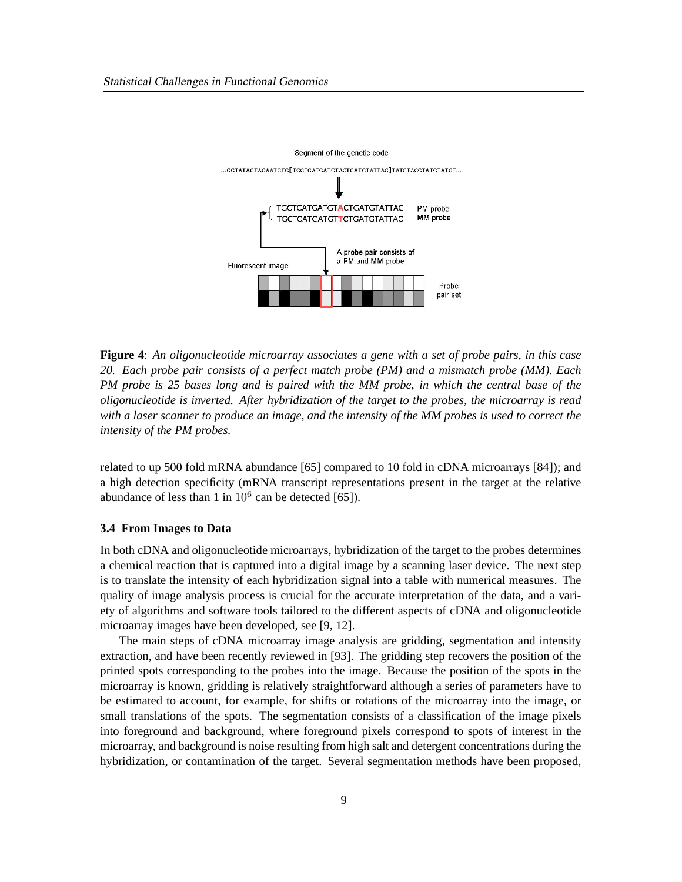**Figure 4**: *An oligonucleotide microarray associates a gene with a set of probe pairs, in this case 20. Each probe pair consists of a perfect match probe (PM) and a mismatch probe (MM). Each PM probe is 25 bases long and is paired with the MM probe, in which the central base of the oligonucleotide is inverted. After hybridization of the target to the probes, the microarray is read with a laser scanner to produce an image, and the intensity of the MM probes is used to correct the intensity of the PM probes.*

related to up 500 fold mRNA abundance [65] compared to 10 fold in cDNA microarrays [84]); and a high detection specificity (mRNA transcript representations present in the target at the relative abundance of less than 1 in $10^6$ can be detected [65]).

### 3.4 From Images to Data

In both cDNA and oligonucleotide microarrays, hybridization of the target to the probes determines a chemical reaction that is captured into a digital image by a scanning laser device. The next step is to translate the intensity of each hybridization signal into a table with numerical measures. The quality of image analysis process is crucial for the accurate interpretation of the data, and a variety of algorithms and software tools tailored to the different aspects of cDNA and oligonucleotide microarray images have been developed, see [9, 12].

The main steps of cDNA microarray image analysis are gridding, segmentation and intensity extraction, and have been recently reviewed in [93]. The gridding step recovers the position of the printed spots corresponding to the probes into the image. Because the position of the spots in the microarray is known, gridding is relatively straightforward although a series of parameters have to be estimated to account, for example, for shifts or rotations of the microarray into the image, or small translations of the spots. The segmentation consists of a classification of the image pixels into foreground and background, where foreground pixels correspond to spots of interest in the microarray, and background is noise resulting from high salt and detergent concentrations during the hybridization, or contamination of the target. Several segmentation methods have been proposed,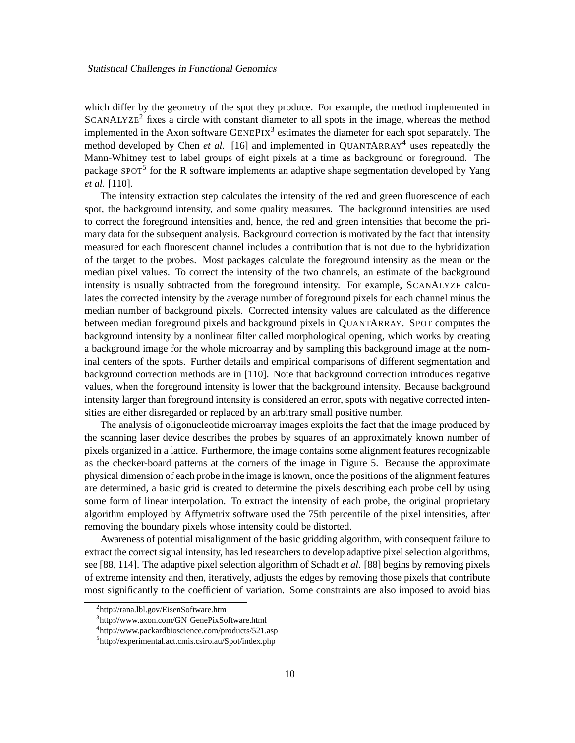which differ by the geometry of the spot they produce. For example, the method implemented in ScanAlyze[2] fixes a circle with constant diameter to all spots in the image, whereas the method implemented in the Axon software GenePix[3] estimates the diameter for each spot separately. The method developed by Chen *et al.* [16] and implemented in QuantArray[4] uses repeatedly the Mann-Whitney test to label groups of eight pixels at a time as background or foreground. The package spot[5] for the R software implements an adaptive shape segmentation developed by Yang *et al.* [110].

The intensity extraction step calculates the intensity of the red and green fluorescence of each spot, the background intensity, and some quality measures. The background intensities are used to correct the foreground intensities and, hence, the red and green intensities that become the primary data for the subsequent analysis. Background correction is motivated by the fact that intensity measured for each fluorescent channel includes a contribution that is not due to the hybridization of the target to the probes. Most packages calculate the foreground intensity as the mean or the median pixel values. To correct the intensity of the two channels, an estimate of the background intensity is usually subtracted from the foreground intensity. For example, ScanAlyze calculates the corrected intensity by the average number of foreground pixels for each channel minus the median number of background pixels. Corrected intensity values are calculated as the difference between median foreground pixels and background pixels in QuantArray. Spot computes the background intensity by a nonlinear filter called morphological opening, which works by creating a background image for the whole microarray and by sampling this background image at the nominal centers of the spots. Further details and empirical comparisons of different segmentation and background correction methods are in [110]. Note that background correction introduces negative values, when the foreground intensity is lower that the background intensity. Because background intensity larger than foreground intensity is considered an error, spots with negative corrected intensities are either disregarded or replaced by an arbitrary small positive number.

The analysis of oligonucleotide microarray images exploits the fact that the image produced by the scanning laser device describes the probes by squares of an approximately known number of pixels organized in a lattice. Furthermore, the image contains some alignment features recognizable as the checker-board patterns at the corners of the image in Figure 5. Because the approximate physical dimension of each probe in the image is known, once the positions of the alignment features are determined, a basic grid is created to determine the pixels describing each probe cell by using some form of linear interpolation. To extract the intensity of each probe, the original proprietary algorithm employed by Affymetrix software used the 75th percentile of the pixel intensities, after removing the boundary pixels whose intensity could be distorted.

Awareness of potential misalignment of the basic gridding algorithm, with consequent failure to extract the correct signal intensity, has led researchers to develop adaptive pixel selection algorithms, see [88, 114]. The adaptive pixel selection algorithm of Schadt *et al.* [88] begins by removing pixels of extreme intensity and then, iteratively, adjusts the edges by removing those pixels that contribute most significantly to the coefficient of variation. Some constraints are also imposed to avoid bias

[2] http://rana.lbl.gov/EisenSoftware.htm

[3] http://www.axon.com/GN_GenePixSoftware.html

[4] http://www.packardbioscience.com/products/521.asp

[5] http://experimental.act.cmis.csiro.au/Spot/index.php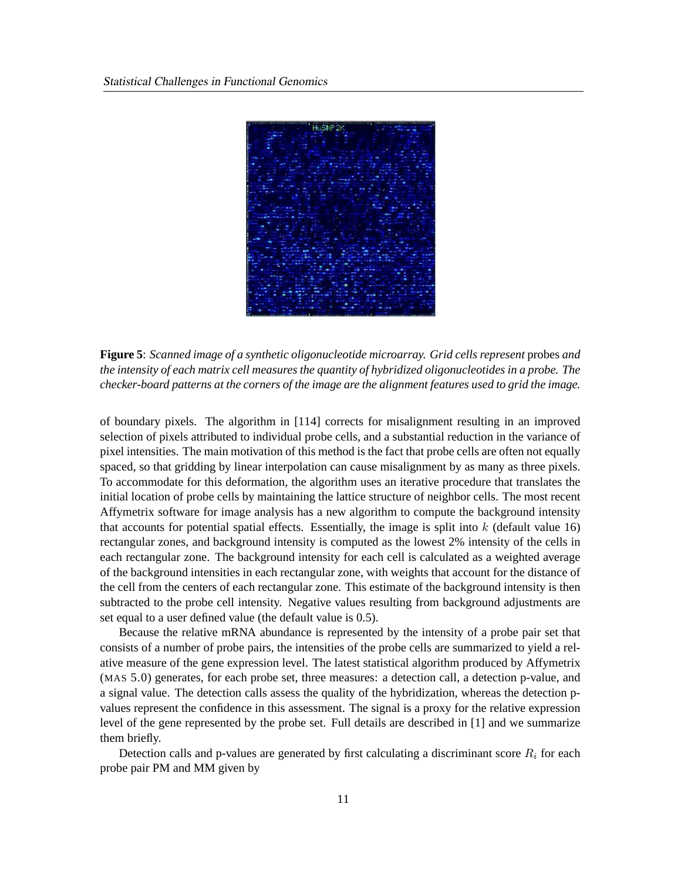**Figure 5**: *Scanned image of a synthetic oligonucleotide microarray. Grid cells represent* probes *and the intensity of each matrix cell measures the quantity of hybridized oligonucleotides in a probe. The checker-board patterns at the corners of the image are the alignment features used to grid the image.*

of boundary pixels. The algorithm in [114] corrects for misalignment resulting in an improved selection of pixels attributed to individual probe cells, and a substantial reduction in the variance of pixel intensities. The main motivation of this method is the fact that probe cells are often not equally spaced, so that gridding by linear interpolation can cause misalignment by as many as three pixels. To accommodate for this deformation, the algorithm uses an iterative procedure that translates the initial location of probe cells by maintaining the lattice structure of neighbor cells. The most recent Affymetrix software for image analysis has a new algorithm to compute the background intensity that accounts for potential spatial effects. Essentially, the image is split into $k$ (default value 16) rectangular zones, and background intensity is computed as the lowest 2% intensity of the cells in each rectangular zone. The background intensity for each cell is calculated as a weighted average of the background intensities in each rectangular zone, with weights that account for the distance of the cell from the centers of each rectangular zone. This estimate of the background intensity is then subtracted to the probe cell intensity. Negative values resulting from background adjustments are set equal to a user defined value (the default value is 0.5).

Because the relative mRNA abundance is represented by the intensity of a probe pair set that consists of a number of probe pairs, the intensities of the probe cells are summarized to yield a relative measure of the gene expression level. The latest statistical algorithm produced by Affymetrix (MAS 5.0) generates, for each probe set, three measures: a detection call, a detection p-value, and a signal value. The detection calls assess the quality of the hybridization, whereas the detection p-values represent the confidence in this assessment. The signal is a proxy for the relative expression level of the gene represented by the probe set. Full details are described in [1] and we summarize them briefly.

Detection calls and p-values are generated by first calculating a discriminant score $R_i$ for each probe pair PM and MM given by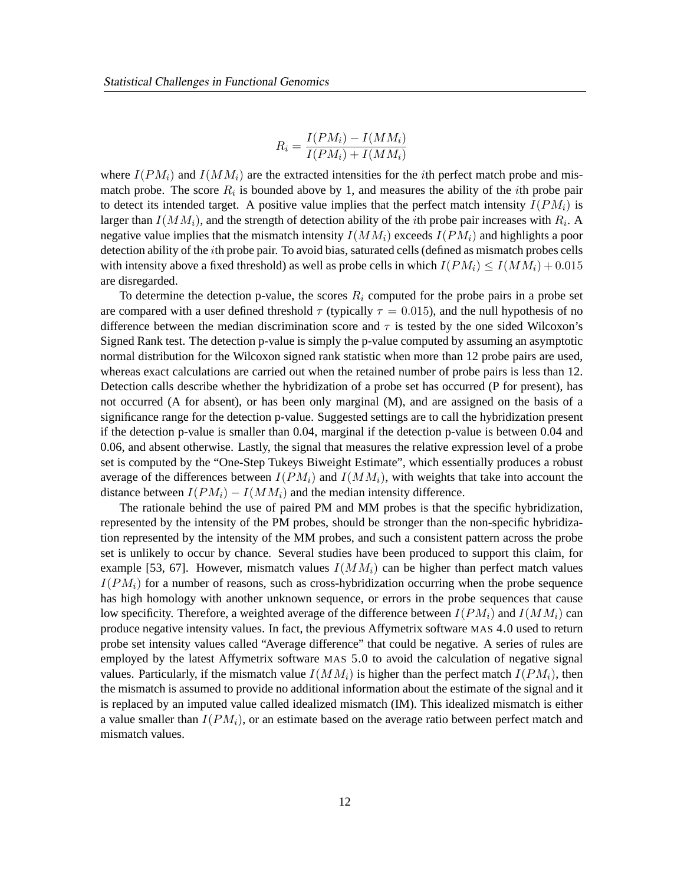$$R_i = \frac{I(PM_i) - I(MM_i)}{I(PM_i) + I(MM_i)}$$

where $I(PM_i)$ and $I(MM_i)$ are the extracted intensities for the $i$th perfect match probe and mismatch probe. The score $R_i$ is bounded above by 1, and measures the ability of the $i$th probe pair to detect its intended target. A positive value implies that the perfect match intensity $I(PM_i)$ is larger than $I(MM_i)$, and the strength of detection ability of the $i$th probe pair increases with $R_i$. A negative value implies that the mismatch intensity $I(MM_i)$ exceeds $I(PM_i)$ and highlights a poor detection ability of the $i$th probe pair. To avoid bias, saturated cells (defined as mismatch probes cells with intensity above a fixed threshold) as well as probe cells in which $I(PM_i) \leq I(MM_i) + 0.015$ are disregarded.

To determine the detection p-value, the scores $R_i$ computed for the probe pairs in a probe set are compared with a user defined threshold $\tau$ (typically $\tau = 0.015$), and the null hypothesis of no difference between the median discrimination score and $\tau$ is tested by the one sided Wilcoxon's Signed Rank test. The detection p-value is simply the p-value computed by assuming an asymptotic normal distribution for the Wilcoxon signed rank statistic when more than 12 probe pairs are used, whereas exact calculations are carried out when the retained number of probe pairs is less than 12. Detection calls describe whether the hybridization of a probe set has occurred (P for present), has not occurred (A for absent), or has been only marginal (M), and are assigned on the basis of a significance range for the detection p-value. Suggested settings are to call the hybridization present if the detection p-value is smaller than 0.04, marginal if the detection p-value is between 0.04 and 0.06, and absent otherwise. Lastly, the signal that measures the relative expression level of a probe set is computed by the "One-Step Tukeys Biweight Estimate", which essentially produces a robust average of the differences between $I(PM_i)$ and $I(MM_i)$, with weights that take into account the distance between $I(PM_i) - I(MM_i)$ and the median intensity difference.

The rationale behind the use of paired PM and MM probes is that the specific hybridization, represented by the intensity of the PM probes, should be stronger than the non-specific hybridization represented by the intensity of the MM probes, and such a consistent pattern across the probe set is unlikely to occur by chance. Several studies have been produced to support this claim, for example [53, 67]. However, mismatch values $I(MM_i)$ can be higher than perfect match values $I(PM_i)$ for a number of reasons, such as cross-hybridization occurring when the probe sequence has high homology with another unknown sequence, or errors in the probe sequences that cause low specificity. Therefore, a weighted average of the difference between $I(PM_i)$ and $I(MM_i)$ can produce negative intensity values. In fact, the previous Affymetrix software MAS 4.0 used to return probe set intensity values called "Average difference" that could be negative. A series of rules are employed by the latest Affymetrix software MAS 5.0 to avoid the calculation of negative signal values. Particularly, if the mismatch value $I(MM_i)$ is higher than the perfect match $I(PM_i)$, then the mismatch is assumed to provide no additional information about the estimate of the signal and it is replaced by an imputed value called idealized mismatch (IM). This idealized mismatch is either a value smaller than $I(PM_i)$, or an estimate based on the average ratio between perfect match and mismatch values.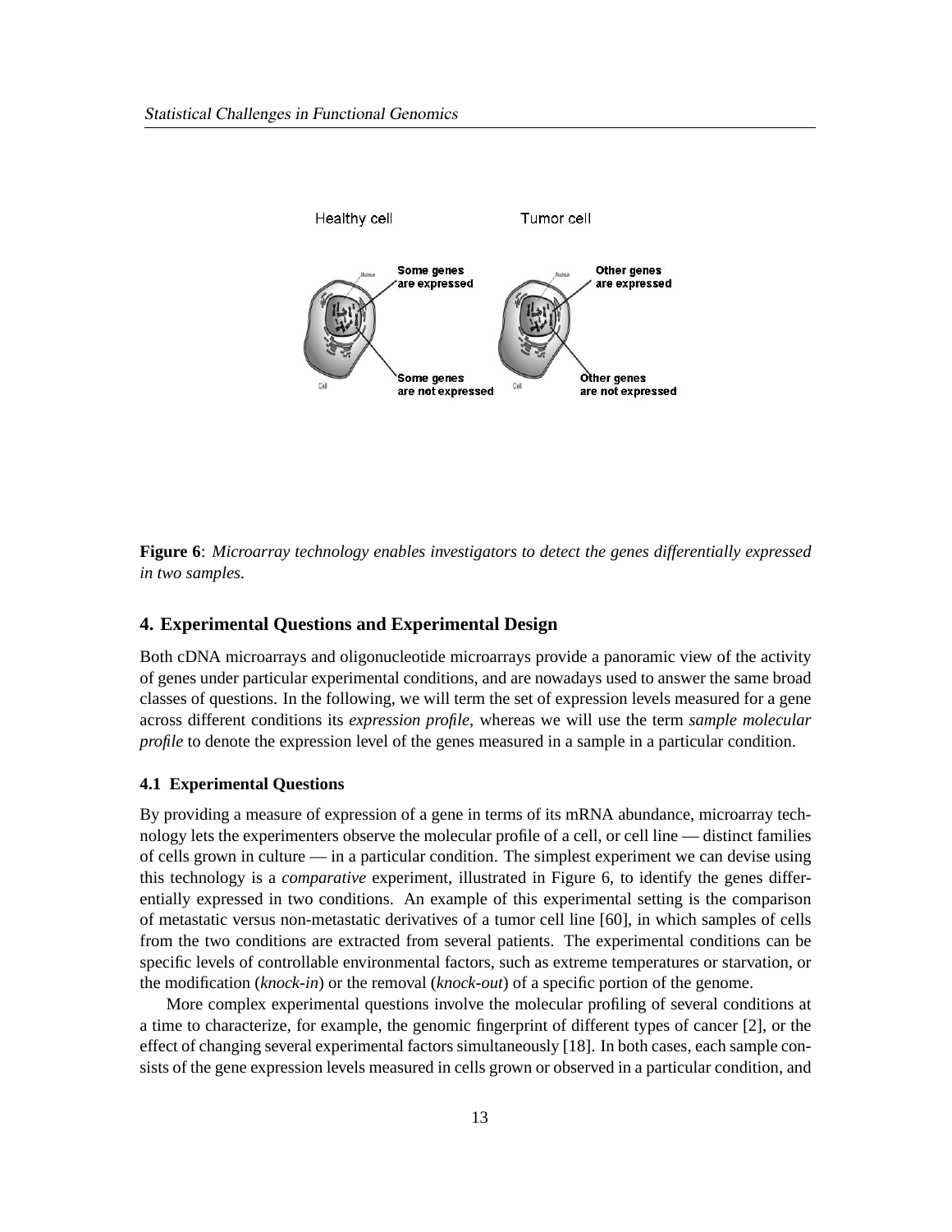**Figure 6**: *Microarray technology enables investigators to detect the genes differentially expressed in two samples.*

## 4. Experimental Questions and Experimental Design

Both cDNA microarrays and oligonucleotide microarrays provide a panoramic view of the activity of genes under particular experimental conditions, and are nowadays used to answer the same broad classes of questions. In the following, we will term the set of expression levels measured for a gene across different conditions its *expression profile*, whereas we will use the term *sample molecular profile* to denote the expression level of the genes measured in a sample in a particular condition.

### 4.1 Experimental Questions

By providing a measure of expression of a gene in terms of its mRNA abundance, microarray technology lets the experimenters observe the molecular profile of a cell, or cell line — distinct families of cells grown in culture — in a particular condition. The simplest experiment we can devise using this technology is a *comparative* experiment, illustrated in Figure 6, to identify the genes differentially expressed in two conditions. An example of this experimental setting is the comparison of metastatic versus non-metastatic derivatives of a tumor cell line [60], in which samples of cells from the two conditions are extracted from several patients. The experimental conditions can be specific levels of controllable environmental factors, such as extreme temperatures or starvation, or the modification (*knock-in*) or the removal (*knock-out*) of a specific portion of the genome.

More complex experimental questions involve the molecular profiling of several conditions at a time to characterize, for example, the genomic fingerprint of different types of cancer [2], or the effect of changing several experimental factors simultaneously [18]. In both cases, each sample consists of the gene expression levels measured in cells grown or observed in a particular condition, and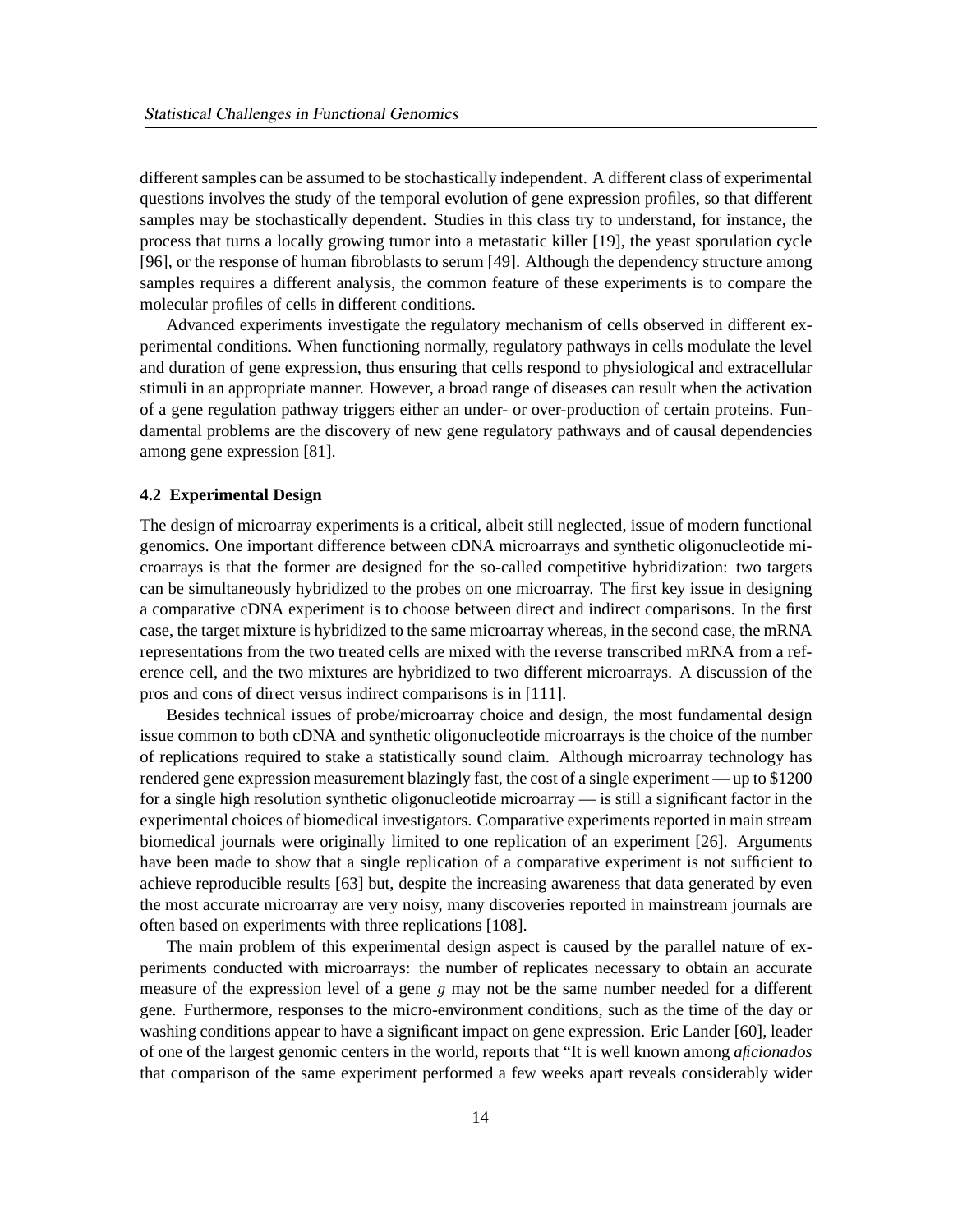different samples can be assumed to be stochastically independent. A different class of experimental questions involves the study of the temporal evolution of gene expression profiles, so that different samples may be stochastically dependent. Studies in this class try to understand, for instance, the process that turns a locally growing tumor into a metastatic killer [19], the yeast sporulation cycle [96], or the response of human fibroblasts to serum [49]. Although the dependency structure among samples requires a different analysis, the common feature of these experiments is to compare the molecular profiles of cells in different conditions.

Advanced experiments investigate the regulatory mechanism of cells observed in different experimental conditions. When functioning normally, regulatory pathways in cells modulate the level and duration of gene expression, thus ensuring that cells respond to physiological and extracellular stimuli in an appropriate manner. However, a broad range of diseases can result when the activation of a gene regulation pathway triggers either an under- or over-production of certain proteins. Fundamental problems are the discovery of new gene regulatory pathways and of causal dependencies among gene expression [81].

### 4.2 Experimental Design

The design of microarray experiments is a critical, albeit still neglected, issue of modern functional genomics. One important difference between cDNA microarrays and synthetic oligonucleotide microarrays is that the former are designed for the so-called competitive hybridization: two targets can be simultaneously hybridized to the probes on one microarray. The first key issue in designing a comparative cDNA experiment is to choose between direct and indirect comparisons. In the first case, the target mixture is hybridized to the same microarray whereas, in the second case, the mRNA representations from the two treated cells are mixed with the reverse transcribed mRNA from a reference cell, and the two mixtures are hybridized to two different microarrays. A discussion of the pros and cons of direct versus indirect comparisons is in [111].

Besides technical issues of probe/microarray choice and design, the most fundamental design issue common to both cDNA and synthetic oligonucleotide microarrays is the choice of the number of replications required to stake a statistically sound claim. Although microarray technology has rendered gene expression measurement blazingly fast, the cost of a single experiment — up to $1200 for a single high resolution synthetic oligonucleotide microarray — is still a significant factor in the experimental choices of biomedical investigators. Comparative experiments reported in main stream biomedical journals were originally limited to one replication of an experiment [26]. Arguments have been made to show that a single replication of a comparative experiment is not sufficient to achieve reproducible results [63] but, despite the increasing awareness that data generated by even the most accurate microarray are very noisy, many discoveries reported in mainstream journals are often based on experiments with three replications [108].

The main problem of this experimental design aspect is caused by the parallel nature of experiments conducted with microarrays: the number of replicates necessary to obtain an accurate measure of the expression level of a gene $g$ may not be the same number needed for a different gene. Furthermore, responses to the micro-environment conditions, such as the time of the day or washing conditions appear to have a significant impact on gene expression. Eric Lander [60], leader of one of the largest genomic centers in the world, reports that "It is well known among *aficionados* that comparison of the same experiment performed a few weeks apart reveals considerably wider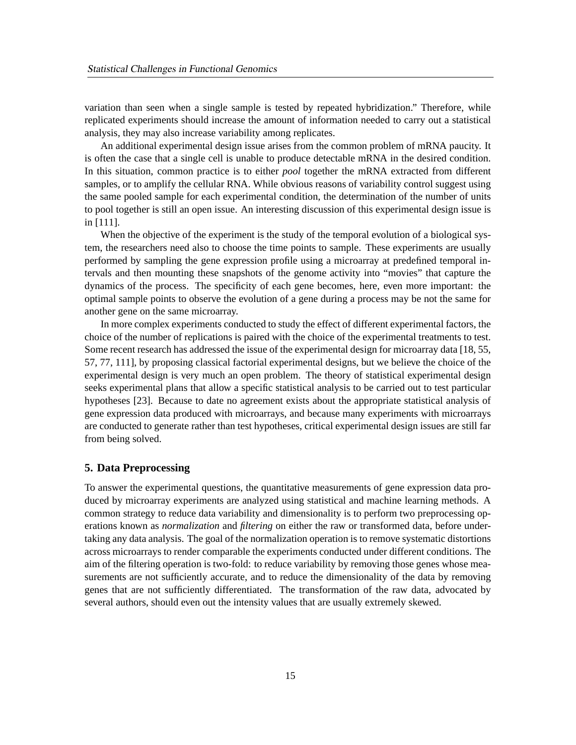variation than seen when a single sample is tested by repeated hybridization." Therefore, while replicated experiments should increase the amount of information needed to carry out a statistical analysis, they may also increase variability among replicates.

An additional experimental design issue arises from the common problem of mRNA paucity. It is often the case that a single cell is unable to produce detectable mRNA in the desired condition. In this situation, common practice is to either *pool* together the mRNA extracted from different samples, or to amplify the cellular RNA. While obvious reasons of variability control suggest using the same pooled sample for each experimental condition, the determination of the number of units to pool together is still an open issue. An interesting discussion of this experimental design issue is in [111].

When the objective of the experiment is the study of the temporal evolution of a biological system, the researchers need also to choose the time points to sample. These experiments are usually performed by sampling the gene expression profile using a microarray at predefined temporal intervals and then mounting these snapshots of the genome activity into "movies" that capture the dynamics of the process. The specificity of each gene becomes, here, even more important: the optimal sample points to observe the evolution of a gene during a process may be not the same for another gene on the same microarray.

In more complex experiments conducted to study the effect of different experimental factors, the choice of the number of replications is paired with the choice of the experimental treatments to test. Some recent research has addressed the issue of the experimental design for microarray data [18, 55, 57, 77, 111], by proposing classical factorial experimental designs, but we believe the choice of the experimental design is very much an open problem. The theory of statistical experimental design seeks experimental plans that allow a specific statistical analysis to be carried out to test particular hypotheses [23]. Because to date no agreement exists about the appropriate statistical analysis of gene expression data produced with microarrays, and because many experiments with microarrays are conducted to generate rather than test hypotheses, critical experimental design issues are still far from being solved.

## 5. Data Preprocessing

To answer the experimental questions, the quantitative measurements of gene expression data produced by microarray experiments are analyzed using statistical and machine learning methods. A common strategy to reduce data variability and dimensionality is to perform two preprocessing operations known as *normalization* and *filtering* on either the raw or transformed data, before undertaking any data analysis. The goal of the normalization operation is to remove systematic distortions across microarrays to render comparable the experiments conducted under different conditions. The aim of the filtering operation is two-fold: to reduce variability by removing those genes whose measurements are not sufficiently accurate, and to reduce the dimensionality of the data by removing genes that are not sufficiently differentiated. The transformation of the raw data, advocated by several authors, should even out the intensity values that are usually extremely skewed.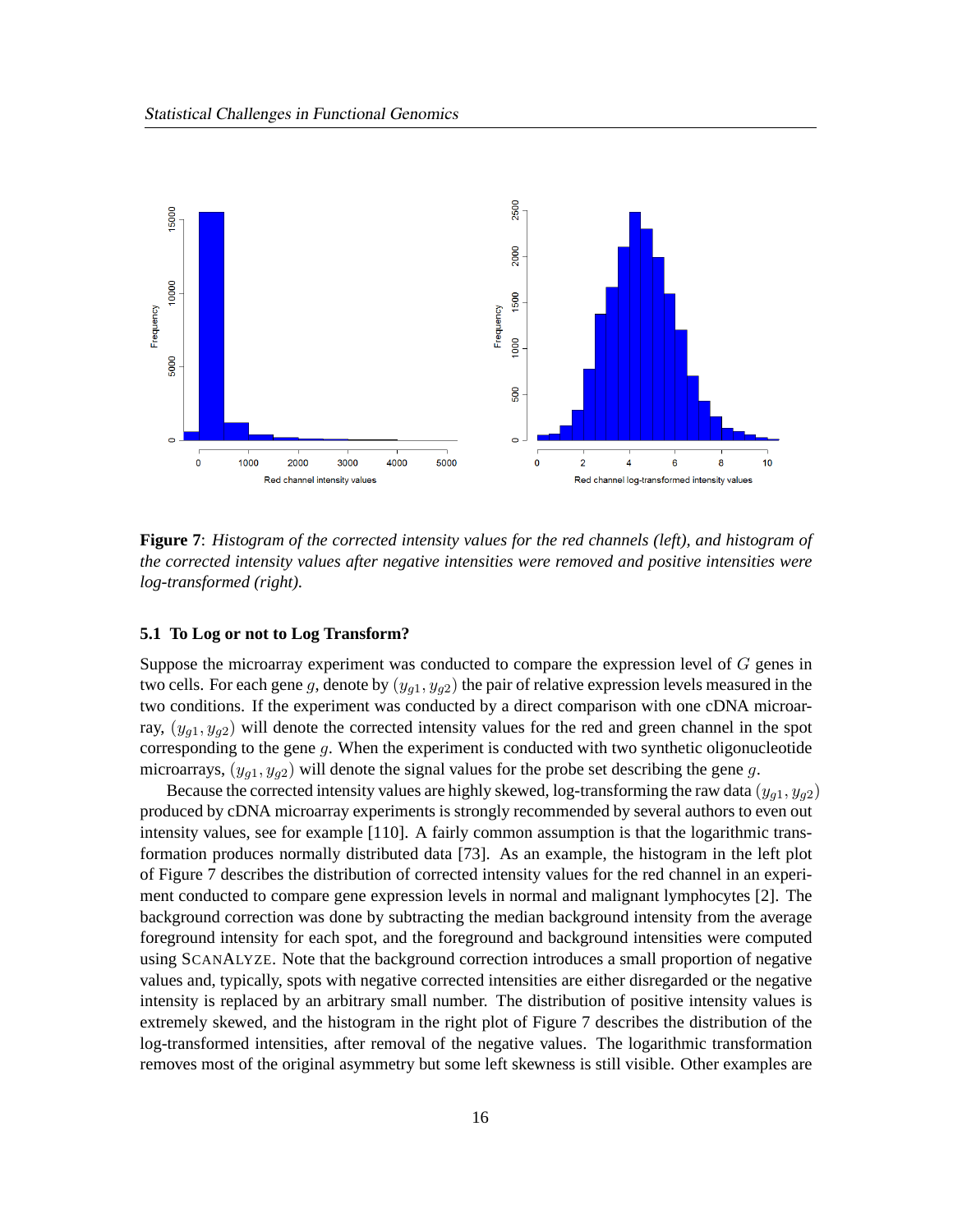**Figure 7**: *Histogram of the corrected intensity values for the red channels (left), and histogram of the corrected intensity values after negative intensities were removed and positive intensities were log-transformed (right).*

### 5.1 To Log or not to Log Transform?

Suppose the microarray experiment was conducted to compare the expression level of $G$ genes in two cells. For each gene $g$, denote by $(y_{g1}, y_{g2})$ the pair of relative expression levels measured in the two conditions. If the experiment was conducted by a direct comparison with one cDNA microarray, $(y_{g1}, y_{g2})$ will denote the corrected intensity values for the red and green channel in the spot corresponding to the gene $g$. When the experiment is conducted with two synthetic oligonucleotide microarrays, $(y_{g1}, y_{g2})$ will denote the signal values for the probe set describing the gene $g$.

Because the corrected intensity values are highly skewed, log-transforming the raw data $(y_{g1}, y_{g2})$ produced by cDNA microarray experiments is strongly recommended by several authors to even out intensity values, see for example [110]. A fairly common assumption is that the logarithmic transformation produces normally distributed data [73]. As an example, the histogram in the left plot of Figure 7 describes the distribution of corrected intensity values for the red channel in an experiment conducted to compare gene expression levels in normal and malignant lymphocytes [2]. The background correction was done by subtracting the median background intensity from the average foreground intensity for each spot, and the foreground and background intensities were computed using SCANALYZE. Note that the background correction introduces a small proportion of negative values and, typically, spots with negative corrected intensities are either disregarded or the negative intensity is replaced by an arbitrary small number. The distribution of positive intensity values is extremely skewed, and the histogram in the right plot of Figure 7 describes the distribution of the log-transformed intensities, after removal of the negative values. The logarithmic transformation removes most of the original asymmetry but some left skewness is still visible. Other examples are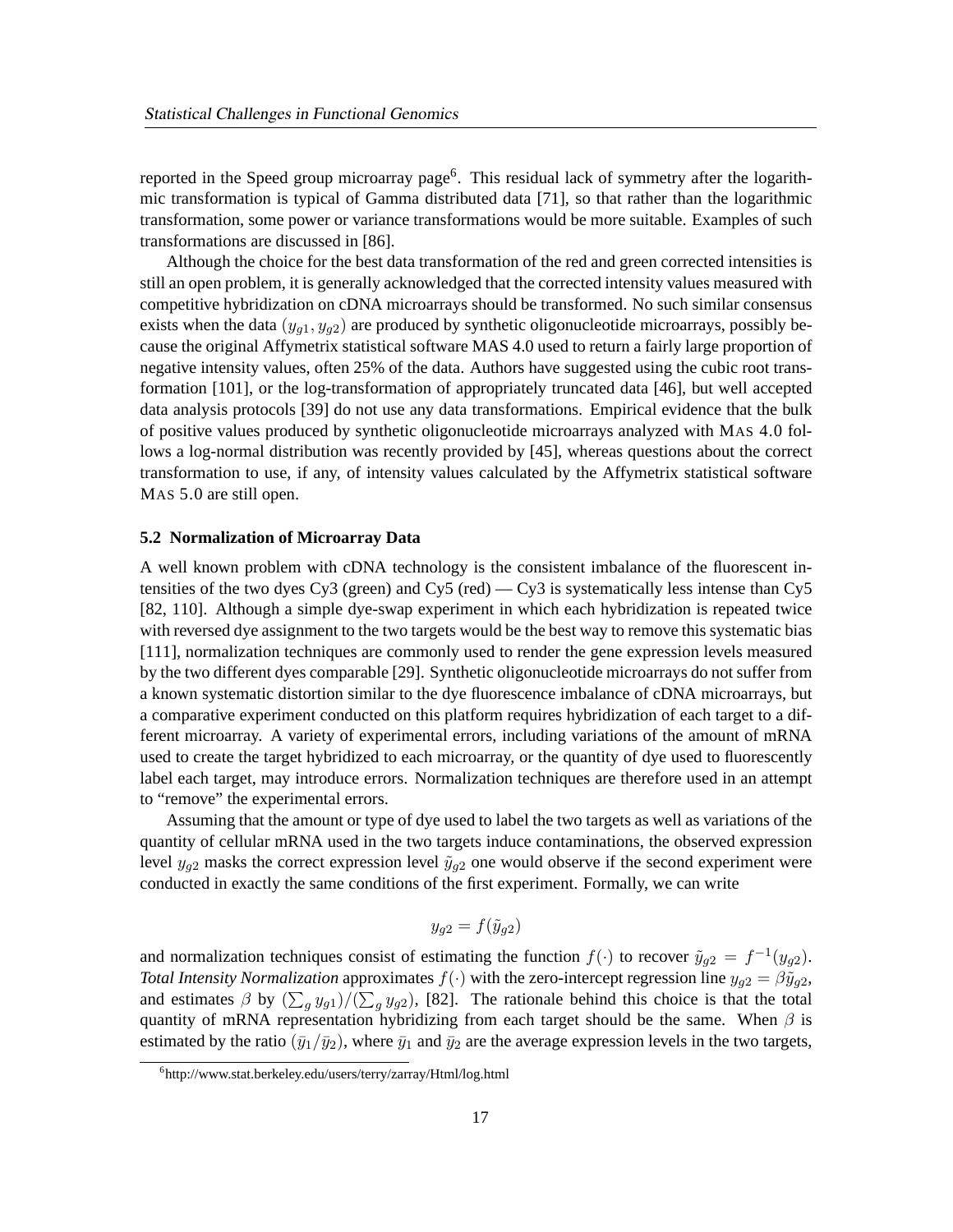reported in the Speed group microarray page[6]. This residual lack of symmetry after the logarithmic transformation is typical of Gamma distributed data [71], so that rather than the logarithmic transformation, some power or variance transformations would be more suitable. Examples of such transformations are discussed in [86].

Although the choice for the best data transformation of the red and green corrected intensities is still an open problem, it is generally acknowledged that the corrected intensity values measured with competitive hybridization on cDNA microarrays should be transformed. No such similar consensus exists when the data $(y_{g1}, y_{g2})$ are produced by synthetic oligonucleotide microarrays, possibly because the original Affymetrix statistical software MAS 4.0 used to return a fairly large proportion of negative intensity values, often 25% of the data. Authors have suggested using the cubic root transformation [101], or the log-transformation of appropriately truncated data [46], but well accepted data analysis protocols [39] do not use any data transformations. Empirical evidence that the bulk of positive values produced by synthetic oligonucleotide microarrays analyzed with MAS 4.0 follows a log-normal distribution was recently provided by [45], whereas questions about the correct transformation to use, if any, of intensity values calculated by the Affymetrix statistical software MAS 5.0 are still open.

### 5.2 Normalization of Microarray Data

A well known problem with cDNA technology is the consistent imbalance of the fluorescent intensities of the two dyes Cy3 (green) and Cy5 (red) — Cy3 is systematically less intense than Cy5 [82, 110]. Although a simple dye-swap experiment in which each hybridization is repeated twice with reversed dye assignment to the two targets would be the best way to remove this systematic bias [111], normalization techniques are commonly used to render the gene expression levels measured by the two different dyes comparable [29]. Synthetic oligonucleotide microarrays do not suffer from a known systematic distortion similar to the dye fluorescence imbalance of cDNA microarrays, but a comparative experiment conducted on this platform requires hybridization of each target to a different microarray. A variety of experimental errors, including variations of the amount of mRNA used to create the target hybridized to each microarray, or the quantity of dye used to fluorescently label each target, may introduce errors. Normalization techniques are therefore used in an attempt to "remove" the experimental errors.

Assuming that the amount or type of dye used to label the two targets as well as variations of the quantity of cellular mRNA used in the two targets induce contaminations, the observed expression level $y_{g2}$ masks the correct expression level $\tilde{y}_{g2}$ one would observe if the second experiment were conducted in exactly the same conditions of the first experiment. Formally, we can write

$$y_{g2} = f(\tilde{y}_{g2})$$

and normalization techniques consist of estimating the function $f(\cdot)$ to recover $\tilde{y}_{g2} = f^{-1}(y_{g2})$. *Total Intensity Normalization* approximates $f(\cdot)$ with the zero-intercept regression line $y_{g2} = \beta \tilde{y}_{g2}$, and estimates $\beta$ by $(\sum_g y_{g1})/(\sum_g y_{g2})$, [82]. The rationale behind this choice is that the total quantity of mRNA representation hybridizing from each target should be the same. When $\beta$ is estimated by the ratio $(\bar{y}_1/\bar{y}_2)$, where $\bar{y}_1$ and $\bar{y}_2$ are the average expression levels in the two targets,

[6] http://www.stat.berkeley.edu/users/terry/zarray/Html/log.html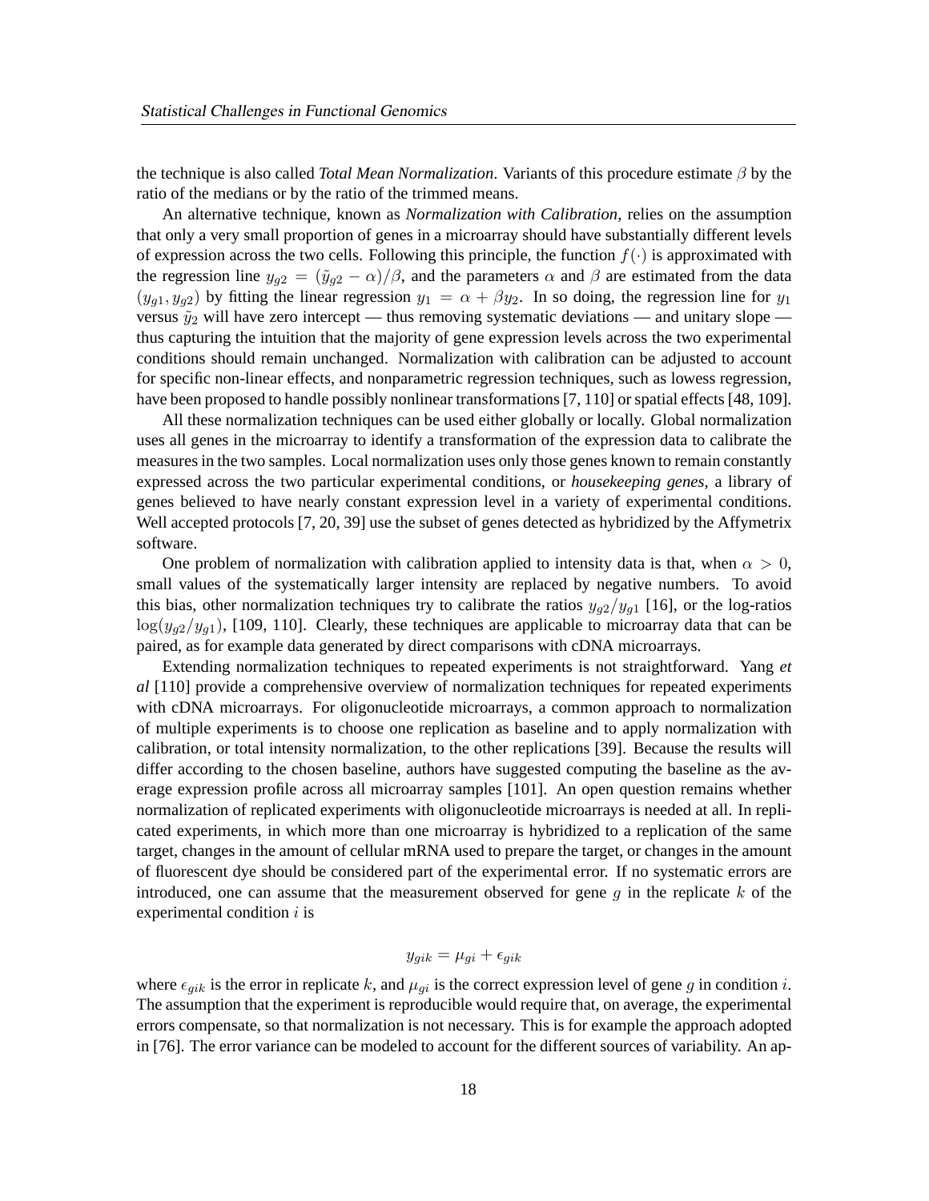the technique is also called *Total Mean Normalization*. Variants of this procedure estimate $\beta$ by the ratio of the medians or by the ratio of the trimmed means.

An alternative technique, known as *Normalization with Calibration*, relies on the assumption that only a very small proportion of genes in a microarray should have substantially different levels of expression across the two cells. Following this principle, the function $f(\cdot)$ is approximated with the regression line $y_{g2} = (\tilde{y}_{g2} - \alpha)/\beta$, and the parameters $\alpha$ and $\beta$ are estimated from the data $(y_{g1}, y_{g2})$ by fitting the linear regression $y_1 = \alpha + \beta y_2$. In so doing, the regression line for $y_1$ versus $\tilde{y}_2$ will have zero intercept — thus removing systematic deviations — and unitary slope — thus capturing the intuition that the majority of gene expression levels across the two experimental conditions should remain unchanged. Normalization with calibration can be adjusted to account for specific non-linear effects, and nonparametric regression techniques, such as lowess regression, have been proposed to handle possibly nonlinear transformations [7, 110] or spatial effects [48, 109].

All these normalization techniques can be used either globally or locally. Global normalization uses all genes in the microarray to identify a transformation of the expression data to calibrate the measures in the two samples. Local normalization uses only those genes known to remain constantly expressed across the two particular experimental conditions, or *housekeeping genes*, a library of genes believed to have nearly constant expression level in a variety of experimental conditions. Well accepted protocols [7, 20, 39] use the subset of genes detected as hybridized by the Affymetrix software.

One problem of normalization with calibration applied to intensity data is that, when $\alpha > 0$, small values of the systematically larger intensity are replaced by negative numbers. To avoid this bias, other normalization techniques try to calibrate the ratios $y_{g2}/y_{g1}$ [16], or the log-ratios $\log(y_{g2}/y_{g1})$, [109, 110]. Clearly, these techniques are applicable to microarray data that can be paired, as for example data generated by direct comparisons with cDNA microarrays.

Extending normalization techniques to repeated experiments is not straightforward. Yang *et al* [110] provide a comprehensive overview of normalization techniques for repeated experiments with cDNA microarrays. For oligonucleotide microarrays, a common approach to normalization of multiple experiments is to choose one replication as baseline and to apply normalization with calibration, or total intensity normalization, to the other replications [39]. Because the results will differ according to the chosen baseline, authors have suggested computing the baseline as the average expression profile across all microarray samples [101]. An open question remains whether normalization of replicated experiments with oligonucleotide microarrays is needed at all. In replicated experiments, in which more than one microarray is hybridized to a replication of the same target, changes in the amount of cellular mRNA used to prepare the target, or changes in the amount of fluorescent dye should be considered part of the experimental error. If no systematic errors are introduced, one can assume that the measurement observed for gene $g$ in the replicate $k$ of the experimental condition $i$ is

$$y_{gik} = \mu_{gi} + \epsilon_{gik}$$

where $\epsilon_{gik}$ is the error in replicate $k$, and $\mu_{gi}$ is the correct expression level of gene $g$ in condition $i$. The assumption that the experiment is reproducible would require that, on average, the experimental errors compensate, so that normalization is not necessary. This is for example the approach adopted in [76]. The error variance can be modeled to account for the different sources of variability. An ap-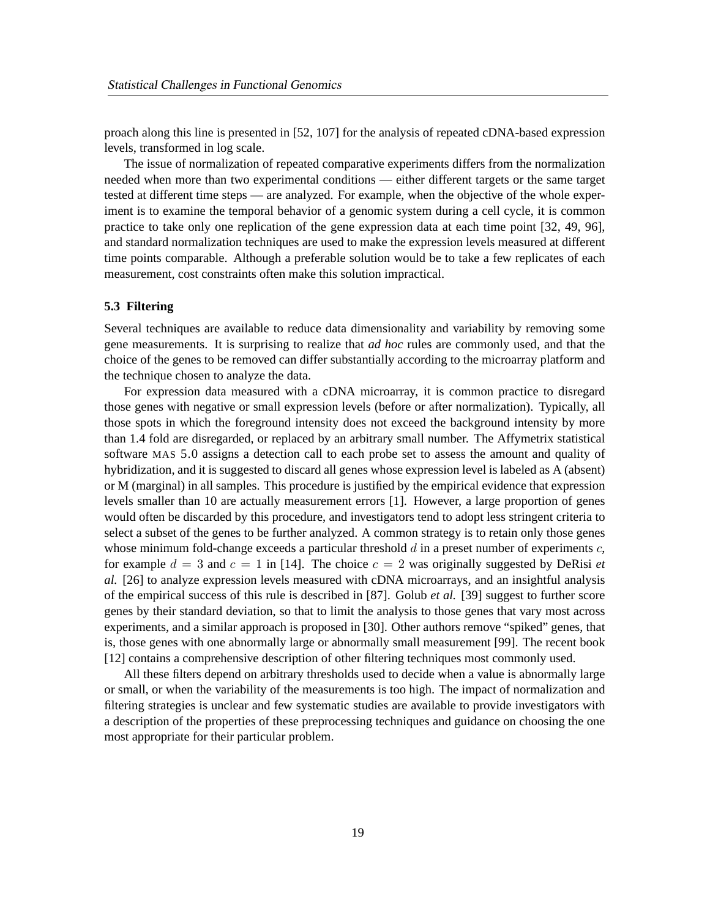proach along this line is presented in [52, 107] for the analysis of repeated cDNA-based expression levels, transformed in log scale.

The issue of normalization of repeated comparative experiments differs from the normalization needed when more than two experimental conditions — either different targets or the same target tested at different time steps — are analyzed. For example, when the objective of the whole experiment is to examine the temporal behavior of a genomic system during a cell cycle, it is common practice to take only one replication of the gene expression data at each time point [32, 49, 96], and standard normalization techniques are used to make the expression levels measured at different time points comparable. Although a preferable solution would be to take a few replicates of each measurement, cost constraints often make this solution impractical.

### 5.3 Filtering

Several techniques are available to reduce data dimensionality and variability by removing some gene measurements. It is surprising to realize that *ad hoc* rules are commonly used, and that the choice of the genes to be removed can differ substantially according to the microarray platform and the technique chosen to analyze the data.

For expression data measured with a cDNA microarray, it is common practice to disregard those genes with negative or small expression levels (before or after normalization). Typically, all those spots in which the foreground intensity does not exceed the background intensity by more than 1.4 fold are disregarded, or replaced by an arbitrary small number. The Affymetrix statistical software MAS 5.0 assigns a detection call to each probe set to assess the amount and quality of hybridization, and it is suggested to discard all genes whose expression level is labeled as A (absent) or M (marginal) in all samples. This procedure is justified by the empirical evidence that expression levels smaller than 10 are actually measurement errors [1]. However, a large proportion of genes would often be discarded by this procedure, and investigators tend to adopt less stringent criteria to select a subset of the genes to be further analyzed. A common strategy is to retain only those genes whose minimum fold-change exceeds a particular threshold $d$ in a preset number of experiments $c$, for example $d = 3$ and $c = 1$ in [14]. The choice $c = 2$ was originally suggested by DeRisi *et al.* [26] to analyze expression levels measured with cDNA microarrays, and an insightful analysis of the empirical success of this rule is described in [87]. Golub *et al.* [39] suggest to further score genes by their standard deviation, so that to limit the analysis to those genes that vary most across experiments, and a similar approach is proposed in [30]. Other authors remove "spiked" genes, that is, those genes with one abnormally large or abnormally small measurement [99]. The recent book [12] contains a comprehensive description of other filtering techniques most commonly used.

All these filters depend on arbitrary thresholds used to decide when a value is abnormally large or small, or when the variability of the measurements is too high. The impact of normalization and filtering strategies is unclear and few systematic studies are available to provide investigators with a description of the properties of these preprocessing techniques and guidance on choosing the one most appropriate for their particular problem.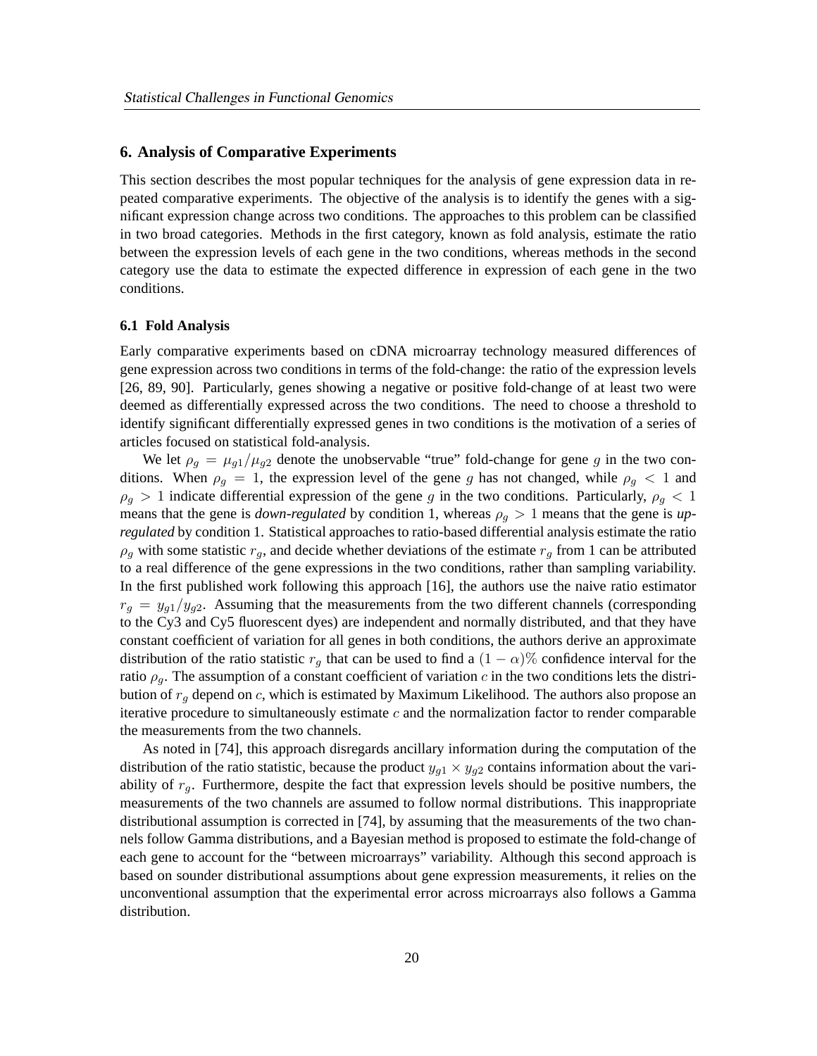## 6. Analysis of Comparative Experiments

This section describes the most popular techniques for the analysis of gene expression data in repeated comparative experiments. The objective of the analysis is to identify the genes with a significant expression change across two conditions. The approaches to this problem can be classified in two broad categories. Methods in the first category, known as fold analysis, estimate the ratio between the expression levels of each gene in the two conditions, whereas methods in the second category use the data to estimate the expected difference in expression of each gene in the two conditions.

### 6.1 Fold Analysis

Early comparative experiments based on cDNA microarray technology measured differences of gene expression across two conditions in terms of the fold-change: the ratio of the expression levels [26, 89, 90]. Particularly, genes showing a negative or positive fold-change of at least two were deemed as differentially expressed across the two conditions. The need to choose a threshold to identify significant differentially expressed genes in two conditions is the motivation of a series of articles focused on statistical fold-analysis.

We let $\rho_g = \mu_{g1}/\mu_{g2}$ denote the unobservable "true" fold-change for gene $g$ in the two conditions. When $\rho_g = 1$, the expression level of the gene $g$ has not changed, while $\rho_g < 1$ and $\rho_g > 1$ indicate differential expression of the gene $g$ in the two conditions. Particularly, $\rho_g < 1$ means that the gene is *down-regulated* by condition 1, whereas $\rho_g > 1$ means that the gene is *up-regulated* by condition 1. Statistical approaches to ratio-based differential analysis estimate the ratio $\rho_g$ with some statistic $r_g$, and decide whether deviations of the estimate $r_g$ from 1 can be attributed to a real difference of the gene expressions in the two conditions, rather than sampling variability. In the first published work following this approach [16], the authors use the naive ratio estimator $r_g = y_{g1}/y_{g2}$. Assuming that the measurements from the two different channels (corresponding to the Cy3 and Cy5 fluorescent dyes) are independent and normally distributed, and that they have constant coefficient of variation for all genes in both conditions, the authors derive an approximate distribution of the ratio statistic $r_g$ that can be used to find a $(1 - \alpha)\%$ confidence interval for the ratio $\rho_g$. The assumption of a constant coefficient of variation $c$ in the two conditions lets the distribution of $r_g$ depend on $c$, which is estimated by Maximum Likelihood. The authors also propose an iterative procedure to simultaneously estimate $c$ and the normalization factor to render comparable the measurements from the two channels.

As noted in [74], this approach disregards ancillary information during the computation of the distribution of the ratio statistic, because the product $y_{g1} \times y_{g2}$ contains information about the variability of $r_g$. Furthermore, despite the fact that expression levels should be positive numbers, the measurements of the two channels are assumed to follow normal distributions. This inappropriate distributional assumption is corrected in [74], by assuming that the measurements of the two channels follow Gamma distributions, and a Bayesian method is proposed to estimate the fold-change of each gene to account for the "between microarrays" variability. Although this second approach is based on sounder distributional assumptions about gene expression measurements, it relies on the unconventional assumption that the experimental error across microarrays also follows a Gamma distribution.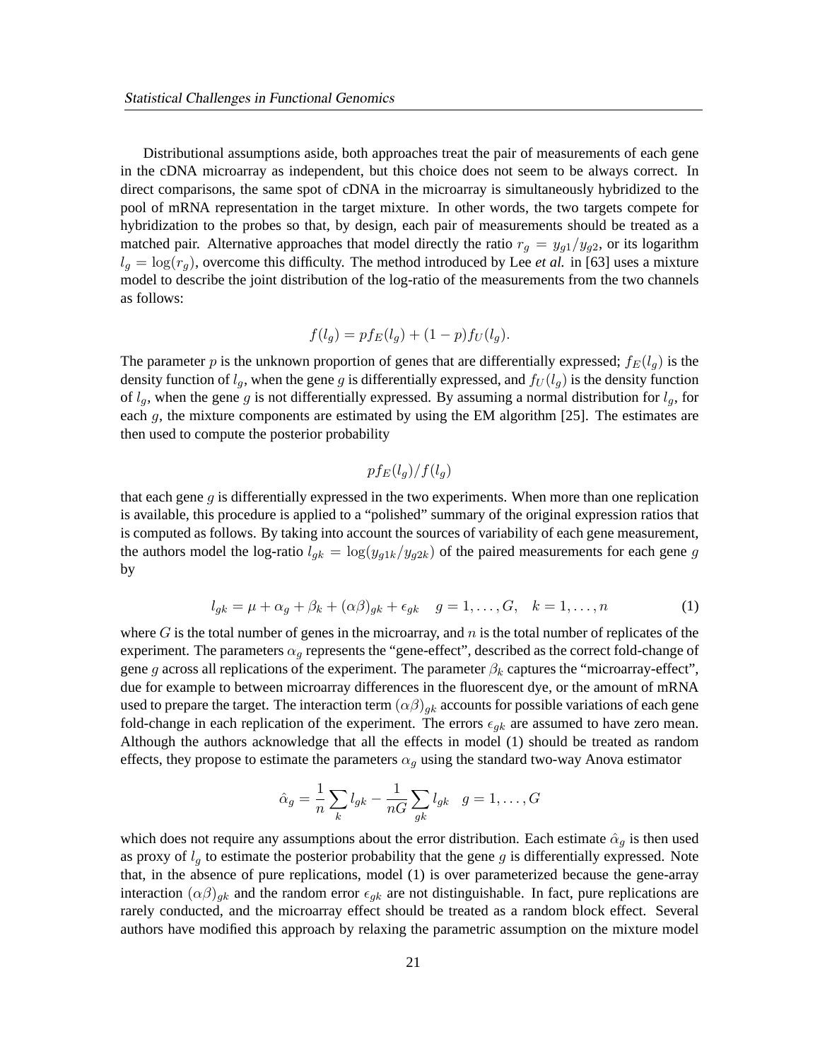Distributional assumptions aside, both approaches treat the pair of measurements of each gene in the cDNA microarray as independent, but this choice does not seem to be always correct. In direct comparisons, the same spot of cDNA in the microarray is simultaneously hybridized to the pool of mRNA representation in the target mixture. In other words, the two targets compete for hybridization to the probes so that, by design, each pair of measurements should be treated as a matched pair. Alternative approaches that model directly the ratio $r_g = y_{g1}/y_{g2}$, or its logarithm $l_g = \log(r_g)$, overcome this difficulty. The method introduced by Lee *et al.* in [63] uses a mixture model to describe the joint distribution of the log-ratio of the measurements from the two channels as follows:

$$f(l_g) = pf_E(l_g) + (1-p)f_U(l_g).$$

The parameter $p$ is the unknown proportion of genes that are differentially expressed; $f_E(l_g)$ is the density function of $l_g$, when the gene $g$ is differentially expressed, and $f_U(l_g)$ is the density function of $l_g$, when the gene $g$ is not differentially expressed. By assuming a normal distribution for $l_g$, for each $g$, the mixture components are estimated by using the EM algorithm [25]. The estimates are then used to compute the posterior probability

$$pf_E(l_g)/f(l_g)$$

that each gene $g$ is differentially expressed in the two experiments. When more than one replication is available, this procedure is applied to a "polished" summary of the original expression ratios that is computed as follows. By taking into account the sources of variability of each gene measurement, the authors model the log-ratio $l_{gk} = \log(y_{g1k}/y_{g2k})$ of the paired measurements for each gene $g$ by

$$l_{gk} = \mu + \alpha_g + \beta_k + (\alpha\beta)_{gk} + \epsilon_{gk} \quad g = 1, \ldots, G, \quad k = 1, \ldots, n \tag{1}$$

where $G$ is the total number of genes in the microarray, and $n$ is the total number of replicates of the experiment. The parameters $\alpha_g$ represents the "gene-effect", described as the correct fold-change of gene $g$ across all replications of the experiment. The parameter $\beta_k$ captures the "microarray-effect", due for example to between microarray differences in the fluorescent dye, or the amount of mRNA used to prepare the target. The interaction term $(\alpha\beta)_{gk}$ accounts for possible variations of each gene fold-change in each replication of the experiment. The errors $\epsilon_{gk}$ are assumed to have zero mean. Although the authors acknowledge that all the effects in model (1) should be treated as random effects, they propose to estimate the parameters $\alpha_g$ using the standard two-way Anova estimator

$$\hat{\alpha}_g = \frac{1}{n}\sum_k l_{gk} - \frac{1}{nG}\sum_{gk} l_{gk} \quad g = 1, \ldots, G$$

which does not require any assumptions about the error distribution. Each estimate $\hat{\alpha}_g$ is then used as proxy of $l_g$ to estimate the posterior probability that the gene $g$ is differentially expressed. Note that, in the absence of pure replications, model (1) is over parameterized because the gene-array interaction $(\alpha\beta)_{gk}$ and the random error $\epsilon_{gk}$ are not distinguishable. In fact, pure replications are rarely conducted, and the microarray effect should be treated as a random block effect. Several authors have modified this approach by relaxing the parametric assumption on the mixture model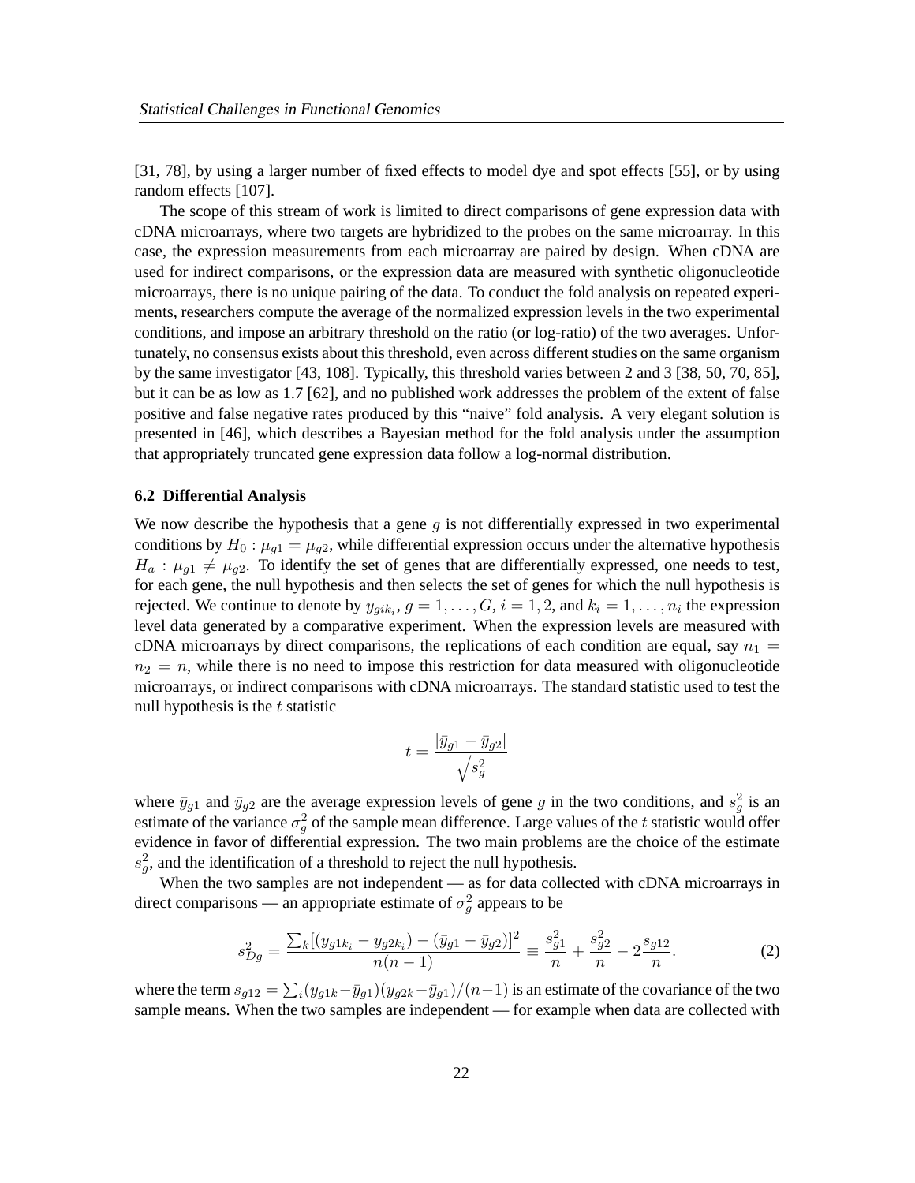[31, 78], by using a larger number of fixed effects to model dye and spot effects [55], or by using random effects [107].

The scope of this stream of work is limited to direct comparisons of gene expression data with cDNA microarrays, where two targets are hybridized to the probes on the same microarray. In this case, the expression measurements from each microarray are paired by design. When cDNA are used for indirect comparisons, or the expression data are measured with synthetic oligonucleotide microarrays, there is no unique pairing of the data. To conduct the fold analysis on repeated experiments, researchers compute the average of the normalized expression levels in the two experimental conditions, and impose an arbitrary threshold on the ratio (or log-ratio) of the two averages. Unfortunately, no consensus exists about this threshold, even across different studies on the same organism by the same investigator [43, 108]. Typically, this threshold varies between 2 and 3 [38, 50, 70, 85], but it can be as low as 1.7 [62], and no published work addresses the problem of the extent of false positive and false negative rates produced by this "naive" fold analysis. A very elegant solution is presented in [46], which describes a Bayesian method for the fold analysis under the assumption that appropriately truncated gene expression data follow a log-normal distribution.

### 6.2 Differential Analysis

We now describe the hypothesis that a gene $g$ is not differentially expressed in two experimental conditions by $H_0 : \mu_{g1} = \mu_{g2}$, while differential expression occurs under the alternative hypothesis $H_a : \mu_{g1} \neq \mu_{g2}$. To identify the set of genes that are differentially expressed, one needs to test, for each gene, the null hypothesis and then selects the set of genes for which the null hypothesis is rejected. We continue to denote by $y_{gik_i}$, $g = 1, \ldots, G$, $i = 1, 2$, and $k_i = 1, \ldots, n_i$ the expression level data generated by a comparative experiment. When the expression levels are measured with cDNA microarrays by direct comparisons, the replications of each condition are equal, say $n_1 = n_2 = n$, while there is no need to impose this restriction for data measured with oligonucleotide microarrays, or indirect comparisons with cDNA microarrays. The standard statistic used to test the null hypothesis is the $t$ statistic

$$t = \frac{|\bar{y}_{g1} - \bar{y}_{g2}|}{\sqrt{s_g^2}}$$

where $\bar{y}_{g1}$ and $\bar{y}_{g2}$ are the average expression levels of gene $g$ in the two conditions, and $s_g^2$ is an estimate of the variance $\sigma_g^2$ of the sample mean difference. Large values of the $t$ statistic would offer evidence in favor of differential expression. The two main problems are the choice of the estimate $s_g^2$, and the identification of a threshold to reject the null hypothesis.

When the two samples are not independent — as for data collected with cDNA microarrays in direct comparisons — an appropriate estimate of $\sigma_g^2$ appears to be

$$s_{Dg}^2 = \frac{\sum_k [(y_{g1k_i} - y_{g2k_i}) - (\bar{y}_{g1} - \bar{y}_{g2})]^2}{n(n-1)} \equiv \frac{s_{g1}^2}{n} + \frac{s_{g2}^2}{n} - 2\frac{s_{g12}}{n}. \tag{2}$$

where the term $s_{g12} = \sum_i (y_{g1k} - \bar{y}_{g1})(y_{g2k} - \bar{y}_{g1})/(n-1)$ is an estimate of the covariance of the two sample means. When the two samples are independent — for example when data are collected with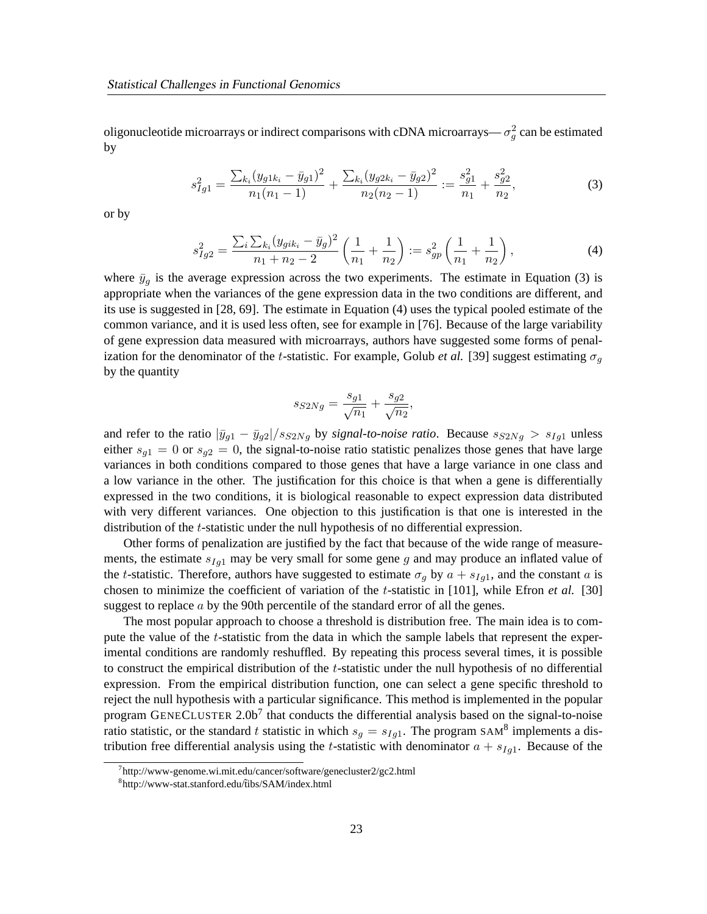oligonucleotide microarrays or indirect comparisons with cDNA microarrays— $\sigma_g^2$ can be estimated by

$$s_{Ig1}^2 = \frac{\sum_{k_i}(y_{g1k_i} - \bar{y}_{g1})^2}{n_1(n_1-1)} + \frac{\sum_{k_i}(y_{g2k_i} - \bar{y}_{g2})^2}{n_2(n_2-1)} := \frac{s_{g1}^2}{n_1} + \frac{s_{g2}^2}{n_2}, \tag{3}$$

or by

$$s_{Ig2}^2 = \frac{\sum_i \sum_{k_i}(y_{gik_i} - \bar{y}_g)^2}{n_1+n_2-2}\left(\frac{1}{n_1} + \frac{1}{n_2}\right) := s_{gp}^2\left(\frac{1}{n_1} + \frac{1}{n_2}\right), \tag{4}$$

where $\bar{y}_g$ is the average expression across the two experiments. The estimate in Equation (3) is appropriate when the variances of the gene expression data in the two conditions are different, and its use is suggested in [28, 69]. The estimate in Equation (4) uses the typical pooled estimate of the common variance, and it is used less often, see for example in [76]. Because of the large variability of gene expression data measured with microarrays, authors have suggested some forms of penalization for the denominator of the $t$-statistic. For example, Golub *et al.* [39] suggest estimating $\sigma_g$ by the quantity

$$s_{S2Ng} = \frac{s_{g1}}{\sqrt{n_1}} + \frac{s_{g2}}{\sqrt{n_2}},$$

and refer to the ratio $|\bar{y}_{g1} - \bar{y}_{g2}|/s_{S2Ng}$ by ***signal-to-noise ratio***. Because $s_{S2Ng} > s_{Ig1}$ unless either $s_{g1} = 0$ or $s_{g2} = 0$, the signal-to-noise ratio statistic penalizes those genes that have large variances in both conditions compared to those genes that have a large variance in one class and a low variance in the other. The justification for this choice is that when a gene is differentially expressed in the two conditions, it is biological reasonable to expect expression data distributed with very different variances. One objection to this justification is that one is interested in the distribution of the $t$-statistic under the null hypothesis of no differential expression.

Other forms of penalization are justified by the fact that because of the wide range of measurements, the estimate $s_{Ig1}$ may be very small for some gene $g$ and may produce an inflated value of the $t$-statistic. Therefore, authors have suggested to estimate $\sigma_g$ by $a + s_{Ig1}$, and the constant $a$ is chosen to minimize the coefficient of variation of the $t$-statistic in [101], while Efron *et al.* [30] suggest to replace $a$ by the 90th percentile of the standard error of all the genes.

The most popular approach to choose a threshold is distribution free. The main idea is to compute the value of the $t$-statistic from the data in which the sample labels that represent the experimental conditions are randomly reshuffled. By repeating this process several times, it is possible to construct the empirical distribution of the $t$-statistic under the null hypothesis of no differential expression. From the empirical distribution function, one can select a gene specific threshold to reject the null hypothesis with a particular significance. This method is implemented in the popular program GENECLUSTER 2.0b[7] that conducts the differential analysis based on the signal-to-noise ratio statistic, or the standard $t$ statistic in which $s_g = s_{Ig1}$. The program SAM[8] implements a distribution free differential analysis using the $t$-statistic with denominator $a + s_{Ig1}$. Because of the

[7] http://www-genome.wi.mit.edu/cancer/software/genecluster2/gc2.html

[8] http://www-stat.stanford.edu/~tibs/SAM/index.html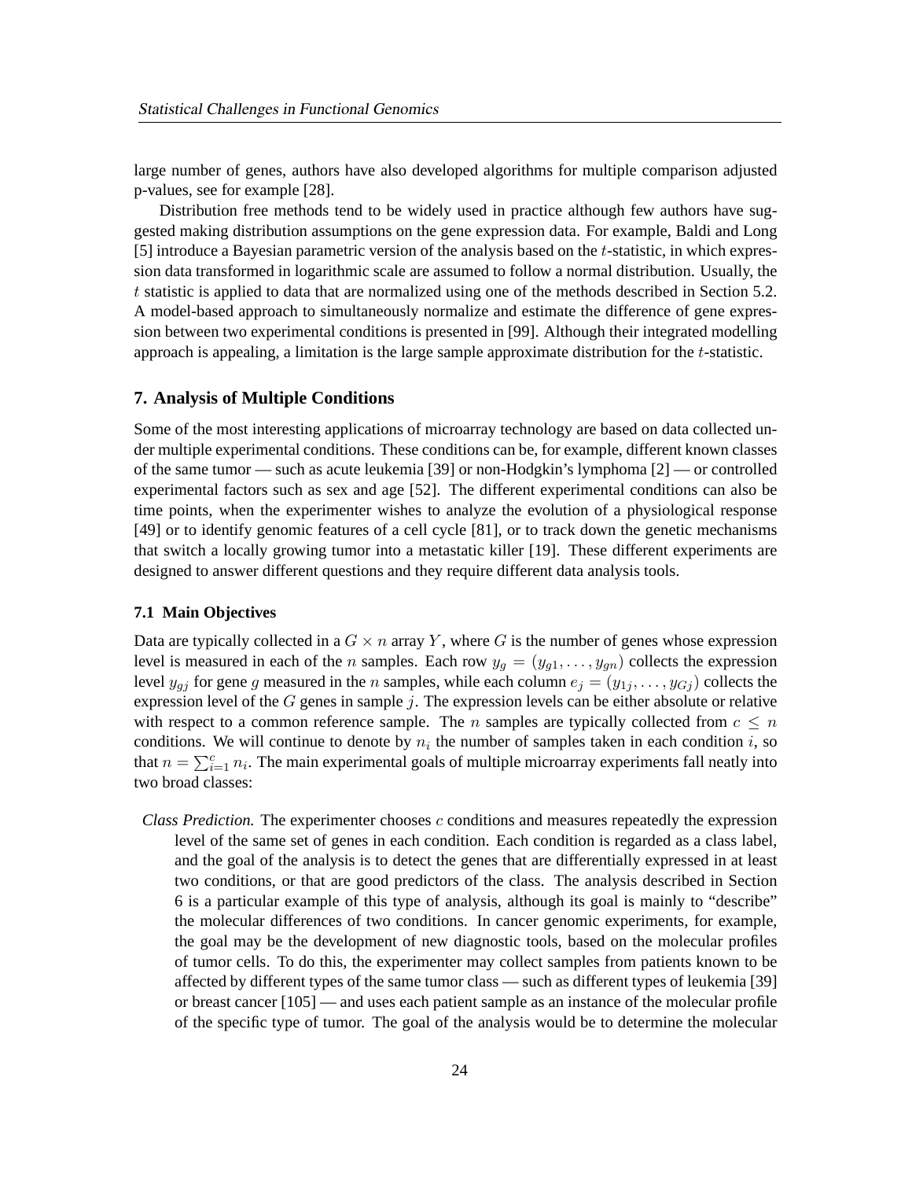large number of genes, authors have also developed algorithms for multiple comparison adjusted p-values, see for example [28].

Distribution free methods tend to be widely used in practice although few authors have suggested making distribution assumptions on the gene expression data. For example, Baldi and Long [5] introduce a Bayesian parametric version of the analysis based on the $t$-statistic, in which expression data transformed in logarithmic scale are assumed to follow a normal distribution. Usually, the $t$ statistic is applied to data that are normalized using one of the methods described in Section 5.2. A model-based approach to simultaneously normalize and estimate the difference of gene expression between two experimental conditions is presented in [99]. Although their integrated modelling approach is appealing, a limitation is the large sample approximate distribution for the $t$-statistic.

## 7. Analysis of Multiple Conditions

Some of the most interesting applications of microarray technology are based on data collected under multiple experimental conditions. These conditions can be, for example, different known classes of the same tumor — such as acute leukemia [39] or non-Hodgkin's lymphoma [2] — or controlled experimental factors such as sex and age [52]. The different experimental conditions can also be time points, when the experimenter wishes to analyze the evolution of a physiological response [49] or to identify genomic features of a cell cycle [81], or to track down the genetic mechanisms that switch a locally growing tumor into a metastatic killer [19]. These different experiments are designed to answer different questions and they require different data analysis tools.

### 7.1 Main Objectives

Data are typically collected in a $G \times n$ array $Y$, where $G$ is the number of genes whose expression level is measured in each of the $n$ samples. Each row $y_g = (y_{g1}, \dots, y_{gn})$ collects the expression level $y_{gj}$ for gene $g$ measured in the $n$ samples, while each column $e_j = (y_{1j}, \dots, y_{Gj})$ collects the expression level of the $G$ genes in sample $j$. The expression levels can be either absolute or relative with respect to a common reference sample. The $n$ samples are typically collected from $c \le n$ conditions. We will continue to denote by $n_i$ the number of samples taken in each condition $i$, so that $n = \sum_{i=1}^{c} n_i$. The main experimental goals of multiple microarray experiments fall neatly into two broad classes:

*Class Prediction.* The experimenter chooses $c$ conditions and measures repeatedly the expression level of the same set of genes in each condition. Each condition is regarded as a class label, and the goal of the analysis is to detect the genes that are differentially expressed in at least two conditions, or that are good predictors of the class. The analysis described in Section 6 is a particular example of this type of analysis, although its goal is mainly to "describe" the molecular differences of two conditions. In cancer genomic experiments, for example, the goal may be the development of new diagnostic tools, based on the molecular profiles of tumor cells. To do this, the experimenter may collect samples from patients known to be affected by different types of the same tumor class — such as different types of leukemia [39] or breast cancer [105] — and uses each patient sample as an instance of the molecular profile of the specific type of tumor. The goal of the analysis would be to determine the molecular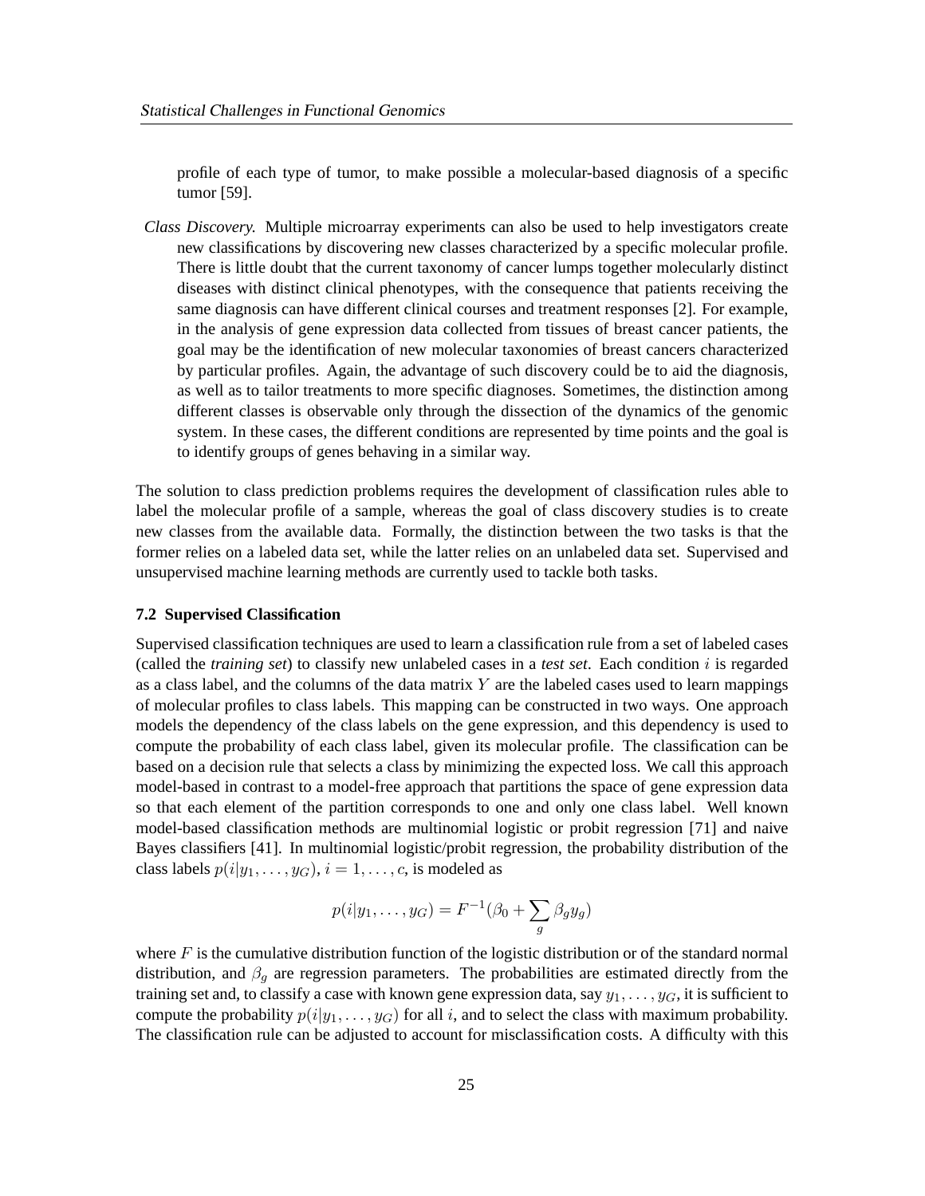profile of each type of tumor, to make possible a molecular-based diagnosis of a specific tumor [59].

*Class Discovery.* Multiple microarray experiments can also be used to help investigators create new classifications by discovering new classes characterized by a specific molecular profile. There is little doubt that the current taxonomy of cancer lumps together molecularly distinct diseases with distinct clinical phenotypes, with the consequence that patients receiving the same diagnosis can have different clinical courses and treatment responses [2]. For example, in the analysis of gene expression data collected from tissues of breast cancer patients, the goal may be the identification of new molecular taxonomies of breast cancers characterized by particular profiles. Again, the advantage of such discovery could be to aid the diagnosis, as well as to tailor treatments to more specific diagnoses. Sometimes, the distinction among different classes is observable only through the dissection of the dynamics of the genomic system. In these cases, the different conditions are represented by time points and the goal is to identify groups of genes behaving in a similar way.

The solution to class prediction problems requires the development of classification rules able to label the molecular profile of a sample, whereas the goal of class discovery studies is to create new classes from the available data. Formally, the distinction between the two tasks is that the former relies on a labeled data set, while the latter relies on an unlabeled data set. Supervised and unsupervised machine learning methods are currently used to tackle both tasks.

### 7.2 Supervised Classification

Supervised classification techniques are used to learn a classification rule from a set of labeled cases (called the *training set*) to classify new unlabeled cases in a *test set*. Each condition $i$ is regarded as a class label, and the columns of the data matrix $Y$ are the labeled cases used to learn mappings of molecular profiles to class labels. This mapping can be constructed in two ways. One approach models the dependency of the class labels on the gene expression, and this dependency is used to compute the probability of each class label, given its molecular profile. The classification can be based on a decision rule that selects a class by minimizing the expected loss. We call this approach model-based in contrast to a model-free approach that partitions the space of gene expression data so that each element of the partition corresponds to one and only one class label. Well known model-based classification methods are multinomial logistic or probit regression [71] and naive Bayes classifiers [41]. In multinomial logistic/probit regression, the probability distribution of the class labels $p(i|y_1, \ldots, y_G)$, $i = 1, \ldots, c$, is modeled as

$$p(i|y_1, \ldots, y_G) = F^{-1}(\beta_0 + \sum_g \beta_g y_g)$$

where $F$ is the cumulative distribution function of the logistic distribution or of the standard normal distribution, and $\beta_g$ are regression parameters. The probabilities are estimated directly from the training set and, to classify a case with known gene expression data, say $y_1, \ldots, y_G$, it is sufficient to compute the probability $p(i|y_1, \ldots, y_G)$ for all $i$, and to select the class with maximum probability. The classification rule can be adjusted to account for misclassification costs. A difficulty with this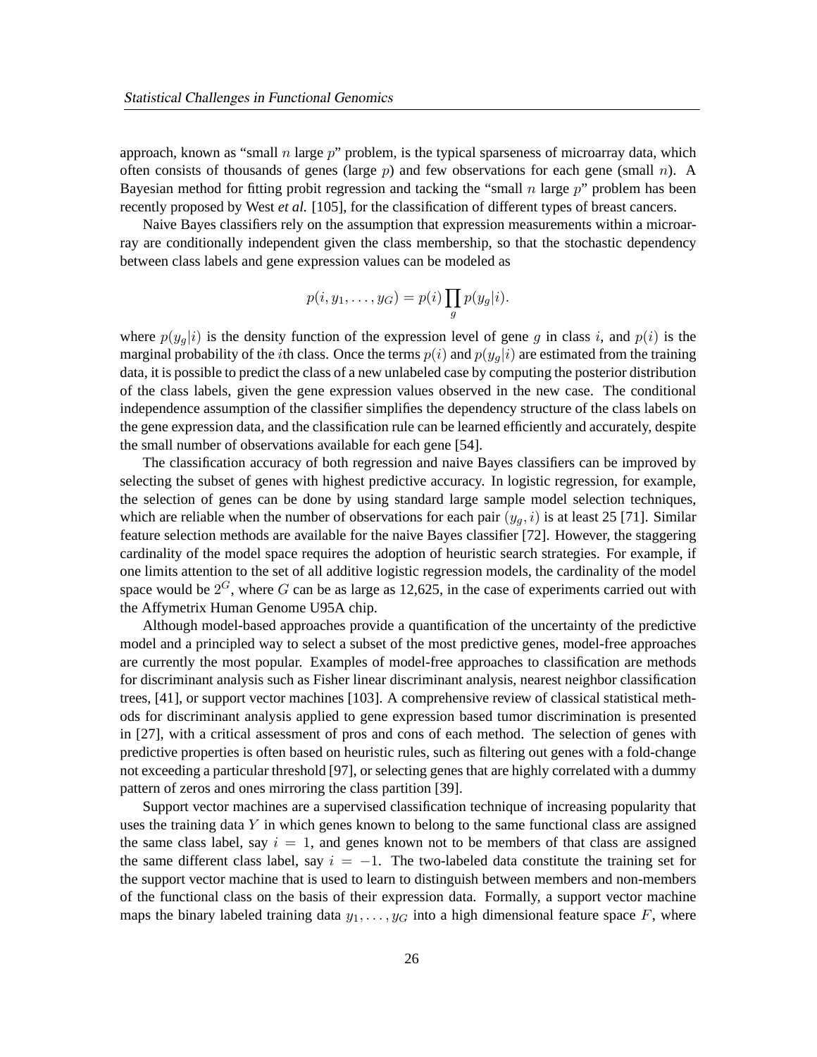approach, known as "small $n$ large $p$" problem, is the typical sparseness of microarray data, which often consists of thousands of genes (large $p$) and few observations for each gene (small $n$). A Bayesian method for fitting probit regression and tacking the "small $n$ large $p$" problem has been recently proposed by West *et al.* [105], for the classification of different types of breast cancers.

Naive Bayes classifiers rely on the assumption that expression measurements within a microarray are conditionally independent given the class membership, so that the stochastic dependency between class labels and gene expression values can be modeled as

$$p(i, y_1, \ldots, y_G) = p(i) \prod_g p(y_g|i).$$

where $p(y_g|i)$ is the density function of the expression level of gene $g$ in class $i$, and $p(i)$ is the marginal probability of the $i$th class. Once the terms $p(i)$ and $p(y_g|i)$ are estimated from the training data, it is possible to predict the class of a new unlabeled case by computing the posterior distribution of the class labels, given the gene expression values observed in the new case. The conditional independence assumption of the classifier simplifies the dependency structure of the class labels on the gene expression data, and the classification rule can be learned efficiently and accurately, despite the small number of observations available for each gene [54].

The classification accuracy of both regression and naive Bayes classifiers can be improved by selecting the subset of genes with highest predictive accuracy. In logistic regression, for example, the selection of genes can be done by using standard large sample model selection techniques, which are reliable when the number of observations for each pair $(y_g, i)$ is at least 25 [71]. Similar feature selection methods are available for the naive Bayes classifier [72]. However, the staggering cardinality of the model space requires the adoption of heuristic search strategies. For example, if one limits attention to the set of all additive logistic regression models, the cardinality of the model space would be $2^G$, where $G$ can be as large as 12,625, in the case of experiments carried out with the Affymetrix Human Genome U95A chip.

Although model-based approaches provide a quantification of the uncertainty of the predictive model and a principled way to select a subset of the most predictive genes, model-free approaches are currently the most popular. Examples of model-free approaches to classification are methods for discriminant analysis such as Fisher linear discriminant analysis, nearest neighbor classification trees, [41], or support vector machines [103]. A comprehensive review of classical statistical methods for discriminant analysis applied to gene expression based tumor discrimination is presented in [27], with a critical assessment of pros and cons of each method. The selection of genes with predictive properties is often based on heuristic rules, such as filtering out genes with a fold-change not exceeding a particular threshold [97], or selecting genes that are highly correlated with a dummy pattern of zeros and ones mirroring the class partition [39].

Support vector machines are a supervised classification technique of increasing popularity that uses the training data $Y$ in which genes known to belong to the same functional class are assigned the same class label, say $i = 1$, and genes known not to be members of that class are assigned the same different class label, say $i = -1$. The two-labeled data constitute the training set for the support vector machine that is used to learn to distinguish between members and non-members of the functional class on the basis of their expression data. Formally, a support vector machine maps the binary labeled training data $y_1, \ldots, y_G$ into a high dimensional feature space $F$, where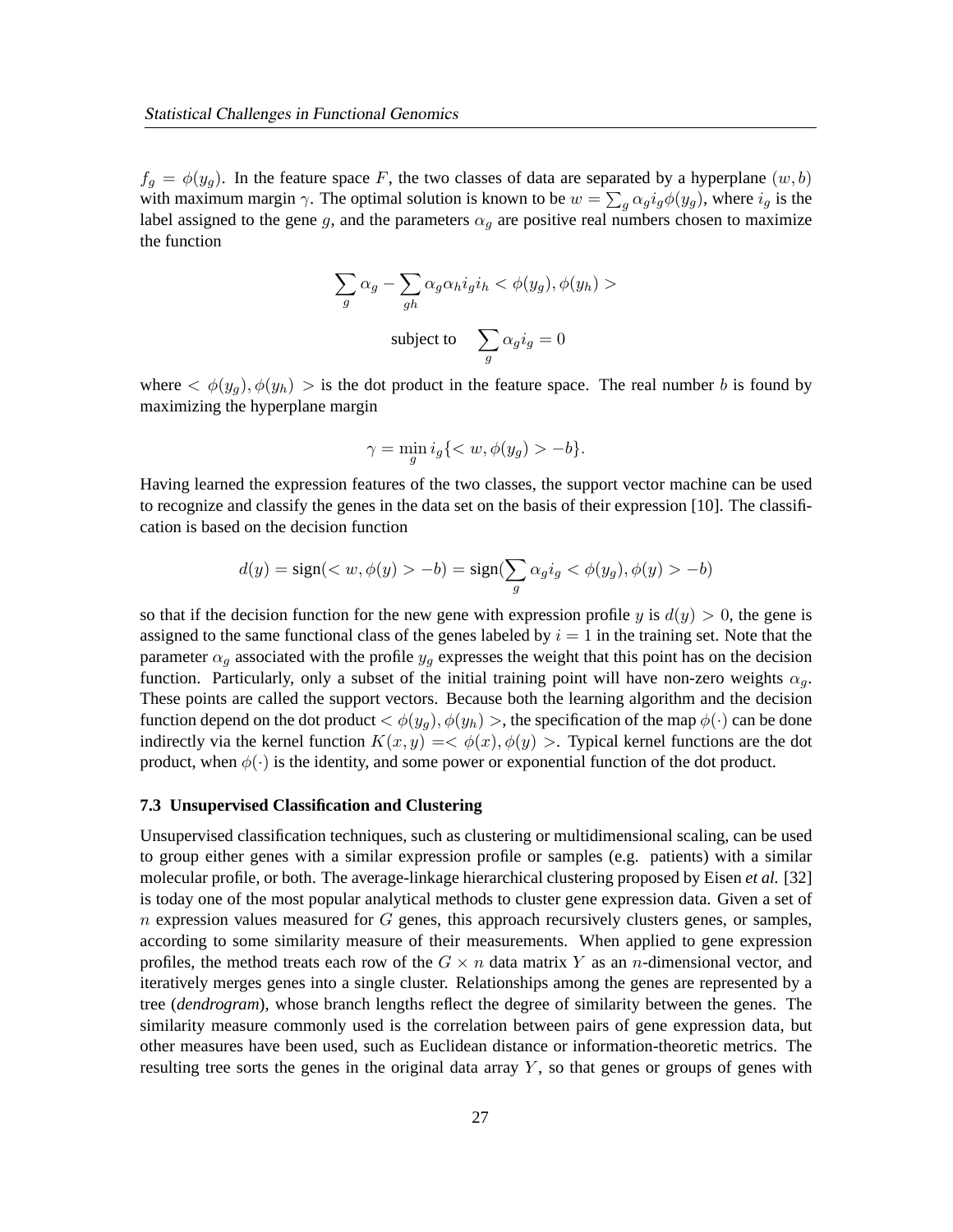$f_g = \phi(y_g)$. In the feature space $F$, the two classes of data are separated by a hyperplane $(w, b)$ with maximum margin $\gamma$. The optimal solution is known to be $w = \sum_g \alpha_g i_g \phi(y_g)$, where $i_g$ is the label assigned to the gene $g$, and the parameters $\alpha_g$ are positive real numbers chosen to maximize the function

$$\sum_g \alpha_g - \sum_{gh} \alpha_g \alpha_h i_g i_h < \phi(y_g), \phi(y_h) >$$

$$\text{subject to} \quad \sum_g \alpha_g i_g = 0$$

where $< \phi(y_g), \phi(y_h) >$ is the dot product in the feature space. The real number $b$ is found by maximizing the hyperplane margin

$$\gamma = \min_g i_g \{ < w, \phi(y_g) > -b \}.$$

Having learned the expression features of the two classes, the support vector machine can be used to recognize and classify the genes in the data set on the basis of their expression [10]. The classification is based on the decision function

$$d(y) = \text{sign}(< w, \phi(y) > -b) = \text{sign}(\sum_g \alpha_g i_g < \phi(y_g), \phi(y) > -b)$$

so that if the decision function for the new gene with expression profile $y$ is $d(y) > 0$, the gene is assigned to the same functional class of the genes labeled by $i = 1$ in the training set. Note that the parameter $\alpha_g$ associated with the profile $y_g$ expresses the weight that this point has on the decision function. Particularly, only a subset of the initial training point will have non-zero weights $\alpha_g$. These points are called the support vectors. Because both the learning algorithm and the decision function depend on the dot product $< \phi(y_g), \phi(y_h) >$, the specification of the map $\phi(\cdot)$ can be done indirectly via the kernel function $K(x, y) =< \phi(x), \phi(y) >$. Typical kernel functions are the dot product, when $\phi(\cdot)$ is the identity, and some power or exponential function of the dot product.

### 7.3 Unsupervised Classification and Clustering

Unsupervised classification techniques, such as clustering or multidimensional scaling, can be used to group either genes with a similar expression profile or samples (e.g. patients) with a similar molecular profile, or both. The average-linkage hierarchical clustering proposed by Eisen *et al.* [32] is today one of the most popular analytical methods to cluster gene expression data. Given a set of $n$ expression values measured for $G$ genes, this approach recursively clusters genes, or samples, according to some similarity measure of their measurements. When applied to gene expression profiles, the method treats each row of the $G \times n$ data matrix $Y$ as an $n$-dimensional vector, and iteratively merges genes into a single cluster. Relationships among the genes are represented by a tree (***dendrogram***), whose branch lengths reflect the degree of similarity between the genes. The similarity measure commonly used is the correlation between pairs of gene expression data, but other measures have been used, such as Euclidean distance or information-theoretic metrics. The resulting tree sorts the genes in the original data array $Y$, so that genes or groups of genes with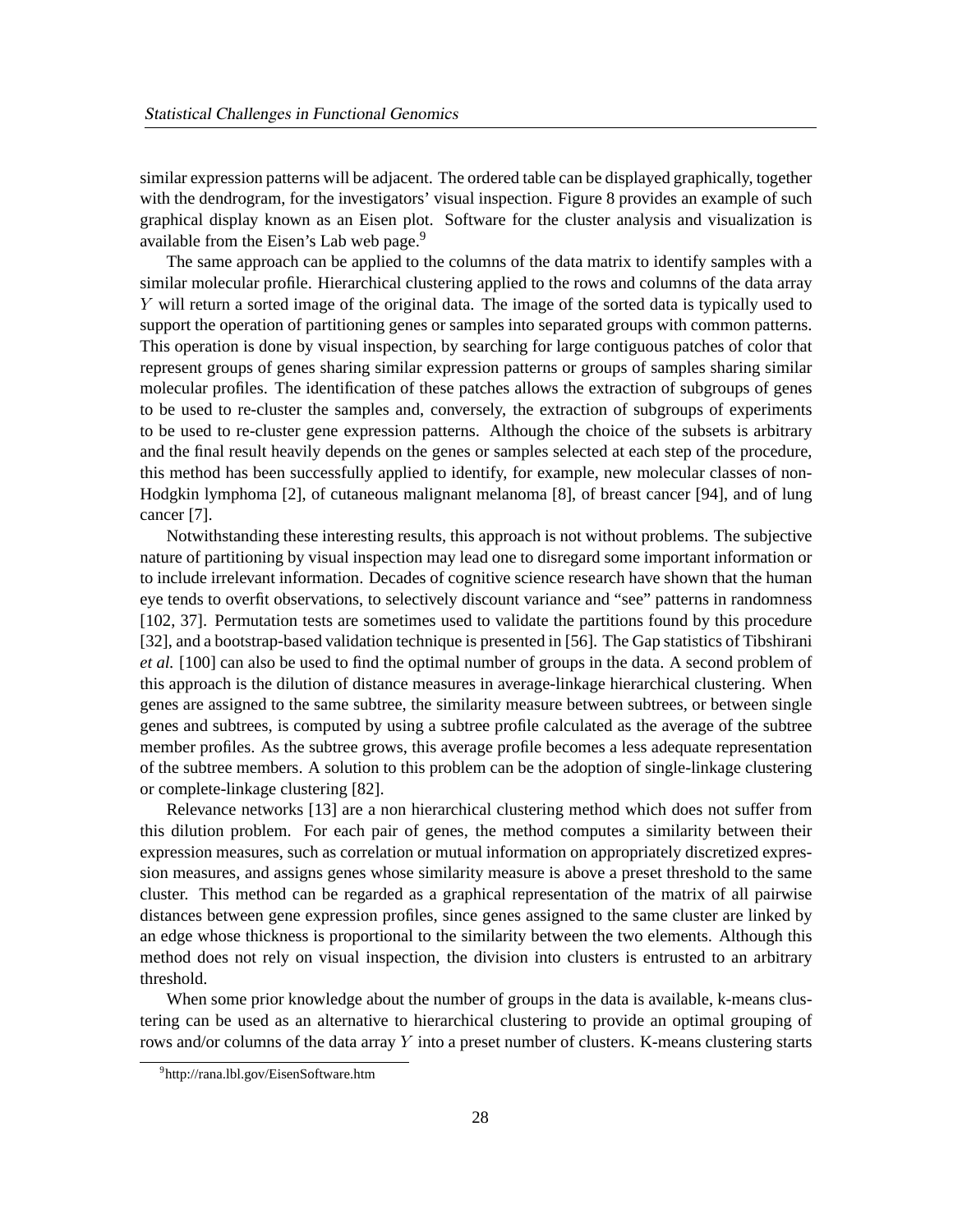similar expression patterns will be adjacent. The ordered table can be displayed graphically, together with the dendrogram, for the investigators' visual inspection. Figure 8 provides an example of such graphical display known as an Eisen plot. Software for the cluster analysis and visualization is available from the Eisen's Lab web page.[9]

The same approach can be applied to the columns of the data matrix to identify samples with a similar molecular profile. Hierarchical clustering applied to the rows and columns of the data array $Y$ will return a sorted image of the original data. The image of the sorted data is typically used to support the operation of partitioning genes or samples into separated groups with common patterns. This operation is done by visual inspection, by searching for large contiguous patches of color that represent groups of genes sharing similar expression patterns or groups of samples sharing similar molecular profiles. The identification of these patches allows the extraction of subgroups of genes to be used to re-cluster the samples and, conversely, the extraction of subgroups of experiments to be used to re-cluster gene expression patterns. Although the choice of the subsets is arbitrary and the final result heavily depends on the genes or samples selected at each step of the procedure, this method has been successfully applied to identify, for example, new molecular classes of non-Hodgkin lymphoma [2], of cutaneous malignant melanoma [8], of breast cancer [94], and of lung cancer [7].

Notwithstanding these interesting results, this approach is not without problems. The subjective nature of partitioning by visual inspection may lead one to disregard some important information or to include irrelevant information. Decades of cognitive science research have shown that the human eye tends to overfit observations, to selectively discount variance and "see" patterns in randomness [102, 37]. Permutation tests are sometimes used to validate the partitions found by this procedure [32], and a bootstrap-based validation technique is presented in [56]. The Gap statistics of Tibshirani *et al.* [100] can also be used to find the optimal number of groups in the data. A second problem of this approach is the dilution of distance measures in average-linkage hierarchical clustering. When genes are assigned to the same subtree, the similarity measure between subtrees, or between single genes and subtrees, is computed by using a subtree profile calculated as the average of the subtree member profiles. As the subtree grows, this average profile becomes a less adequate representation of the subtree members. A solution to this problem can be the adoption of single-linkage clustering or complete-linkage clustering [82].

Relevance networks [13] are a non hierarchical clustering method which does not suffer from this dilution problem. For each pair of genes, the method computes a similarity between their expression measures, such as correlation or mutual information on appropriately discretized expression measures, and assigns genes whose similarity measure is above a preset threshold to the same cluster. This method can be regarded as a graphical representation of the matrix of all pairwise distances between gene expression profiles, since genes assigned to the same cluster are linked by an edge whose thickness is proportional to the similarity between the two elements. Although this method does not rely on visual inspection, the division into clusters is entrusted to an arbitrary threshold.

When some prior knowledge about the number of groups in the data is available, k-means clustering can be used as an alternative to hierarchical clustering to provide an optimal grouping of rows and/or columns of the data array $Y$ into a preset number of clusters. K-means clustering starts

[9] http://rana.lbl.gov/EisenSoftware.htm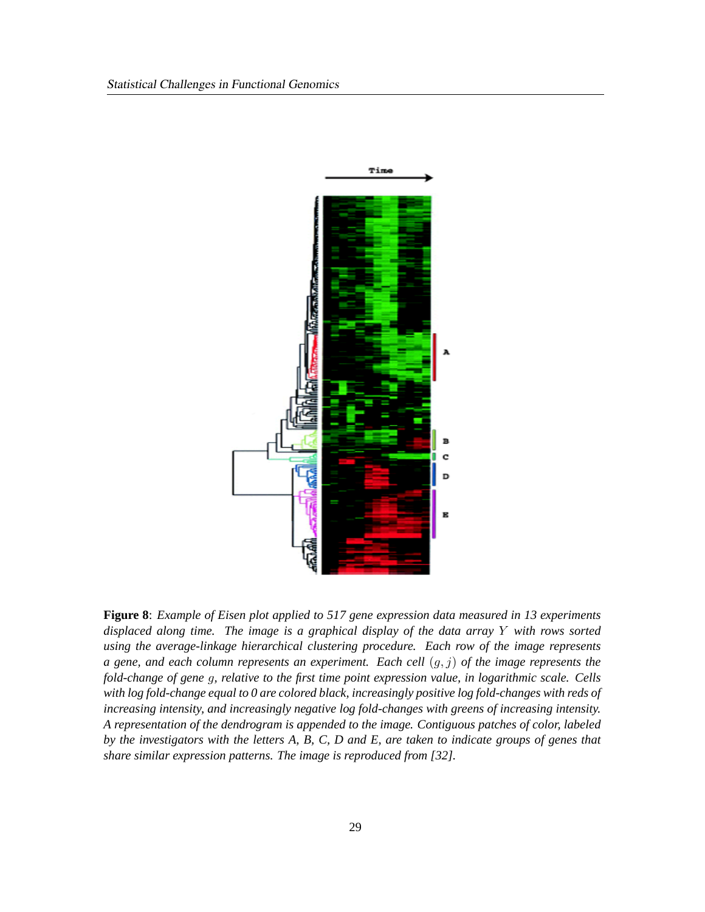**Figure 8**: *Example of Eisen plot applied to 517 gene expression data measured in 13 experiments displaced along time. The image is a graphical display of the data array $Y$ with rows sorted using the average-linkage hierarchical clustering procedure. Each row of the image represents a gene, and each column represents an experiment. Each cell $(g, j)$ of the image represents the fold-change of gene $g$, relative to the first time point expression value, in logarithmic scale. Cells with log fold-change equal to 0 are colored black, increasingly positive log fold-changes with reds of increasing intensity, and increasingly negative log fold-changes with greens of increasing intensity. A representation of the dendrogram is appended to the image. Contiguous patches of color, labeled by the investigators with the letters A, B, C, D and E, are taken to indicate groups of genes that share similar expression patterns. The image is reproduced from [32].*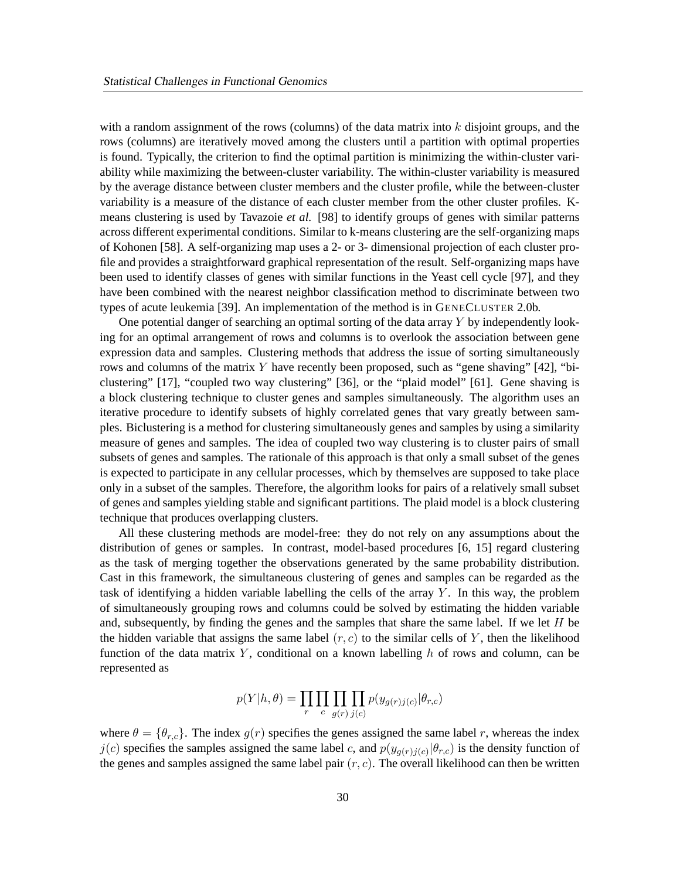with a random assignment of the rows (columns) of the data matrix into $k$ disjoint groups, and the rows (columns) are iteratively moved among the clusters until a partition with optimal properties is found. Typically, the criterion to find the optimal partition is minimizing the within-cluster variability while maximizing the between-cluster variability. The within-cluster variability is measured by the average distance between cluster members and the cluster profile, while the between-cluster variability is a measure of the distance of each cluster member from the other cluster profiles. K-means clustering is used by Tavazoie *et al.* [98] to identify groups of genes with similar patterns across different experimental conditions. Similar to k-means clustering are the self-organizing maps of Kohonen [58]. A self-organizing map uses a 2- or 3- dimensional projection of each cluster profile and provides a straightforward graphical representation of the result. Self-organizing maps have been used to identify classes of genes with similar functions in the Yeast cell cycle [97], and they have been combined with the nearest neighbor classification method to discriminate between two types of acute leukemia [39]. An implementation of the method is in GENECLUSTER 2.0b.

One potential danger of searching an optimal sorting of the data array $Y$ by independently looking for an optimal arrangement of rows and columns is to overlook the association between gene expression data and samples. Clustering methods that address the issue of sorting simultaneously rows and columns of the matrix $Y$ have recently been proposed, such as "gene shaving" [42], "biclustering" [17], "coupled two way clustering" [36], or the "plaid model" [61]. Gene shaving is a block clustering technique to cluster genes and samples simultaneously. The algorithm uses an iterative procedure to identify subsets of highly correlated genes that vary greatly between samples. Biclustering is a method for clustering simultaneously genes and samples by using a similarity measure of genes and samples. The idea of coupled two way clustering is to cluster pairs of small subsets of genes and samples. The rationale of this approach is that only a small subset of the genes is expected to participate in any cellular processes, which by themselves are supposed to take place only in a subset of the samples. Therefore, the algorithm looks for pairs of a relatively small subset of genes and samples yielding stable and significant partitions. The plaid model is a block clustering technique that produces overlapping clusters.

All these clustering methods are model-free: they do not rely on any assumptions about the distribution of genes or samples. In contrast, model-based procedures [6, 15] regard clustering as the task of merging together the observations generated by the same probability distribution. Cast in this framework, the simultaneous clustering of genes and samples can be regarded as the task of identifying a hidden variable labelling the cells of the array $Y$. In this way, the problem of simultaneously grouping rows and columns could be solved by estimating the hidden variable and, subsequently, by finding the genes and the samples that share the same label. If we let $H$ be the hidden variable that assigns the same label $(r, c)$ to the similar cells of $Y$, then the likelihood function of the data matrix $Y$, conditional on a known labelling $h$ of rows and column, can be represented as

$$p(Y|h, \theta) = \prod_r \prod_c \prod_{g(r)} \prod_{j(c)} p(y_{g(r)j(c)}|\theta_{r,c})$$

where $\theta = \{\theta_{r,c}\}$. The index $g(r)$ specifies the genes assigned the same label $r$, whereas the index $j(c)$ specifies the samples assigned the same label $c$, and $p(y_{g(r)j(c)}|\theta_{r,c})$ is the density function of the genes and samples assigned the same label pair $(r, c)$. The overall likelihood can then be written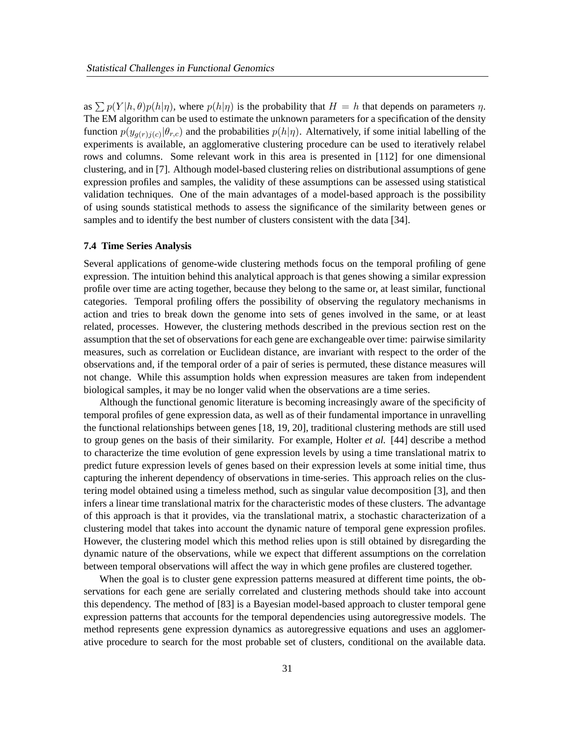as $\sum p(Y|h, \theta)p(h|\eta)$, where $p(h|\eta)$ is the probability that $H = h$ that depends on parameters $\eta$. The EM algorithm can be used to estimate the unknown parameters for a specification of the density function $p(y_{g(r)j(c)}|\theta_{r,c})$ and the probabilities $p(h|\eta)$. Alternatively, if some initial labelling of the experiments is available, an agglomerative clustering procedure can be used to iteratively relabel rows and columns. Some relevant work in this area is presented in [112] for one dimensional clustering, and in [7]. Although model-based clustering relies on distributional assumptions of gene expression profiles and samples, the validity of these assumptions can be assessed using statistical validation techniques. One of the main advantages of a model-based approach is the possibility of using sounds statistical methods to assess the significance of the similarity between genes or samples and to identify the best number of clusters consistent with the data [34].

### 7.4 Time Series Analysis

Several applications of genome-wide clustering methods focus on the temporal profiling of gene expression. The intuition behind this analytical approach is that genes showing a similar expression profile over time are acting together, because they belong to the same or, at least similar, functional categories. Temporal profiling offers the possibility of observing the regulatory mechanisms in action and tries to break down the genome into sets of genes involved in the same, or at least related, processes. However, the clustering methods described in the previous section rest on the assumption that the set of observations for each gene are exchangeable over time: pairwise similarity measures, such as correlation or Euclidean distance, are invariant with respect to the order of the observations and, if the temporal order of a pair of series is permuted, these distance measures will not change. While this assumption holds when expression measures are taken from independent biological samples, it may be no longer valid when the observations are a time series.

Although the functional genomic literature is becoming increasingly aware of the specificity of temporal profiles of gene expression data, as well as of their fundamental importance in unravelling the functional relationships between genes [18, 19, 20], traditional clustering methods are still used to group genes on the basis of their similarity. For example, Holter *et al.* [44] describe a method to characterize the time evolution of gene expression levels by using a time translational matrix to predict future expression levels of genes based on their expression levels at some initial time, thus capturing the inherent dependency of observations in time-series. This approach relies on the clustering model obtained using a timeless method, such as singular value decomposition [3], and then infers a linear time translational matrix for the characteristic modes of these clusters. The advantage of this approach is that it provides, via the translational matrix, a stochastic characterization of a clustering model that takes into account the dynamic nature of temporal gene expression profiles. However, the clustering model which this method relies upon is still obtained by disregarding the dynamic nature of the observations, while we expect that different assumptions on the correlation between temporal observations will affect the way in which gene profiles are clustered together.

When the goal is to cluster gene expression patterns measured at different time points, the observations for each gene are serially correlated and clustering methods should take into account this dependency. The method of [83] is a Bayesian model-based approach to cluster temporal gene expression patterns that accounts for the temporal dependencies using autoregressive models. The method represents gene expression dynamics as autoregressive equations and uses an agglomerative procedure to search for the most probable set of clusters, conditional on the available data.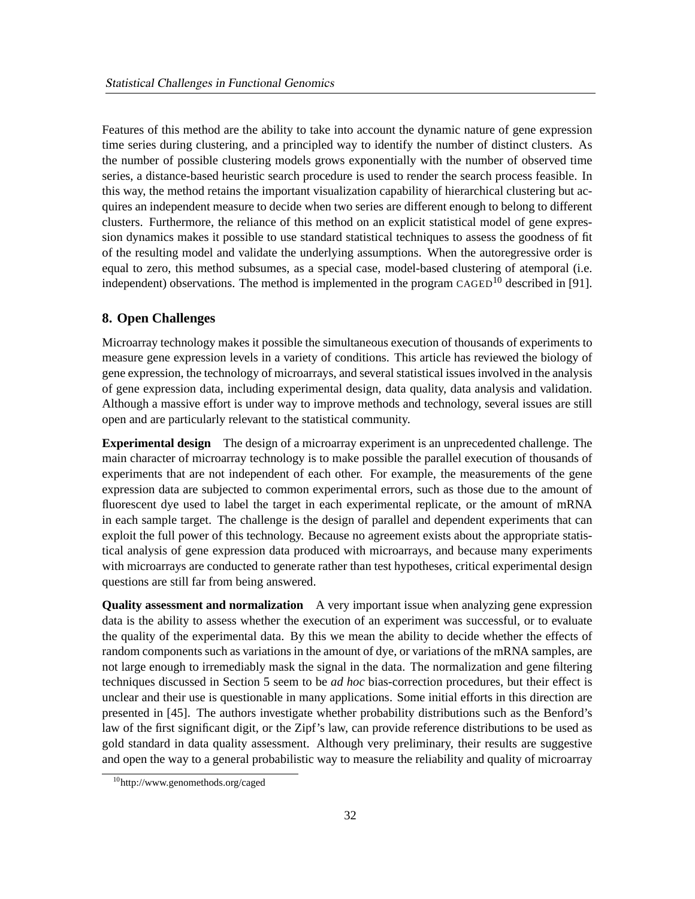Features of this method are the ability to take into account the dynamic nature of gene expression time series during clustering, and a principled way to identify the number of distinct clusters. As the number of possible clustering models grows exponentially with the number of observed time series, a distance-based heuristic search procedure is used to render the search process feasible. In this way, the method retains the important visualization capability of hierarchical clustering but acquires an independent measure to decide when two series are different enough to belong to different clusters. Furthermore, the reliance of this method on an explicit statistical model of gene expression dynamics makes it possible to use standard statistical techniques to assess the goodness of fit of the resulting model and validate the underlying assumptions. When the autoregressive order is equal to zero, this method subsumes, as a special case, model-based clustering of atemporal (i.e. independent) observations. The method is implemented in the program CAGED[10] described in [91].

## 8. Open Challenges

Microarray technology makes it possible the simultaneous execution of thousands of experiments to measure gene expression levels in a variety of conditions. This article has reviewed the biology of gene expression, the technology of microarrays, and several statistical issues involved in the analysis of gene expression data, including experimental design, data quality, data analysis and validation. Although a massive effort is under way to improve methods and technology, several issues are still open and are particularly relevant to the statistical community.

**Experimental design** The design of a microarray experiment is an unprecedented challenge. The main character of microarray technology is to make possible the parallel execution of thousands of experiments that are not independent of each other. For example, the measurements of the gene expression data are subjected to common experimental errors, such as those due to the amount of fluorescent dye used to label the target in each experimental replicate, or the amount of mRNA in each sample target. The challenge is the design of parallel and dependent experiments that can exploit the full power of this technology. Because no agreement exists about the appropriate statistical analysis of gene expression data produced with microarrays, and because many experiments with microarrays are conducted to generate rather than test hypotheses, critical experimental design questions are still far from being answered.

**Quality assessment and normalization** A very important issue when analyzing gene expression data is the ability to assess whether the execution of an experiment was successful, or to evaluate the quality of the experimental data. By this we mean the ability to decide whether the effects of random components such as variations in the amount of dye, or variations of the mRNA samples, are not large enough to irremediably mask the signal in the data. The normalization and gene filtering techniques discussed in Section 5 seem to be *ad hoc* bias-correction procedures, but their effect is unclear and their use is questionable in many applications. Some initial efforts in this direction are presented in [45]. The authors investigate whether probability distributions such as the Benford's law of the first significant digit, or the Zipf's law, can provide reference distributions to be used as gold standard in data quality assessment. Although very preliminary, their results are suggestive and open the way to a general probabilistic way to measure the reliability and quality of microarray

[10] http://www.genomethods.org/caged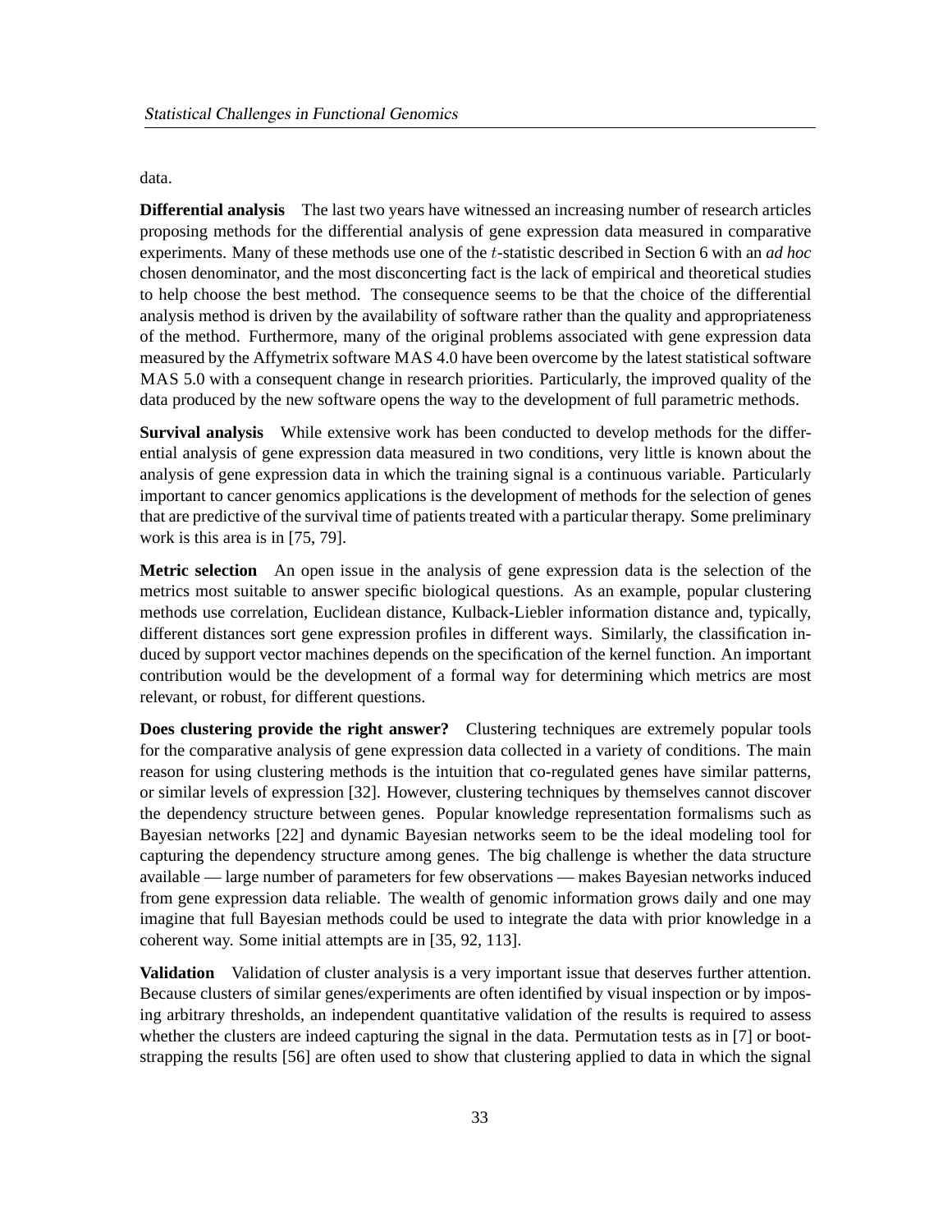data.

**Differential analysis** The last two years have witnessed an increasing number of research articles proposing methods for the differential analysis of gene expression data measured in comparative experiments. Many of these methods use one of the $t$-statistic described in Section 6 with an *ad hoc* chosen denominator, and the most disconcerting fact is the lack of empirical and theoretical studies to help choose the best method. The consequence seems to be that the choice of the differential analysis method is driven by the availability of software rather than the quality and appropriateness of the method. Furthermore, many of the original problems associated with gene expression data measured by the Affymetrix software MAS 4.0 have been overcome by the latest statistical software MAS 5.0 with a consequent change in research priorities. Particularly, the improved quality of the data produced by the new software opens the way to the development of full parametric methods.

**Survival analysis** While extensive work has been conducted to develop methods for the differential analysis of gene expression data measured in two conditions, very little is known about the analysis of gene expression data in which the training signal is a continuous variable. Particularly important to cancer genomics applications is the development of methods for the selection of genes that are predictive of the survival time of patients treated with a particular therapy. Some preliminary work is this area is in [75, 79].

**Metric selection** An open issue in the analysis of gene expression data is the selection of the metrics most suitable to answer specific biological questions. As an example, popular clustering methods use correlation, Euclidean distance, Kulback-Liebler information distance and, typically, different distances sort gene expression profiles in different ways. Similarly, the classification induced by support vector machines depends on the specification of the kernel function. An important contribution would be the development of a formal way for determining which metrics are most relevant, or robust, for different questions.

**Does clustering provide the right answer?** Clustering techniques are extremely popular tools for the comparative analysis of gene expression data collected in a variety of conditions. The main reason for using clustering methods is the intuition that co-regulated genes have similar patterns, or similar levels of expression [32]. However, clustering techniques by themselves cannot discover the dependency structure between genes. Popular knowledge representation formalisms such as Bayesian networks [22] and dynamic Bayesian networks seem to be the ideal modeling tool for capturing the dependency structure among genes. The big challenge is whether the data structure available — large number of parameters for few observations — makes Bayesian networks induced from gene expression data reliable. The wealth of genomic information grows daily and one may imagine that full Bayesian methods could be used to integrate the data with prior knowledge in a coherent way. Some initial attempts are in [35, 92, 113].

**Validation** Validation of cluster analysis is a very important issue that deserves further attention. Because clusters of similar genes/experiments are often identified by visual inspection or by imposing arbitrary thresholds, an independent quantitative validation of the results is required to assess whether the clusters are indeed capturing the signal in the data. Permutation tests as in [7] or bootstrapping the results [56] are often used to show that clustering applied to data in which the signal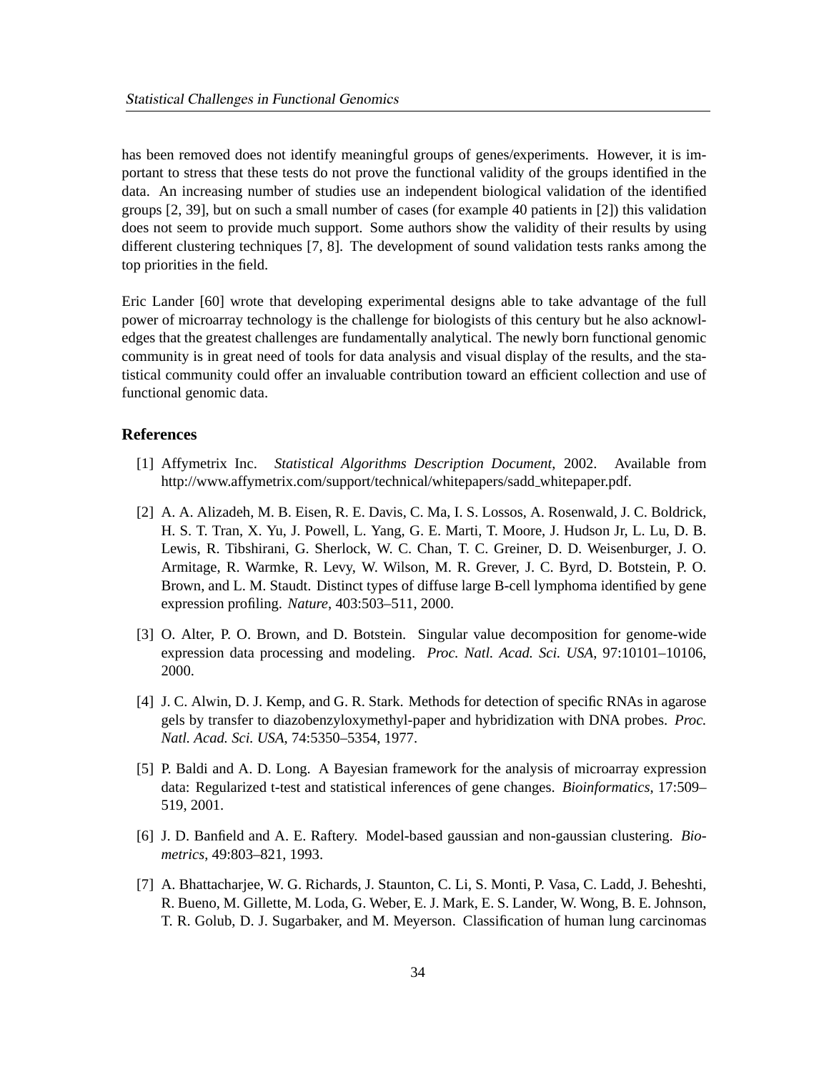has been removed does not identify meaningful groups of genes/experiments. However, it is important to stress that these tests do not prove the functional validity of the groups identified in the data. An increasing number of studies use an independent biological validation of the identified groups [2, 39], but on such a small number of cases (for example 40 patients in [2]) this validation does not seem to provide much support. Some authors show the validity of their results by using different clustering techniques [7, 8]. The development of sound validation tests ranks among the top priorities in the field.

Eric Lander [60] wrote that developing experimental designs able to take advantage of the full power of microarray technology is the challenge for biologists of this century but he also acknowledges that the greatest challenges are fundamentally analytical. The newly born functional genomic community is in great need of tools for data analysis and visual display of the results, and the statistical community could offer an invaluable contribution toward an efficient collection and use of functional genomic data.

## References

[1] Affymetrix Inc. *Statistical Algorithms Description Document*, 2002. Available from http://www.affymetrix.com/support/technical/whitepapers/sadd_whitepaper.pdf.

[2] A. A. Alizadeh, M. B. Eisen, R. E. Davis, C. Ma, I. S. Lossos, A. Rosenwald, J. C. Boldrick, H. S. T. Tran, X. Yu, J. Powell, L. Yang, G. E. Marti, T. Moore, J. Hudson Jr, L. Lu, D. B. Lewis, R. Tibshirani, G. Sherlock, W. C. Chan, T. C. Greiner, D. D. Weisenburger, J. O. Armitage, R. Warmke, R. Levy, W. Wilson, M. R. Grever, J. C. Byrd, D. Botstein, P. O. Brown, and L. M. Staudt. Distinct types of diffuse large B-cell lymphoma identified by gene expression profiling. *Nature*, 403:503–511, 2000.

[3] O. Alter, P. O. Brown, and D. Botstein. Singular value decomposition for genome-wide expression data processing and modeling. *Proc. Natl. Acad. Sci. USA*, 97:10101–10106, 2000.

[4] J. C. Alwin, D. J. Kemp, and G. R. Stark. Methods for detection of specific RNAs in agarose gels by transfer to diazobenzyloxymethyl-paper and hybridization with DNA probes. *Proc. Natl. Acad. Sci. USA*, 74:5350–5354, 1977.

[5] P. Baldi and A. D. Long. A Bayesian framework for the analysis of microarray expression data: Regularized t-test and statistical inferences of gene changes. *Bioinformatics*, 17:509–519, 2001.

[6] J. D. Banfield and A. E. Raftery. Model-based gaussian and non-gaussian clustering. *Biometrics*, 49:803–821, 1993.

[7] A. Bhattacharjee, W. G. Richards, J. Staunton, C. Li, S. Monti, P. Vasa, C. Ladd, J. Beheshti, R. Bueno, M. Gillette, M. Loda, G. Weber, E. J. Mark, E. S. Lander, W. Wong, B. E. Johnson, T. R. Golub, D. J. Sugarbaker, and M. Meyerson. Classification of human lung carcinomas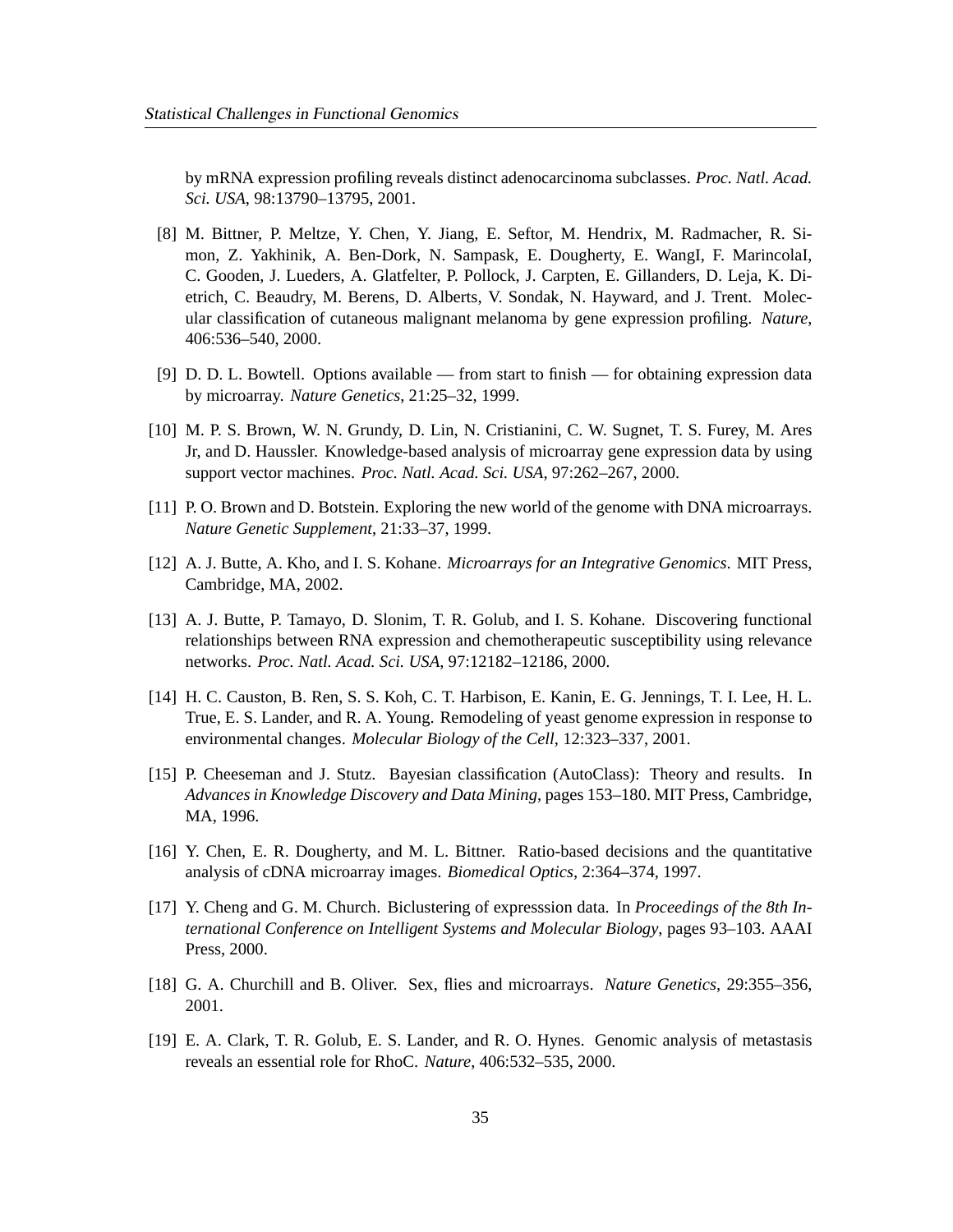by mRNA expression profiling reveals distinct adenocarcinoma subclasses. *Proc. Natl. Acad. Sci. USA*, 98:13790–13795, 2001.

[8] M. Bittner, P. Meltze, Y. Chen, Y. Jiang, E. Seftor, M. Hendrix, M. Radmacher, R. Simon, Z. Yakhinik, A. Ben-Dork, N. Sampask, E. Dougherty, E. WangI, F. MarincolaI, C. Gooden, J. Lueders, A. Glatfelter, P. Pollock, J. Carpten, E. Gillanders, D. Leja, K. Dietrich, C. Beaudry, M. Berens, D. Alberts, V. Sondak, N. Hayward, and J. Trent. Molecular classification of cutaneous malignant melanoma by gene expression profiling. *Nature*, 406:536–540, 2000.

[9] D. D. L. Bowtell. Options available — from start to finish — for obtaining expression data by microarray. *Nature Genetics*, 21:25–32, 1999.

[10] M. P. S. Brown, W. N. Grundy, D. Lin, N. Cristianini, C. W. Sugnet, T. S. Furey, M. Ares Jr, and D. Haussler. Knowledge-based analysis of microarray gene expression data by using support vector machines. *Proc. Natl. Acad. Sci. USA*, 97:262–267, 2000.

[11] P. O. Brown and D. Botstein. Exploring the new world of the genome with DNA microarrays. *Nature Genetic Supplement*, 21:33–37, 1999.

[12] A. J. Butte, A. Kho, and I. S. Kohane. *Microarrays for an Integrative Genomics*. MIT Press, Cambridge, MA, 2002.

[13] A. J. Butte, P. Tamayo, D. Slonim, T. R. Golub, and I. S. Kohane. Discovering functional relationships between RNA expression and chemotherapeutic susceptibility using relevance networks. *Proc. Natl. Acad. Sci. USA*, 97:12182–12186, 2000.

[14] H. C. Causton, B. Ren, S. S. Koh, C. T. Harbison, E. Kanin, E. G. Jennings, T. I. Lee, H. L. True, E. S. Lander, and R. A. Young. Remodeling of yeast genome expression in response to environmental changes. *Molecular Biology of the Cell*, 12:323–337, 2001.

[15] P. Cheeseman and J. Stutz. Bayesian classification (AutoClass): Theory and results. In *Advances in Knowledge Discovery and Data Mining*, pages 153–180. MIT Press, Cambridge, MA, 1996.

[16] Y. Chen, E. R. Dougherty, and M. L. Bittner. Ratio-based decisions and the quantitative analysis of cDNA microarray images. *Biomedical Optics*, 2:364–374, 1997.

[17] Y. Cheng and G. M. Church. Biclustering of expresssion data. In *Proceedings of the 8th International Conference on Intelligent Systems and Molecular Biology*, pages 93–103. AAAI Press, 2000.

[18] G. A. Churchill and B. Oliver. Sex, flies and microarrays. *Nature Genetics*, 29:355–356, 2001.

[19] E. A. Clark, T. R. Golub, E. S. Lander, and R. O. Hynes. Genomic analysis of metastasis reveals an essential role for RhoC. *Nature*, 406:532–535, 2000.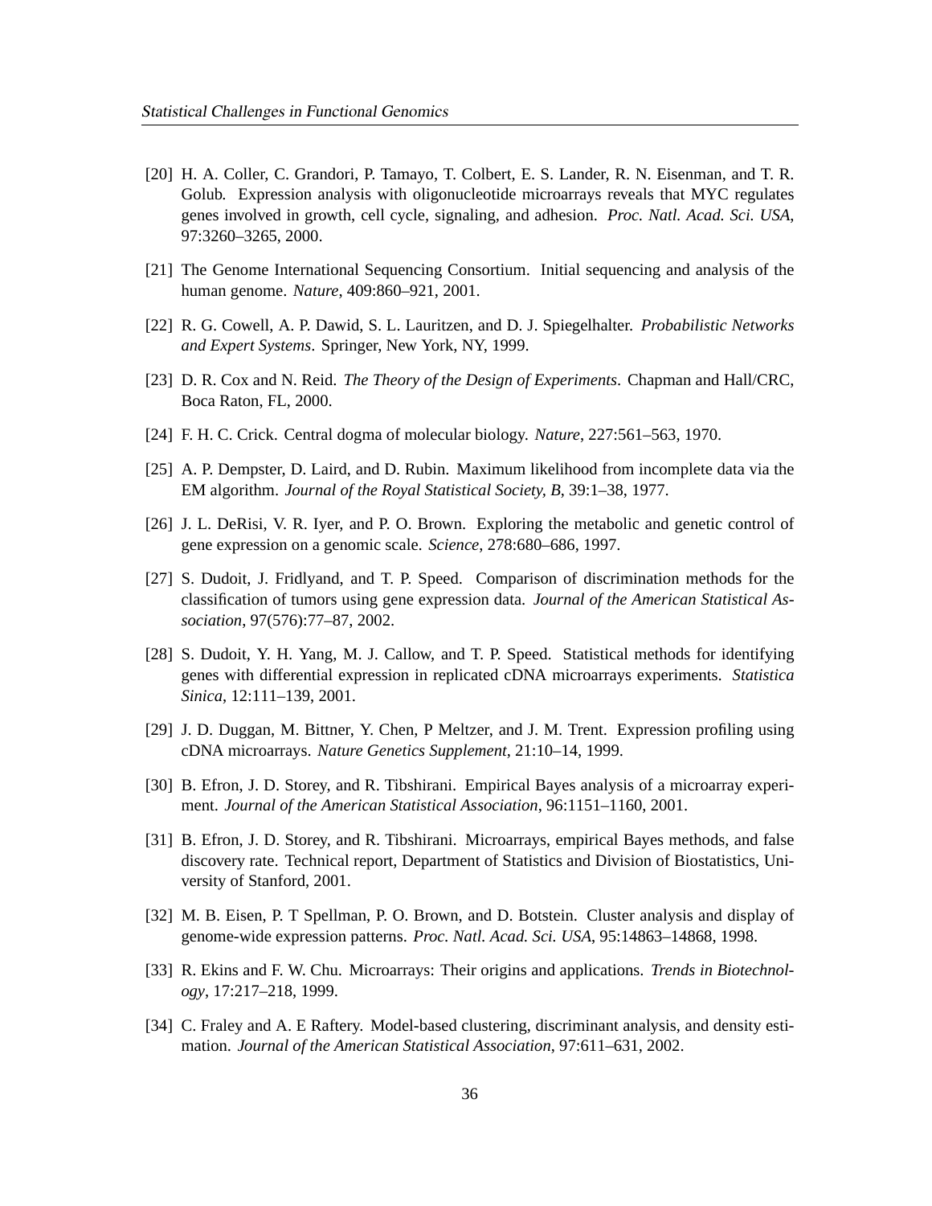[20] H. A. Coller, C. Grandori, P. Tamayo, T. Colbert, E. S. Lander, R. N. Eisenman, and T. R. Golub. Expression analysis with oligonucleotide microarrays reveals that MYC regulates genes involved in growth, cell cycle, signaling, and adhesion. *Proc. Natl. Acad. Sci. USA*, 97:3260–3265, 2000.

[21] The Genome International Sequencing Consortium. Initial sequencing and analysis of the human genome. *Nature*, 409:860–921, 2001.

[22] R. G. Cowell, A. P. Dawid, S. L. Lauritzen, and D. J. Spiegelhalter. *Probabilistic Networks and Expert Systems*. Springer, New York, NY, 1999.

[23] D. R. Cox and N. Reid. *The Theory of the Design of Experiments*. Chapman and Hall/CRC, Boca Raton, FL, 2000.

[24] F. H. C. Crick. Central dogma of molecular biology. *Nature*, 227:561–563, 1970.

[25] A. P. Dempster, D. Laird, and D. Rubin. Maximum likelihood from incomplete data via the EM algorithm. *Journal of the Royal Statistical Society, B*, 39:1–38, 1977.

[26] J. L. DeRisi, V. R. Iyer, and P. O. Brown. Exploring the metabolic and genetic control of gene expression on a genomic scale. *Science*, 278:680–686, 1997.

[27] S. Dudoit, J. Fridlyand, and T. P. Speed. Comparison of discrimination methods for the classification of tumors using gene expression data. *Journal of the American Statistical Association*, 97(576):77–87, 2002.

[28] S. Dudoit, Y. H. Yang, M. J. Callow, and T. P. Speed. Statistical methods for identifying genes with differential expression in replicated cDNA microarrays experiments. *Statistica Sinica*, 12:111–139, 2001.

[29] J. D. Duggan, M. Bittner, Y. Chen, P Meltzer, and J. M. Trent. Expression profiling using cDNA microarrays. *Nature Genetics Supplement*, 21:10–14, 1999.

[30] B. Efron, J. D. Storey, and R. Tibshirani. Empirical Bayes analysis of a microarray experiment. *Journal of the American Statistical Association*, 96:1151–1160, 2001.

[31] B. Efron, J. D. Storey, and R. Tibshirani. Microarrays, empirical Bayes methods, and false discovery rate. Technical report, Department of Statistics and Division of Biostatistics, University of Stanford, 2001.

[32] M. B. Eisen, P. T Spellman, P. O. Brown, and D. Botstein. Cluster analysis and display of genome-wide expression patterns. *Proc. Natl. Acad. Sci. USA*, 95:14863–14868, 1998.

[33] R. Ekins and F. W. Chu. Microarrays: Their origins and applications. *Trends in Biotechnology*, 17:217–218, 1999.

[34] C. Fraley and A. E Raftery. Model-based clustering, discriminant analysis, and density estimation. *Journal of the American Statistical Association*, 97:611–631, 2002.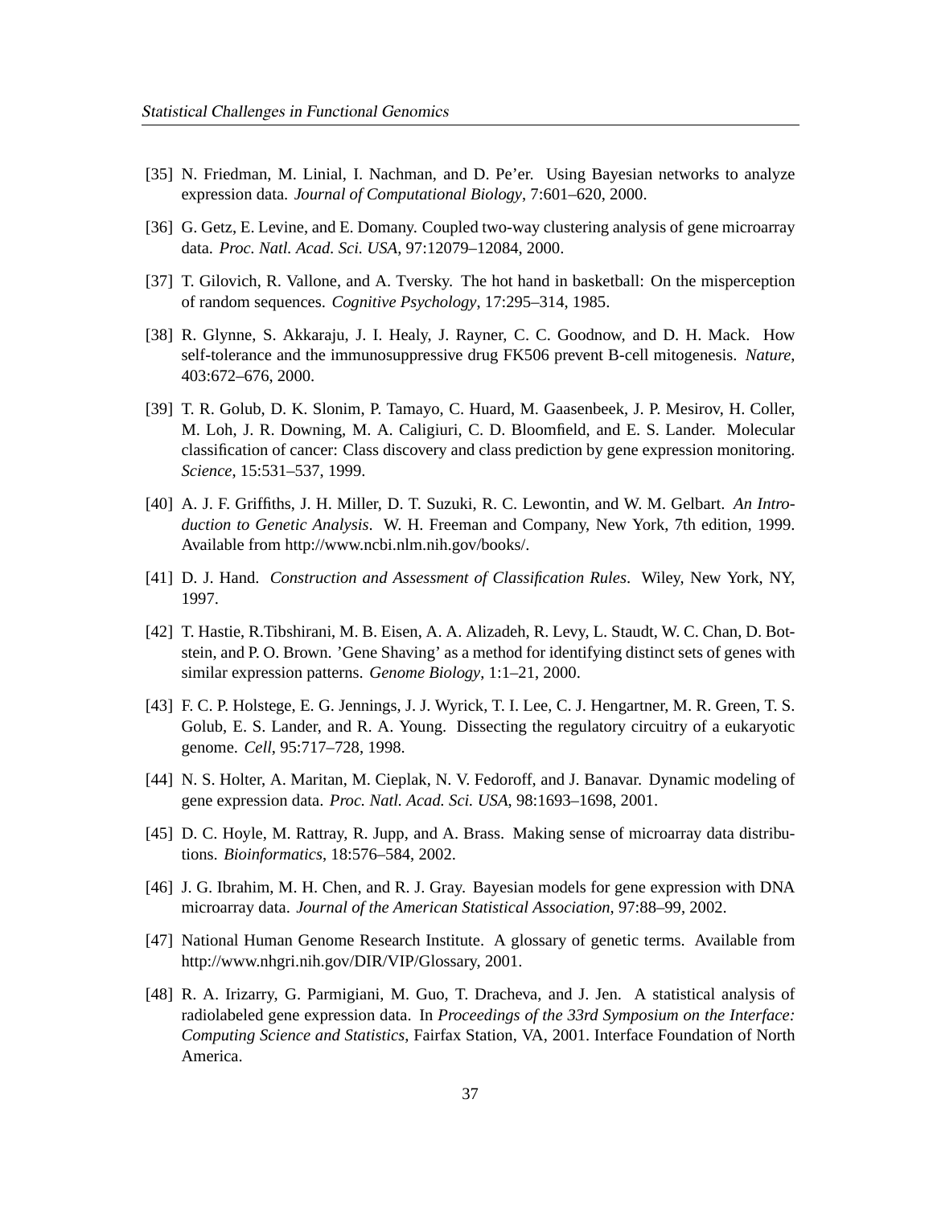[35] N. Friedman, M. Linial, I. Nachman, and D. Pe'er. Using Bayesian networks to analyze expression data. *Journal of Computational Biology*, 7:601–620, 2000.

[36] G. Getz, E. Levine, and E. Domany. Coupled two-way clustering analysis of gene microarray data. *Proc. Natl. Acad. Sci. USA*, 97:12079–12084, 2000.

[37] T. Gilovich, R. Vallone, and A. Tversky. The hot hand in basketball: On the misperception of random sequences. *Cognitive Psychology*, 17:295–314, 1985.

[38] R. Glynne, S. Akkaraju, J. I. Healy, J. Rayner, C. C. Goodnow, and D. H. Mack. How self-tolerance and the immunosuppressive drug FK506 prevent B-cell mitogenesis. *Nature*, 403:672–676, 2000.

[39] T. R. Golub, D. K. Slonim, P. Tamayo, C. Huard, M. Gaasenbeek, J. P. Mesirov, H. Coller, M. Loh, J. R. Downing, M. A. Caligiuri, C. D. Bloomfield, and E. S. Lander. Molecular classification of cancer: Class discovery and class prediction by gene expression monitoring. *Science*, 15:531–537, 1999.

[40] A. J. F. Griffiths, J. H. Miller, D. T. Suzuki, R. C. Lewontin, and W. M. Gelbart. *An Introduction to Genetic Analysis*. W. H. Freeman and Company, New York, 7th edition, 1999. Available from http://www.ncbi.nlm.nih.gov/books/.

[41] D. J. Hand. *Construction and Assessment of Classification Rules*. Wiley, New York, NY, 1997.

[42] T. Hastie, R.Tibshirani, M. B. Eisen, A. A. Alizadeh, R. Levy, L. Staudt, W. C. Chan, D. Botstein, and P. O. Brown. 'Gene Shaving' as a method for identifying distinct sets of genes with similar expression patterns. *Genome Biology*, 1:1–21, 2000.

[43] F. C. P. Holstege, E. G. Jennings, J. J. Wyrick, T. I. Lee, C. J. Hengartner, M. R. Green, T. S. Golub, E. S. Lander, and R. A. Young. Dissecting the regulatory circuitry of a eukaryotic genome. *Cell*, 95:717–728, 1998.

[44] N. S. Holter, A. Maritan, M. Cieplak, N. V. Fedoroff, and J. Banavar. Dynamic modeling of gene expression data. *Proc. Natl. Acad. Sci. USA*, 98:1693–1698, 2001.

[45] D. C. Hoyle, M. Rattray, R. Jupp, and A. Brass. Making sense of microarray data distributions. *Bioinformatics*, 18:576–584, 2002.

[46] J. G. Ibrahim, M. H. Chen, and R. J. Gray. Bayesian models for gene expression with DNA microarray data. *Journal of the American Statistical Association*, 97:88–99, 2002.

[47] National Human Genome Research Institute. A glossary of genetic terms. Available from http://www.nhgri.nih.gov/DIR/VIP/Glossary, 2001.

[48] R. A. Irizarry, G. Parmigiani, M. Guo, T. Dracheva, and J. Jen. A statistical analysis of radiolabeled gene expression data. In *Proceedings of the 33rd Symposium on the Interface: Computing Science and Statistics*, Fairfax Station, VA, 2001. Interface Foundation of North America.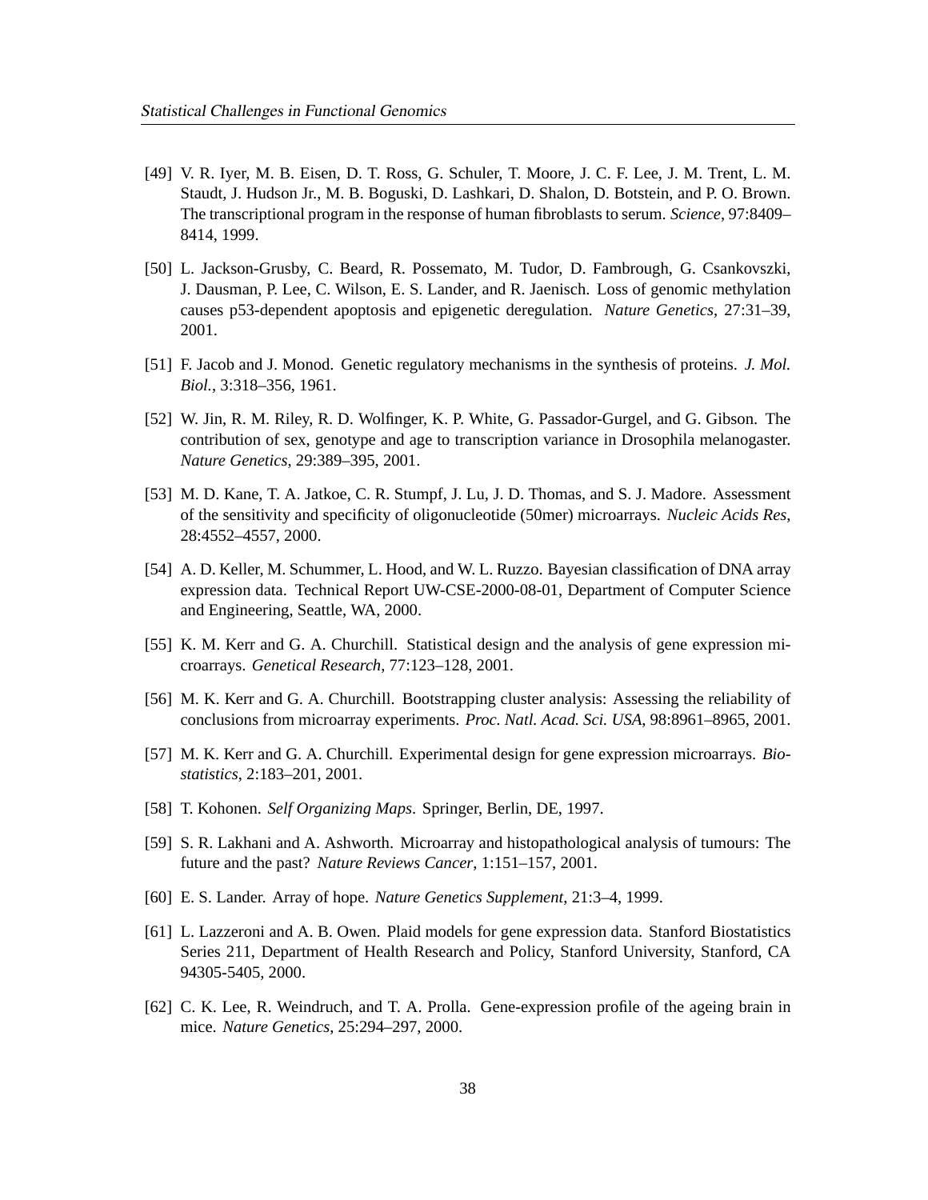[49] V. R. Iyer, M. B. Eisen, D. T. Ross, G. Schuler, T. Moore, J. C. F. Lee, J. M. Trent, L. M. Staudt, J. Hudson Jr., M. B. Boguski, D. Lashkari, D. Shalon, D. Botstein, and P. O. Brown. The transcriptional program in the response of human fibroblasts to serum. *Science*, 97:8409–8414, 1999.

[50] L. Jackson-Grusby, C. Beard, R. Possemato, M. Tudor, D. Fambrough, G. Csankovszki, J. Dausman, P. Lee, C. Wilson, E. S. Lander, and R. Jaenisch. Loss of genomic methylation causes p53-dependent apoptosis and epigenetic deregulation. *Nature Genetics*, 27:31–39, 2001.

[51] F. Jacob and J. Monod. Genetic regulatory mechanisms in the synthesis of proteins. *J. Mol. Biol.*, 3:318–356, 1961.

[52] W. Jin, R. M. Riley, R. D. Wolfinger, K. P. White, G. Passador-Gurgel, and G. Gibson. The contribution of sex, genotype and age to transcription variance in Drosophila melanogaster. *Nature Genetics*, 29:389–395, 2001.

[53] M. D. Kane, T. A. Jatkoe, C. R. Stumpf, J. Lu, J. D. Thomas, and S. J. Madore. Assessment of the sensitivity and specificity of oligonucleotide (50mer) microarrays. *Nucleic Acids Res*, 28:4552–4557, 2000.

[54] A. D. Keller, M. Schummer, L. Hood, and W. L. Ruzzo. Bayesian classification of DNA array expression data. Technical Report UW-CSE-2000-08-01, Department of Computer Science and Engineering, Seattle, WA, 2000.

[55] K. M. Kerr and G. A. Churchill. Statistical design and the analysis of gene expression microarrays. *Genetical Research*, 77:123–128, 2001.

[56] M. K. Kerr and G. A. Churchill. Bootstrapping cluster analysis: Assessing the reliability of conclusions from microarray experiments. *Proc. Natl. Acad. Sci. USA*, 98:8961–8965, 2001.

[57] M. K. Kerr and G. A. Churchill. Experimental design for gene expression microarrays. *Biostatistics*, 2:183–201, 2001.

[58] T. Kohonen. *Self Organizing Maps*. Springer, Berlin, DE, 1997.

[59] S. R. Lakhani and A. Ashworth. Microarray and histopathological analysis of tumours: The future and the past? *Nature Reviews Cancer*, 1:151–157, 2001.

[60] E. S. Lander. Array of hope. *Nature Genetics Supplement*, 21:3–4, 1999.

[61] L. Lazzeroni and A. B. Owen. Plaid models for gene expression data. Stanford Biostatistics Series 211, Department of Health Research and Policy, Stanford University, Stanford, CA 94305-5405, 2000.

[62] C. K. Lee, R. Weindruch, and T. A. Prolla. Gene-expression profile of the ageing brain in mice. *Nature Genetics*, 25:294–297, 2000.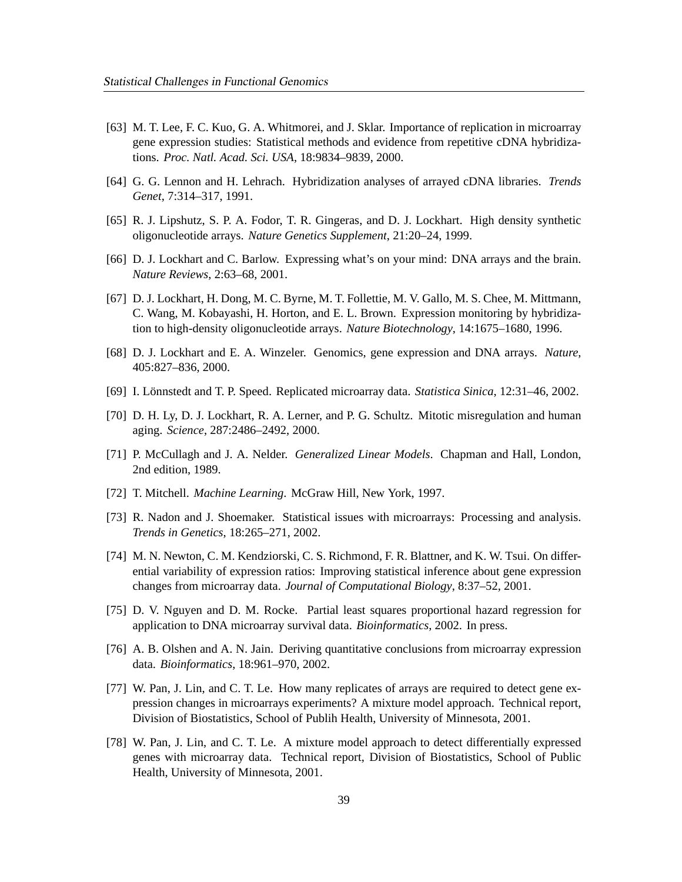[63] M. T. Lee, F. C. Kuo, G. A. Whitmorei, and J. Sklar. Importance of replication in microarray gene expression studies: Statistical methods and evidence from repetitive cDNA hybridizations. *Proc. Natl. Acad. Sci. USA*, 18:9834–9839, 2000.

[64] G. G. Lennon and H. Lehrach. Hybridization analyses of arrayed cDNA libraries. *Trends Genet*, 7:314–317, 1991.

[65] R. J. Lipshutz, S. P. A. Fodor, T. R. Gingeras, and D. J. Lockhart. High density synthetic oligonucleotide arrays. *Nature Genetics Supplement*, 21:20–24, 1999.

[66] D. J. Lockhart and C. Barlow. Expressing what's on your mind: DNA arrays and the brain. *Nature Reviews*, 2:63–68, 2001.

[67] D. J. Lockhart, H. Dong, M. C. Byrne, M. T. Follettie, M. V. Gallo, M. S. Chee, M. Mittmann, C. Wang, M. Kobayashi, H. Horton, and E. L. Brown. Expression monitoring by hybridization to high-density oligonucleotide arrays. *Nature Biotechnology*, 14:1675–1680, 1996.

[68] D. J. Lockhart and E. A. Winzeler. Genomics, gene expression and DNA arrays. *Nature*, 405:827–836, 2000.

[69] I. Lönnstedt and T. P. Speed. Replicated microarray data. *Statistica Sinica*, 12:31–46, 2002.

[70] D. H. Ly, D. J. Lockhart, R. A. Lerner, and P. G. Schultz. Mitotic misregulation and human aging. *Science*, 287:2486–2492, 2000.

[71] P. McCullagh and J. A. Nelder. *Generalized Linear Models*. Chapman and Hall, London, 2nd edition, 1989.

[72] T. Mitchell. *Machine Learning*. McGraw Hill, New York, 1997.

[73] R. Nadon and J. Shoemaker. Statistical issues with microarrays: Processing and analysis. *Trends in Genetics*, 18:265–271, 2002.

[74] M. N. Newton, C. M. Kendziorski, C. S. Richmond, F. R. Blattner, and K. W. Tsui. On differential variability of expression ratios: Improving statistical inference about gene expression changes from microarray data. *Journal of Computational Biology*, 8:37–52, 2001.

[75] D. V. Nguyen and D. M. Rocke. Partial least squares proportional hazard regression for application to DNA microarray survival data. *Bioinformatics*, 2002. In press.

[76] A. B. Olshen and A. N. Jain. Deriving quantitative conclusions from microarray expression data. *Bioinformatics*, 18:961–970, 2002.

[77] W. Pan, J. Lin, and C. T. Le. How many replicates of arrays are required to detect gene expression changes in microarrays experiments? A mixture model approach. Technical report, Division of Biostatistics, School of Publih Health, University of Minnesota, 2001.

[78] W. Pan, J. Lin, and C. T. Le. A mixture model approach to detect differentially expressed genes with microarray data. Technical report, Division of Biostatistics, School of Public Health, University of Minnesota, 2001.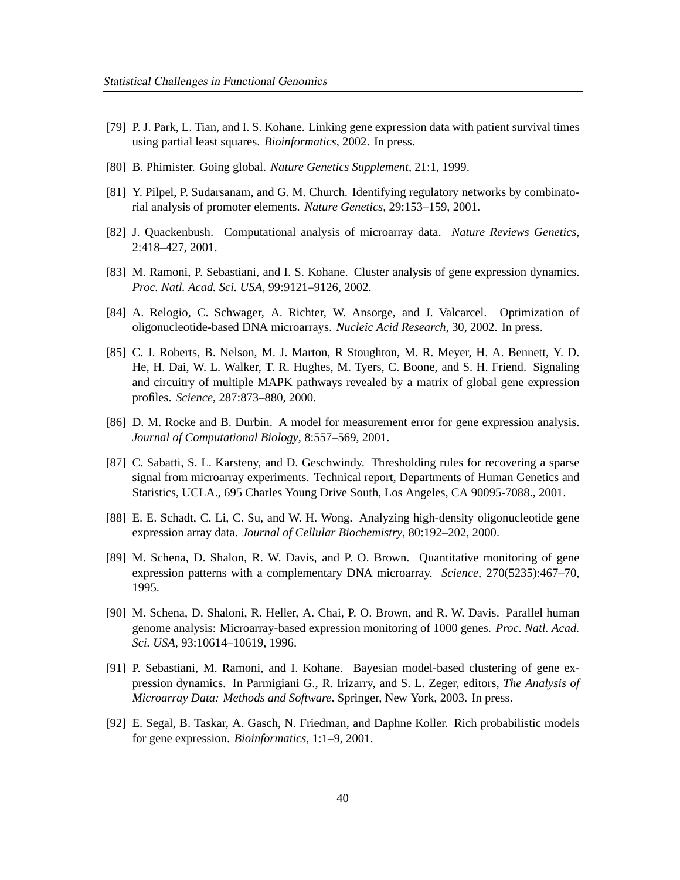[79] P. J. Park, L. Tian, and I. S. Kohane. Linking gene expression data with patient survival times using partial least squares. *Bioinformatics*, 2002. In press.

[80] B. Phimister. Going global. *Nature Genetics Supplement*, 21:1, 1999.

[81] Y. Pilpel, P. Sudarsanam, and G. M. Church. Identifying regulatory networks by combinatorial analysis of promoter elements. *Nature Genetics*, 29:153–159, 2001.

[82] J. Quackenbush. Computational analysis of microarray data. *Nature Reviews Genetics*, 2:418–427, 2001.

[83] M. Ramoni, P. Sebastiani, and I. S. Kohane. Cluster analysis of gene expression dynamics. *Proc. Natl. Acad. Sci. USA*, 99:9121–9126, 2002.

[84] A. Relogio, C. Schwager, A. Richter, W. Ansorge, and J. Valcarcel. Optimization of oligonucleotide-based DNA microarrays. *Nucleic Acid Research*, 30, 2002. In press.

[85] C. J. Roberts, B. Nelson, M. J. Marton, R Stoughton, M. R. Meyer, H. A. Bennett, Y. D. He, H. Dai, W. L. Walker, T. R. Hughes, M. Tyers, C. Boone, and S. H. Friend. Signaling and circuitry of multiple MAPK pathways revealed by a matrix of global gene expression profiles. *Science*, 287:873–880, 2000.

[86] D. M. Rocke and B. Durbin. A model for measurement error for gene expression analysis. *Journal of Computational Biology*, 8:557–569, 2001.

[87] C. Sabatti, S. L. Karsteny, and D. Geschwindy. Thresholding rules for recovering a sparse signal from microarray experiments. Technical report, Departments of Human Genetics and Statistics, UCLA., 695 Charles Young Drive South, Los Angeles, CA 90095-7088., 2001.

[88] E. E. Schadt, C. Li, C. Su, and W. H. Wong. Analyzing high-density oligonucleotide gene expression array data. *Journal of Cellular Biochemistry*, 80:192–202, 2000.

[89] M. Schena, D. Shalon, R. W. Davis, and P. O. Brown. Quantitative monitoring of gene expression patterns with a complementary DNA microarray. *Science*, 270(5235):467–70, 1995.

[90] M. Schena, D. Shaloni, R. Heller, A. Chai, P. O. Brown, and R. W. Davis. Parallel human genome analysis: Microarray-based expression monitoring of 1000 genes. *Proc. Natl. Acad. Sci. USA*, 93:10614–10619, 1996.

[91] P. Sebastiani, M. Ramoni, and I. Kohane. Bayesian model-based clustering of gene expression dynamics. In Parmigiani G., R. Irizarry, and S. L. Zeger, editors, *The Analysis of Microarray Data: Methods and Software*. Springer, New York, 2003. In press.

[92] E. Segal, B. Taskar, A. Gasch, N. Friedman, and Daphne Koller. Rich probabilistic models for gene expression. *Bioinformatics*, 1:1–9, 2001.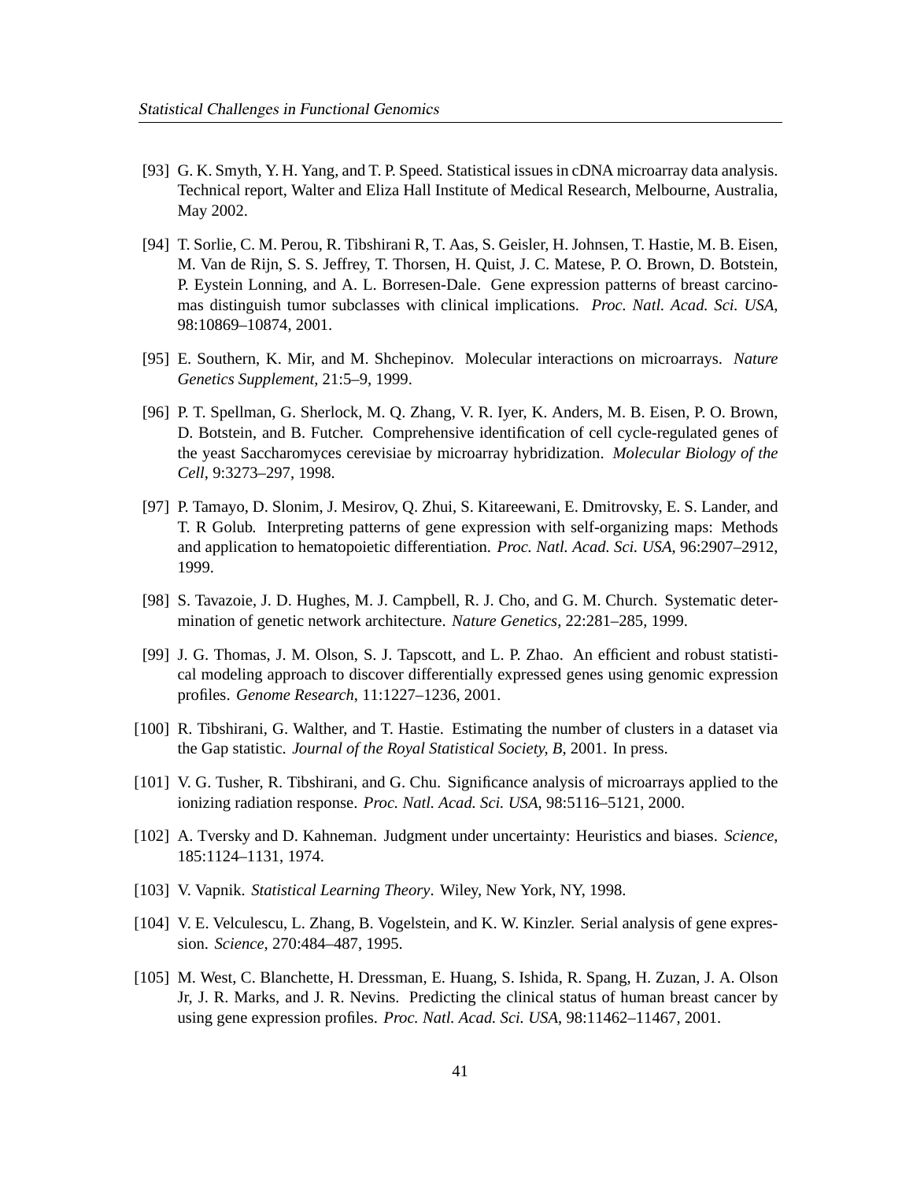[93] G. K. Smyth, Y. H. Yang, and T. P. Speed. Statistical issues in cDNA microarray data analysis. Technical report, Walter and Eliza Hall Institute of Medical Research, Melbourne, Australia, May 2002.

[94] T. Sorlie, C. M. Perou, R. Tibshirani R, T. Aas, S. Geisler, H. Johnsen, T. Hastie, M. B. Eisen, M. Van de Rijn, S. S. Jeffrey, T. Thorsen, H. Quist, J. C. Matese, P. O. Brown, D. Botstein, P. Eystein Lonning, and A. L. Borresen-Dale. Gene expression patterns of breast carcinomas distinguish tumor subclasses with clinical implications. *Proc. Natl. Acad. Sci. USA*, 98:10869–10874, 2001.

[95] E. Southern, K. Mir, and M. Shchepinov. Molecular interactions on microarrays. *Nature Genetics Supplement*, 21:5–9, 1999.

[96] P. T. Spellman, G. Sherlock, M. Q. Zhang, V. R. Iyer, K. Anders, M. B. Eisen, P. O. Brown, D. Botstein, and B. Futcher. Comprehensive identification of cell cycle-regulated genes of the yeast Saccharomyces cerevisiae by microarray hybridization. *Molecular Biology of the Cell*, 9:3273–297, 1998.

[97] P. Tamayo, D. Slonim, J. Mesirov, Q. Zhui, S. Kitareewani, E. Dmitrovsky, E. S. Lander, and T. R Golub. Interpreting patterns of gene expression with self-organizing maps: Methods and application to hematopoietic differentiation. *Proc. Natl. Acad. Sci. USA*, 96:2907–2912, 1999.

[98] S. Tavazoie, J. D. Hughes, M. J. Campbell, R. J. Cho, and G. M. Church. Systematic determination of genetic network architecture. *Nature Genetics*, 22:281–285, 1999.

[99] J. G. Thomas, J. M. Olson, S. J. Tapscott, and L. P. Zhao. An efficient and robust statistical modeling approach to discover differentially expressed genes using genomic expression profiles. *Genome Research*, 11:1227–1236, 2001.

[100] R. Tibshirani, G. Walther, and T. Hastie. Estimating the number of clusters in a dataset via the Gap statistic. *Journal of the Royal Statistical Society, B*, 2001. In press.

[101] V. G. Tusher, R. Tibshirani, and G. Chu. Significance analysis of microarrays applied to the ionizing radiation response. *Proc. Natl. Acad. Sci. USA*, 98:5116–5121, 2000.

[102] A. Tversky and D. Kahneman. Judgment under uncertainty: Heuristics and biases. *Science*, 185:1124–1131, 1974.

[103] V. Vapnik. *Statistical Learning Theory*. Wiley, New York, NY, 1998.

[104] V. E. Velculescu, L. Zhang, B. Vogelstein, and K. W. Kinzler. Serial analysis of gene expression. *Science*, 270:484–487, 1995.

[105] M. West, C. Blanchette, H. Dressman, E. Huang, S. Ishida, R. Spang, H. Zuzan, J. A. Olson Jr, J. R. Marks, and J. R. Nevins. Predicting the clinical status of human breast cancer by using gene expression profiles. *Proc. Natl. Acad. Sci. USA*, 98:11462–11467, 2001.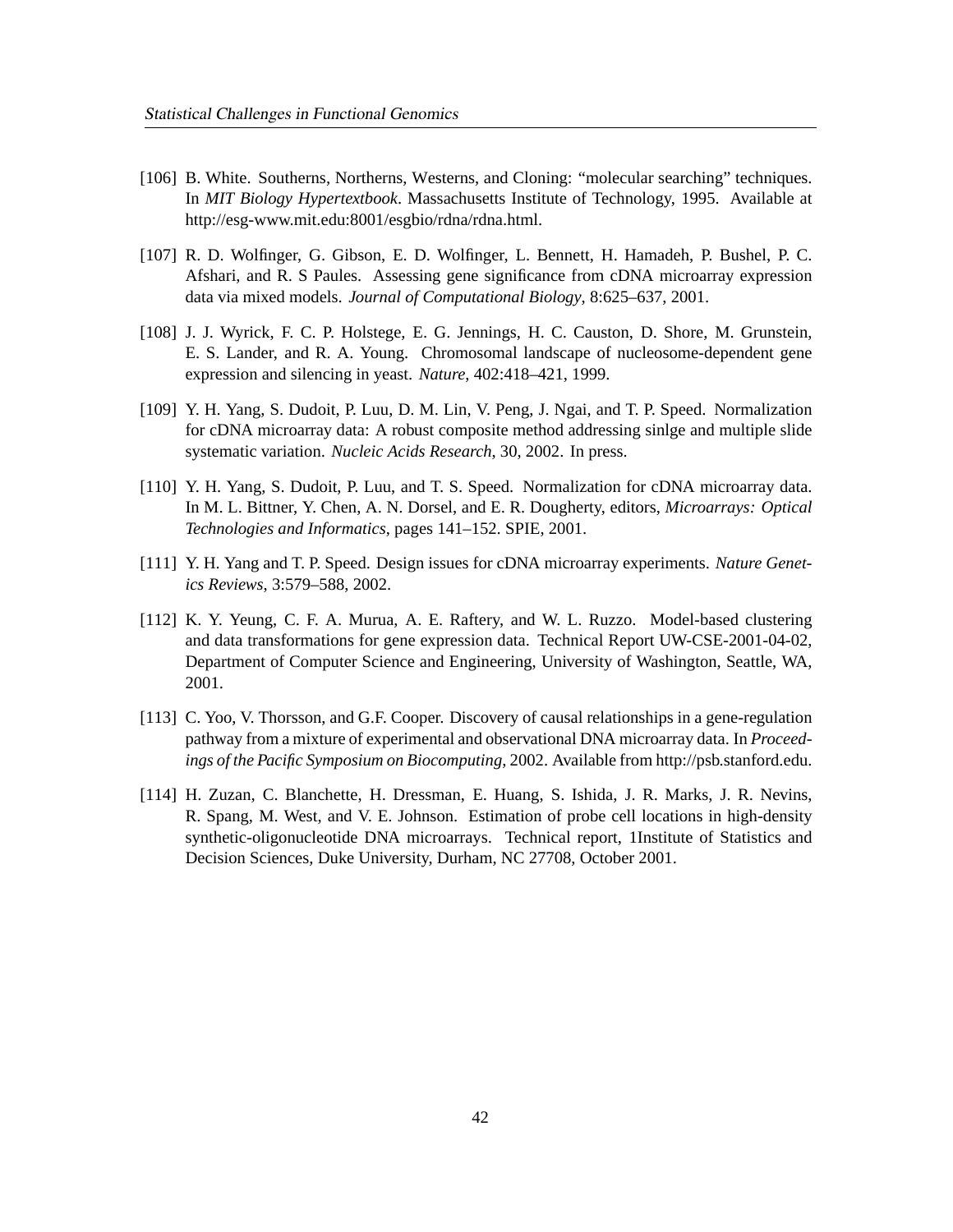[106] B. White. Southerns, Northerns, Westerns, and Cloning: "molecular searching" techniques. In *MIT Biology Hypertextbook*. Massachusetts Institute of Technology, 1995. Available at http://esg-www.mit.edu:8001/esgbio/rdna/rdna.html.

[107] R. D. Wolfinger, G. Gibson, E. D. Wolfinger, L. Bennett, H. Hamadeh, P. Bushel, P. C. Afshari, and R. S Paules. Assessing gene significance from cDNA microarray expression data via mixed models. *Journal of Computational Biology*, 8:625–637, 2001.

[108] J. J. Wyrick, F. C. P. Holstege, E. G. Jennings, H. C. Causton, D. Shore, M. Grunstein, E. S. Lander, and R. A. Young. Chromosomal landscape of nucleosome-dependent gene expression and silencing in yeast. *Nature*, 402:418–421, 1999.

[109] Y. H. Yang, S. Dudoit, P. Luu, D. M. Lin, V. Peng, J. Ngai, and T. P. Speed. Normalization for cDNA microarray data: A robust composite method addressing sinlge and multiple slide systematic variation. *Nucleic Acids Research*, 30, 2002. In press.

[110] Y. H. Yang, S. Dudoit, P. Luu, and T. S. Speed. Normalization for cDNA microarray data. In M. L. Bittner, Y. Chen, A. N. Dorsel, and E. R. Dougherty, editors, *Microarrays: Optical Technologies and Informatics*, pages 141–152. SPIE, 2001.

[111] Y. H. Yang and T. P. Speed. Design issues for cDNA microarray experiments. *Nature Genetics Reviews*, 3:579–588, 2002.

[112] K. Y. Yeung, C. F. A. Murua, A. E. Raftery, and W. L. Ruzzo. Model-based clustering and data transformations for gene expression data. Technical Report UW-CSE-2001-04-02, Department of Computer Science and Engineering, University of Washington, Seattle, WA, 2001.

[113] C. Yoo, V. Thorsson, and G.F. Cooper. Discovery of causal relationships in a gene-regulation pathway from a mixture of experimental and observational DNA microarray data. In *Proceedings of the Pacific Symposium on Biocomputing*, 2002. Available from http://psb.stanford.edu.

[114] H. Zuzan, C. Blanchette, H. Dressman, E. Huang, S. Ishida, J. R. Marks, J. R. Nevins, R. Spang, M. West, and V. E. Johnson. Estimation of probe cell locations in high-density synthetic-oligonucleotide DNA microarrays. Technical report, 1Institute of Statistics and Decision Sciences, Duke University, Durham, NC 27708, October 2001.